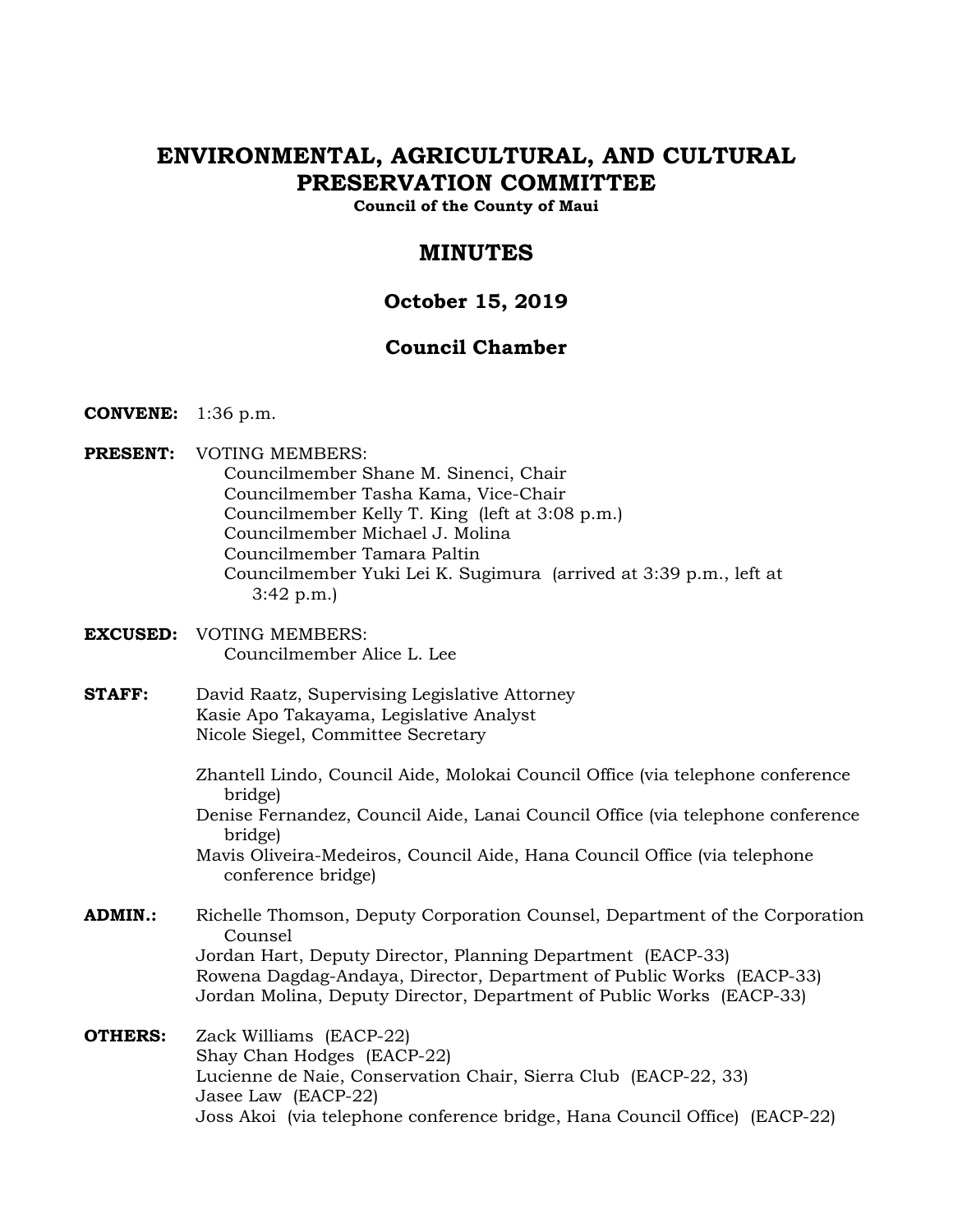# ENVIRONMENTAL, AGRICULTURAL, AND CULTURAL PRESERVATION COMMITTEE

**Council of the County of Maui**

## MINUTES

### October 15, 2019

### Council Chamber

**CONVENE:** 1:36 p.m.

**PRESENT:** VOTING MEMBERS:
Councilmember Shane M. Sinenci, Chair
Councilmember Tasha Kama, Vice-Chair
Councilmember Kelly T. King (left at 3:08 p.m.)
Councilmember Michael J. Molina
Councilmember Tamara Paltin
Councilmember Yuki Lei K. Sugimura (arrived at 3:39 p.m., left at 3:42 p.m.)

**EXCUSED:** VOTING MEMBERS:
Councilmember Alice L. Lee

**STAFF:** David Raatz, Supervising Legislative Attorney
Kasie Apo Takayama, Legislative Analyst
Nicole Siegel, Committee Secretary

Zhantell Lindo, Council Aide, Molokai Council Office (via telephone conference bridge)
Denise Fernandez, Council Aide, Lanai Council Office (via telephone conference bridge)
Mavis Oliveira-Medeiros, Council Aide, Hana Council Office (via telephone conference bridge)

**ADMIN.:** Richelle Thomson, Deputy Corporation Counsel, Department of the Corporation Counsel
Jordan Hart, Deputy Director, Planning Department (EACP-33)
Rowena Dagdag-Andaya, Director, Department of Public Works (EACP-33)
Jordan Molina, Deputy Director, Department of Public Works (EACP-33)

**OTHERS:** Zack Williams (EACP-22)
Shay Chan Hodges (EACP-22)
Lucienne de Naie, Conservation Chair, Sierra Club (EACP-22, 33)
Jasee Law (EACP-22)
Joss Akoi (via telephone conference bridge, Hana Council Office) (EACP-22)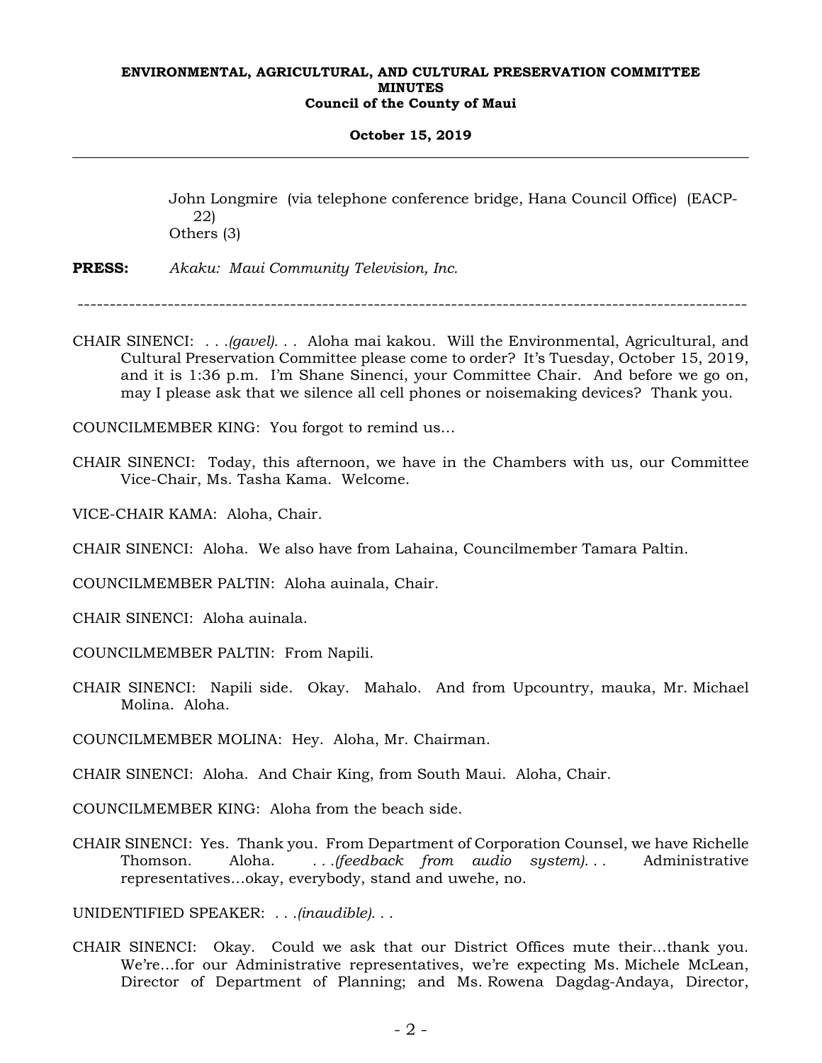John Longmire (via telephone conference bridge, Hana Council Office) (EACP-22)
Others (3)

**PRESS:** *Akaku: Maui Community Television, Inc.*

---

CHAIR SINENCI: . . .*(gavel)*. . . Aloha mai kakou. Will the Environmental, Agricultural, and Cultural Preservation Committee please come to order? It's Tuesday, October 15, 2019, and it is 1:36 p.m. I'm Shane Sinenci, your Committee Chair. And before we go on, may I please ask that we silence all cell phones or noisemaking devices? Thank you.

COUNCILMEMBER KING: You forgot to remind us...

CHAIR SINENCI: Today, this afternoon, we have in the Chambers with us, our Committee Vice-Chair, Ms. Tasha Kama. Welcome.

VICE-CHAIR KAMA: Aloha, Chair.

CHAIR SINENCI: Aloha. We also have from Lahaina, Councilmember Tamara Paltin.

COUNCILMEMBER PALTIN: Aloha auinala, Chair.

CHAIR SINENCI: Aloha auinala.

COUNCILMEMBER PALTIN: From Napili.

CHAIR SINENCI: Napili side. Okay. Mahalo. And from Upcountry, mauka, Mr. Michael Molina. Aloha.

COUNCILMEMBER MOLINA: Hey. Aloha, Mr. Chairman.

CHAIR SINENCI: Aloha. And Chair King, from South Maui. Aloha, Chair.

COUNCILMEMBER KING: Aloha from the beach side.

CHAIR SINENCI: Yes. Thank you. From Department of Corporation Counsel, we have Richelle Thomson. Aloha. . . .*(feedback from audio system)*. . . Administrative representatives...okay, everybody, stand and uwehe, no.

UNIDENTIFIED SPEAKER: . . .*(inaudible)*. . .

CHAIR SINENCI: Okay. Could we ask that our District Offices mute their...thank you. We're...for our Administrative representatives, we're expecting Ms. Michele McLean, Director of Department of Planning; and Ms. Rowena Dagdag-Andaya, Director,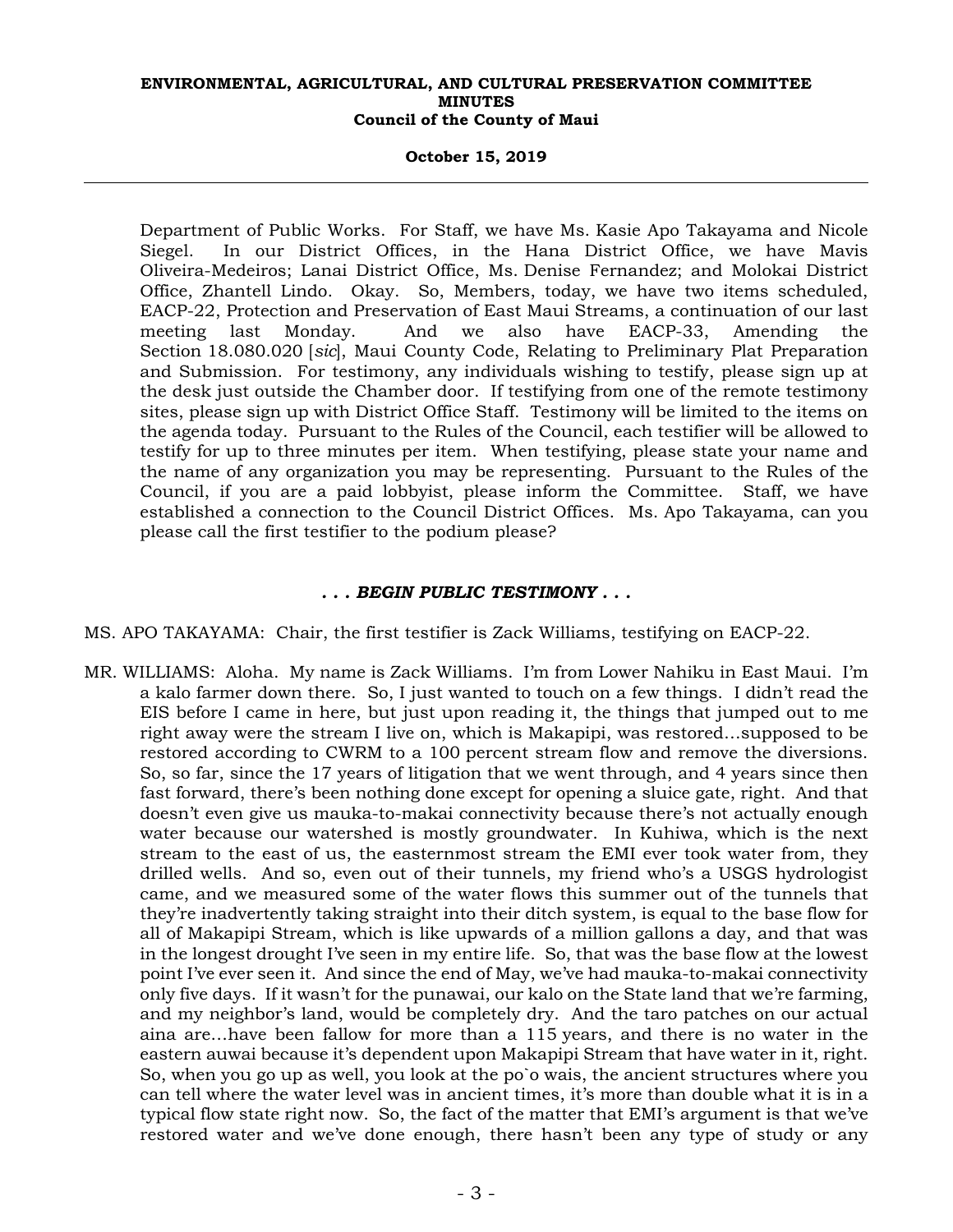Department of Public Works. For Staff, we have Ms. Kasie Apo Takayama and Nicole Siegel. In our District Offices, in the Hana District Office, we have Mavis Oliveira-Medeiros; Lanai District Office, Ms. Denise Fernandez; and Molokai District Office, Zhantell Lindo. Okay. So, Members, today, we have two items scheduled, EACP-22, Protection and Preservation of East Maui Streams, a continuation of our last meeting last Monday. And we also have EACP-33, Amending the Section 18.080.020 [*sic*], Maui County Code, Relating to Preliminary Plat Preparation and Submission. For testimony, any individuals wishing to testify, please sign up at the desk just outside the Chamber door. If testifying from one of the remote testimony sites, please sign up with District Office Staff. Testimony will be limited to the items on the agenda today. Pursuant to the Rules of the Council, each testifier will be allowed to testify for up to three minutes per item. When testifying, please state your name and the name of any organization you may be representing. Pursuant to the Rules of the Council, if you are a paid lobbyist, please inform the Committee. Staff, we have established a connection to the Council District Offices. Ms. Apo Takayama, can you please call the first testifier to the podium please?

***. . . BEGIN PUBLIC TESTIMONY . . .***

MS. APO TAKAYAMA: Chair, the first testifier is Zack Williams, testifying on EACP-22.

MR. WILLIAMS: Aloha. My name is Zack Williams. I'm from Lower Nahiku in East Maui. I'm a kalo farmer down there. So, I just wanted to touch on a few things. I didn't read the EIS before I came in here, but just upon reading it, the things that jumped out to me right away were the stream I live on, which is Makapipi, was restored...supposed to be restored according to CWRM to a 100 percent stream flow and remove the diversions. So, so far, since the 17 years of litigation that we went through, and 4 years since then fast forward, there's been nothing done except for opening a sluice gate, right. And that doesn't even give us mauka-to-makai connectivity because there's not actually enough water because our watershed is mostly groundwater. In Kuhiwa, which is the next stream to the east of us, the easternmost stream the EMI ever took water from, they drilled wells. And so, even out of their tunnels, my friend who's a USGS hydrologist came, and we measured some of the water flows this summer out of the tunnels that they're inadvertently taking straight into their ditch system, is equal to the base flow for all of Makapipi Stream, which is like upwards of a million gallons a day, and that was in the longest drought I've seen in my entire life. So, that was the base flow at the lowest point I've ever seen it. And since the end of May, we've had mauka-to-makai connectivity only five days. If it wasn't for the punawai, our kalo on the State land that we're farming, and my neighbor's land, would be completely dry. And the taro patches on our actual aina are...have been fallow for more than a 115 years, and there is no water in the eastern auwai because it's dependent upon Makapipi Stream that have water in it, right. So, when you go up as well, you look at the po`o wais, the ancient structures where you can tell where the water level was in ancient times, it's more than double what it is in a typical flow state right now. So, the fact of the matter that EMI's argument is that we've restored water and we've done enough, there hasn't been any type of study or any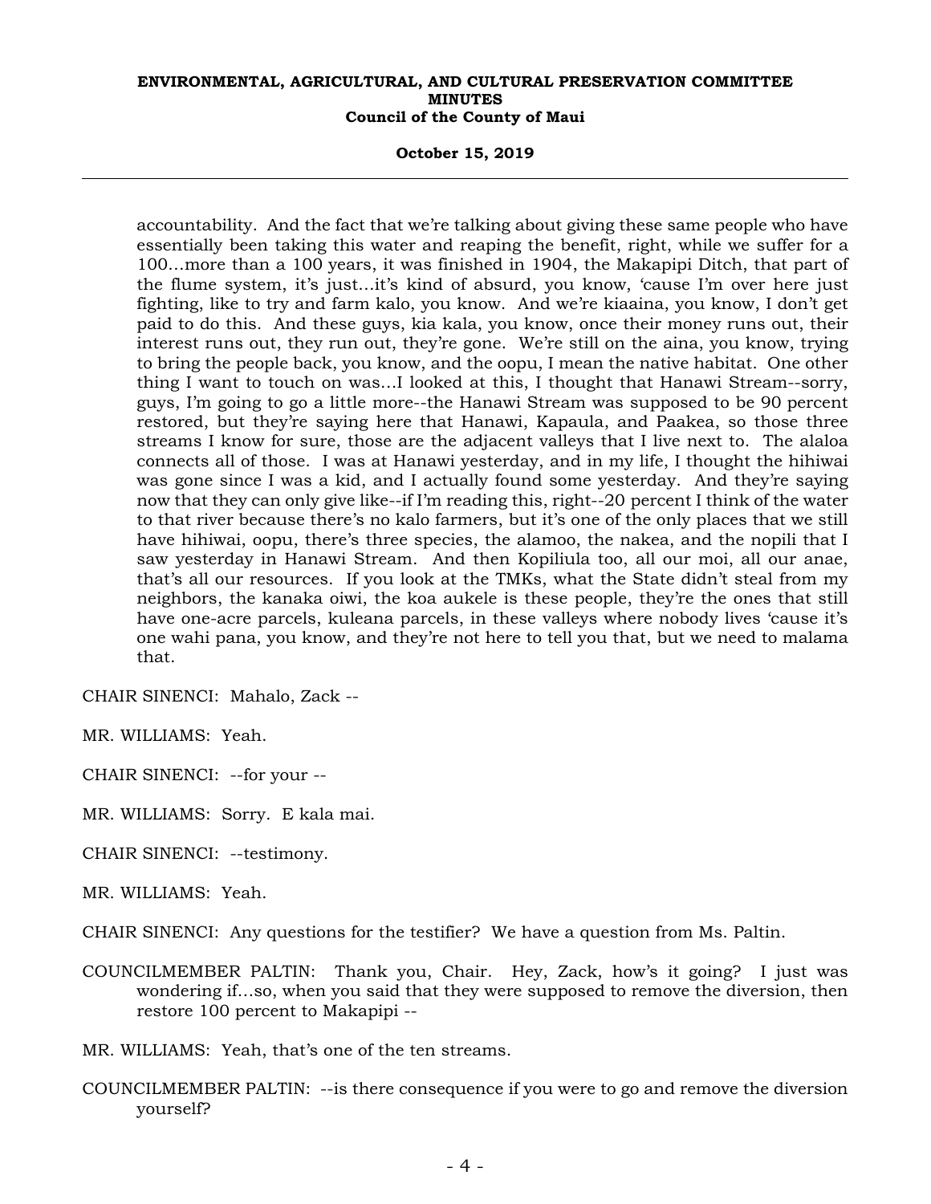accountability. And the fact that we're talking about giving these same people who have essentially been taking this water and reaping the benefit, right, while we suffer for a 100...more than a 100 years, it was finished in 1904, the Makapipi Ditch, that part of the flume system, it's just...it's kind of absurd, you know, 'cause I'm over here just fighting, like to try and farm kalo, you know. And we're kiaaina, you know, I don't get paid to do this. And these guys, kia kala, you know, once their money runs out, their interest runs out, they run out, they're gone. We're still on the aina, you know, trying to bring the people back, you know, and the oopu, I mean the native habitat. One other thing I want to touch on was...I looked at this, I thought that Hanawi Stream--sorry, guys, I'm going to go a little more--the Hanawi Stream was supposed to be 90 percent restored, but they're saying here that Hanawi, Kapaula, and Paakea, so those three streams I know for sure, those are the adjacent valleys that I live next to. The alaloa connects all of those. I was at Hanawi yesterday, and in my life, I thought the hihiwai was gone since I was a kid, and I actually found some yesterday. And they're saying now that they can only give like--if I'm reading this, right--20 percent I think of the water to that river because there's no kalo farmers, but it's one of the only places that we still have hihiwai, oopu, there's three species, the alamoo, the nakea, and the nopili that I saw yesterday in Hanawi Stream. And then Kopiliula too, all our moi, all our anae, that's all our resources. If you look at the TMKs, what the State didn't steal from my neighbors, the kanaka oiwi, the koa aukele is these people, they're the ones that still have one-acre parcels, kuleana parcels, in these valleys where nobody lives 'cause it's one wahi pana, you know, and they're not here to tell you that, but we need to malama that.

CHAIR SINENCI: Mahalo, Zack --

MR. WILLIAMS: Yeah.

CHAIR SINENCI: --for your --

MR. WILLIAMS: Sorry. E kala mai.

CHAIR SINENCI: --testimony.

MR. WILLIAMS: Yeah.

CHAIR SINENCI: Any questions for the testifier? We have a question from Ms. Paltin.

COUNCILMEMBER PALTIN: Thank you, Chair. Hey, Zack, how's it going? I just was wondering if...so, when you said that they were supposed to remove the diversion, then restore 100 percent to Makapipi --

MR. WILLIAMS: Yeah, that's one of the ten streams.

COUNCILMEMBER PALTIN: --is there consequence if you were to go and remove the diversion yourself?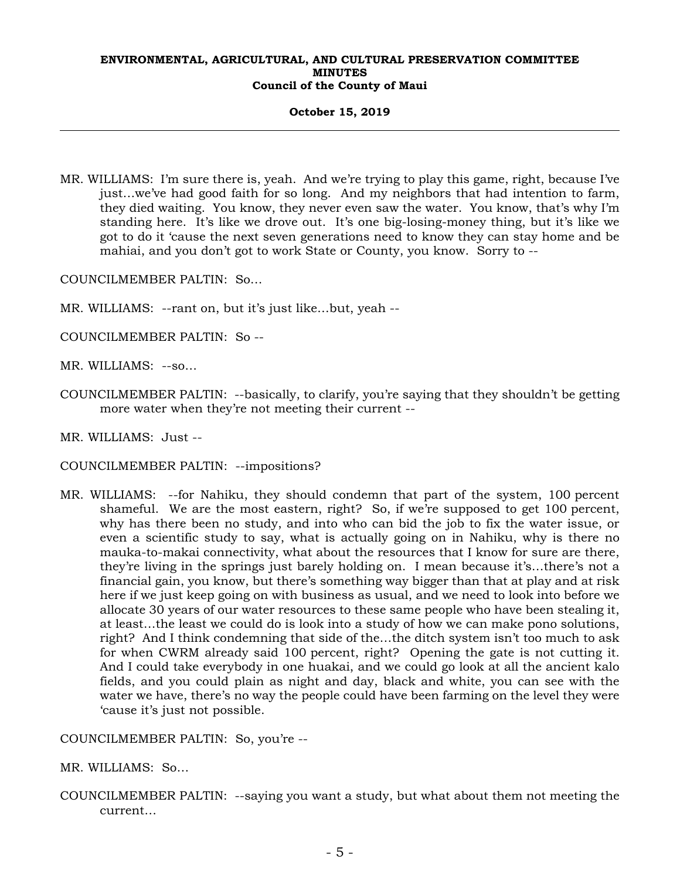MR. WILLIAMS: I'm sure there is, yeah. And we're trying to play this game, right, because I've just…we've had good faith for so long. And my neighbors that had intention to farm, they died waiting. You know, they never even saw the water. You know, that's why I'm standing here. It's like we drove out. It's one big-losing-money thing, but it's like we got to do it 'cause the next seven generations need to know they can stay home and be mahiai, and you don't got to work State or County, you know. Sorry to --

COUNCILMEMBER PALTIN: So…

MR. WILLIAMS: --rant on, but it's just like…but, yeah --

COUNCILMEMBER PALTIN: So --

MR. WILLIAMS: --so…

COUNCILMEMBER PALTIN: --basically, to clarify, you're saying that they shouldn't be getting more water when they're not meeting their current --

MR. WILLIAMS: Just --

COUNCILMEMBER PALTIN: --impositions?

MR. WILLIAMS: --for Nahiku, they should condemn that part of the system, 100 percent shameful. We are the most eastern, right? So, if we're supposed to get 100 percent, why has there been no study, and into who can bid the job to fix the water issue, or even a scientific study to say, what is actually going on in Nahiku, why is there no mauka-to-makai connectivity, what about the resources that I know for sure are there, they're living in the springs just barely holding on. I mean because it's…there's not a financial gain, you know, but there's something way bigger than that at play and at risk here if we just keep going on with business as usual, and we need to look into before we allocate 30 years of our water resources to these same people who have been stealing it, at least…the least we could do is look into a study of how we can make pono solutions, right? And I think condemning that side of the…the ditch system isn't too much to ask for when CWRM already said 100 percent, right? Opening the gate is not cutting it. And I could take everybody in one huakai, and we could go look at all the ancient kalo fields, and you could plain as night and day, black and white, you can see with the water we have, there's no way the people could have been farming on the level they were 'cause it's just not possible.

COUNCILMEMBER PALTIN: So, you're --

MR. WILLIAMS: So…

COUNCILMEMBER PALTIN: --saying you want a study, but what about them not meeting the current…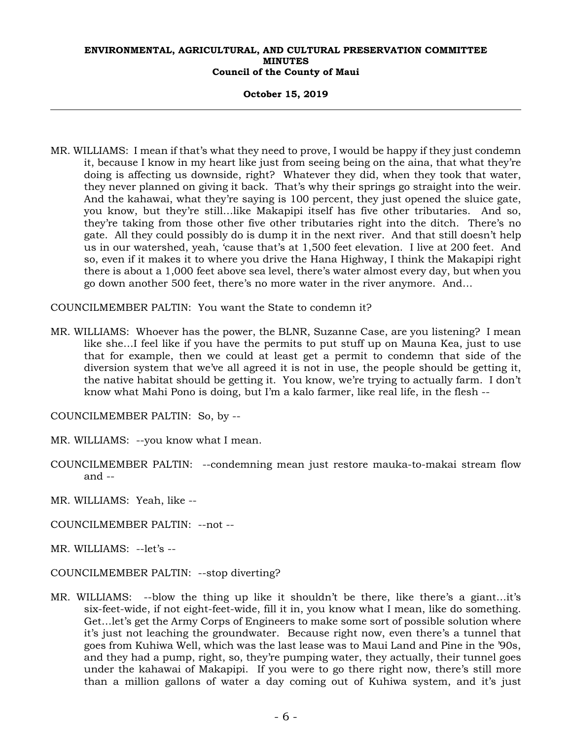MR. WILLIAMS: I mean if that's what they need to prove, I would be happy if they just condemn it, because I know in my heart like just from seeing being on the aina, that what they're doing is affecting us downside, right? Whatever they did, when they took that water, they never planned on giving it back. That's why their springs go straight into the weir. And the kahawai, what they're saying is 100 percent, they just opened the sluice gate, you know, but they're still...like Makapipi itself has five other tributaries. And so, they're taking from those other five other tributaries right into the ditch. There's no gate. All they could possibly do is dump it in the next river. And that still doesn't help us in our watershed, yeah, 'cause that's at 1,500 feet elevation. I live at 200 feet. And so, even if it makes it to where you drive the Hana Highway, I think the Makapipi right there is about a 1,000 feet above sea level, there's water almost every day, but when you go down another 500 feet, there's no more water in the river anymore. And...

COUNCILMEMBER PALTIN: You want the State to condemn it?

MR. WILLIAMS: Whoever has the power, the BLNR, Suzanne Case, are you listening? I mean like she...I feel like if you have the permits to put stuff up on Mauna Kea, just to use that for example, then we could at least get a permit to condemn that side of the diversion system that we've all agreed it is not in use, the people should be getting it, the native habitat should be getting it. You know, we're trying to actually farm. I don't know what Mahi Pono is doing, but I'm a kalo farmer, like real life, in the flesh --

COUNCILMEMBER PALTIN: So, by --

MR. WILLIAMS: --you know what I mean.

COUNCILMEMBER PALTIN: --condemning mean just restore mauka-to-makai stream flow and --

MR. WILLIAMS: Yeah, like --

COUNCILMEMBER PALTIN: --not --

MR. WILLIAMS: --let's --

COUNCILMEMBER PALTIN: --stop diverting?

MR. WILLIAMS: --blow the thing up like it shouldn't be there, like there's a giant...it's six-feet-wide, if not eight-feet-wide, fill it in, you know what I mean, like do something. Get...let's get the Army Corps of Engineers to make some sort of possible solution where it's just not leaching the groundwater. Because right now, even there's a tunnel that goes from Kuhiwa Well, which was the last lease was to Maui Land and Pine in the '90s, and they had a pump, right, so, they're pumping water, they actually, their tunnel goes under the kahawai of Makapipi. If you were to go there right now, there's still more than a million gallons of water a day coming out of Kuhiwa system, and it's just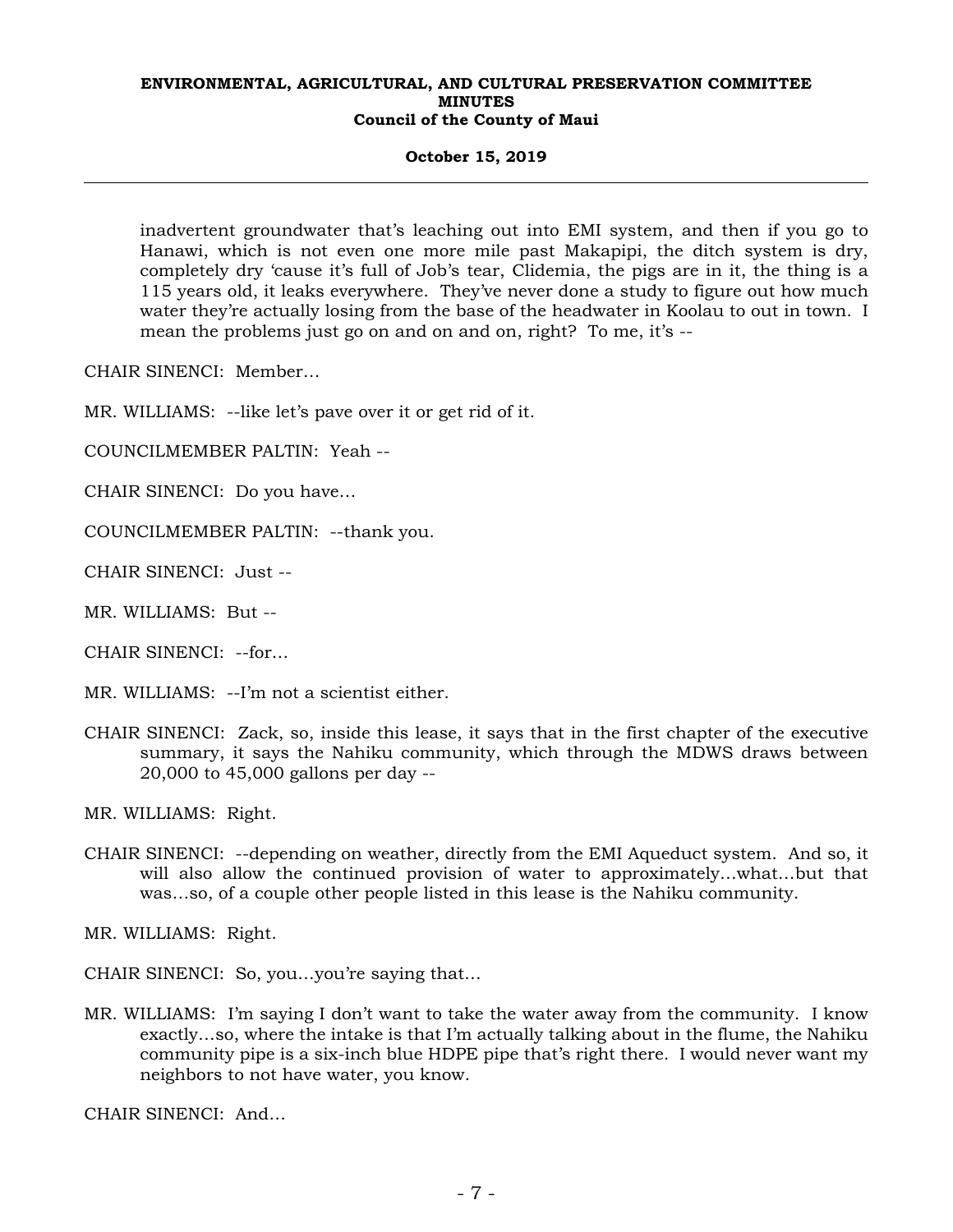inadvertent groundwater that's leaching out into EMI system, and then if you go to Hanawi, which is not even one more mile past Makapipi, the ditch system is dry, completely dry 'cause it's full of Job's tear, Clidemia, the pigs are in it, the thing is a 115 years old, it leaks everywhere. They've never done a study to figure out how much water they're actually losing from the base of the headwater in Koolau to out in town. I mean the problems just go on and on and on, right? To me, it's --

CHAIR SINENCI: Member…

MR. WILLIAMS: --like let's pave over it or get rid of it.

COUNCILMEMBER PALTIN: Yeah --

CHAIR SINENCI: Do you have…

COUNCILMEMBER PALTIN: --thank you.

CHAIR SINENCI: Just --

MR. WILLIAMS: But --

CHAIR SINENCI: --for…

MR. WILLIAMS: --I'm not a scientist either.

CHAIR SINENCI: Zack, so, inside this lease, it says that in the first chapter of the executive summary, it says the Nahiku community, which through the MDWS draws between 20,000 to 45,000 gallons per day --

MR. WILLIAMS: Right.

CHAIR SINENCI: --depending on weather, directly from the EMI Aqueduct system. And so, it will also allow the continued provision of water to approximately…what…but that was…so, of a couple other people listed in this lease is the Nahiku community.

MR. WILLIAMS: Right.

CHAIR SINENCI: So, you…you're saying that…

MR. WILLIAMS: I'm saying I don't want to take the water away from the community. I know exactly…so, where the intake is that I'm actually talking about in the flume, the Nahiku community pipe is a six-inch blue HDPE pipe that's right there. I would never want my neighbors to not have water, you know.

CHAIR SINENCI: And…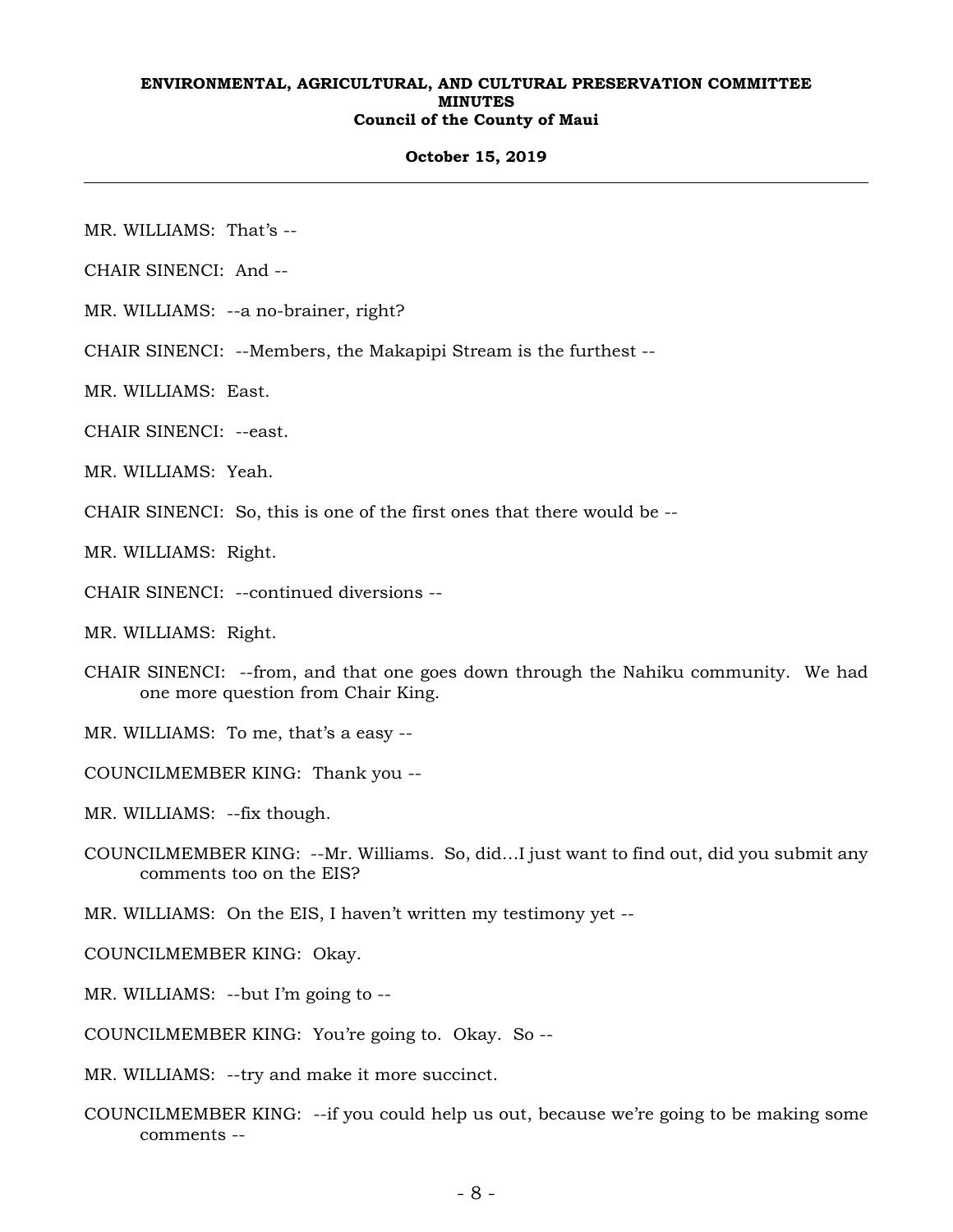MR. WILLIAMS: That's --

CHAIR SINENCI: And --

MR. WILLIAMS: --a no-brainer, right?

CHAIR SINENCI: --Members, the Makapipi Stream is the furthest --

MR. WILLIAMS: East.

CHAIR SINENCI: --east.

MR. WILLIAMS: Yeah.

CHAIR SINENCI: So, this is one of the first ones that there would be --

MR. WILLIAMS: Right.

CHAIR SINENCI: --continued diversions --

MR. WILLIAMS: Right.

CHAIR SINENCI: --from, and that one goes down through the Nahiku community. We had one more question from Chair King.

MR. WILLIAMS: To me, that's a easy --

COUNCILMEMBER KING: Thank you --

MR. WILLIAMS: --fix though.

COUNCILMEMBER KING: --Mr. Williams. So, did…I just want to find out, did you submit any comments too on the EIS?

MR. WILLIAMS: On the EIS, I haven't written my testimony yet --

COUNCILMEMBER KING: Okay.

MR. WILLIAMS: --but I'm going to --

COUNCILMEMBER KING: You're going to. Okay. So --

MR. WILLIAMS: --try and make it more succinct.

COUNCILMEMBER KING: --if you could help us out, because we're going to be making some comments --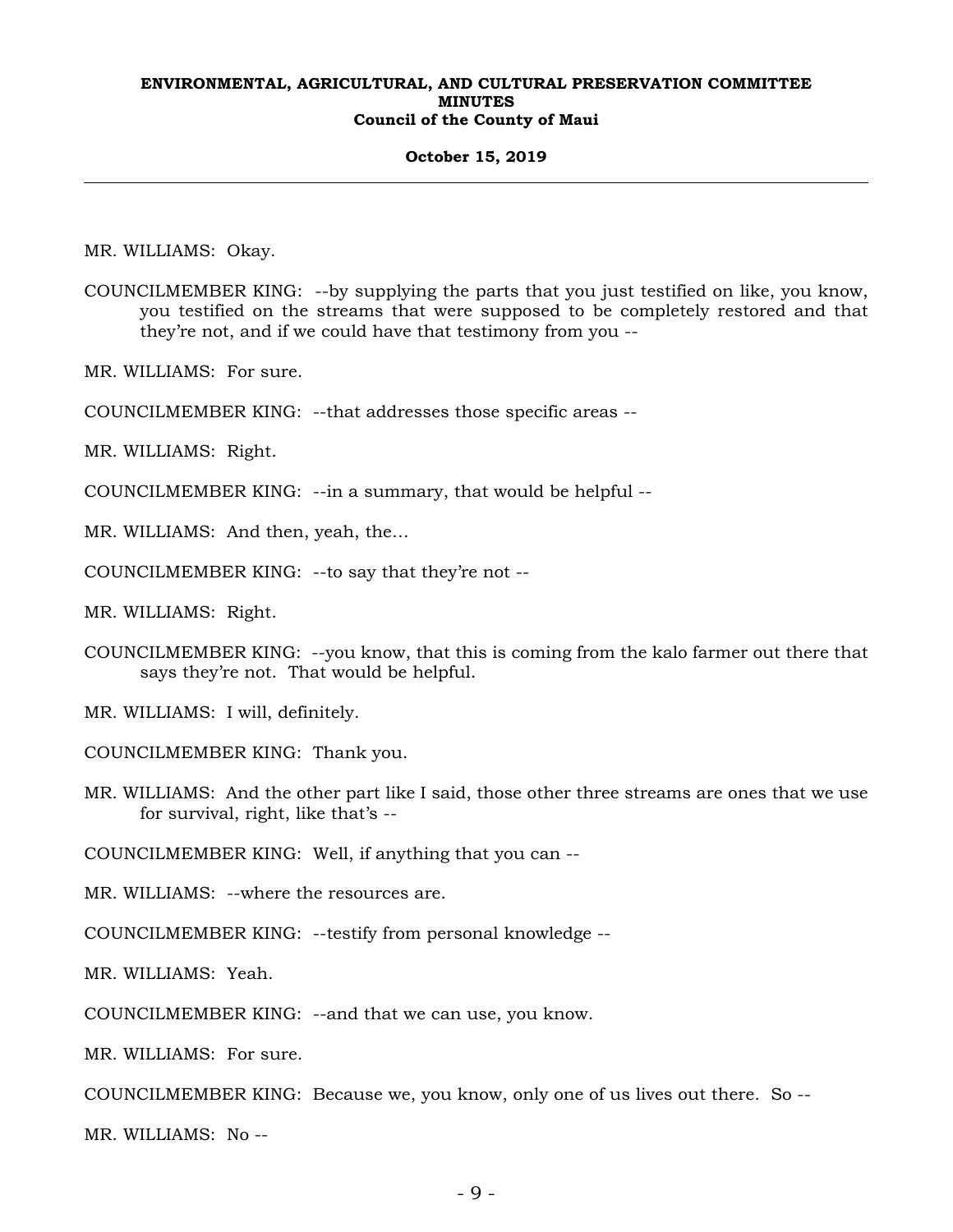MR. WILLIAMS: Okay.

COUNCILMEMBER KING: --by supplying the parts that you just testified on like, you know, you testified on the streams that were supposed to be completely restored and that they're not, and if we could have that testimony from you --

MR. WILLIAMS: For sure.

COUNCILMEMBER KING: --that addresses those specific areas --

MR. WILLIAMS: Right.

COUNCILMEMBER KING: --in a summary, that would be helpful --

MR. WILLIAMS: And then, yeah, the…

COUNCILMEMBER KING: --to say that they're not --

MR. WILLIAMS: Right.

COUNCILMEMBER KING: --you know, that this is coming from the kalo farmer out there that says they're not. That would be helpful.

MR. WILLIAMS: I will, definitely.

COUNCILMEMBER KING: Thank you.

MR. WILLIAMS: And the other part like I said, those other three streams are ones that we use for survival, right, like that's --

COUNCILMEMBER KING: Well, if anything that you can --

MR. WILLIAMS: --where the resources are.

COUNCILMEMBER KING: --testify from personal knowledge --

MR. WILLIAMS: Yeah.

COUNCILMEMBER KING: --and that we can use, you know.

MR. WILLIAMS: For sure.

COUNCILMEMBER KING: Because we, you know, only one of us lives out there. So --

MR. WILLIAMS: No --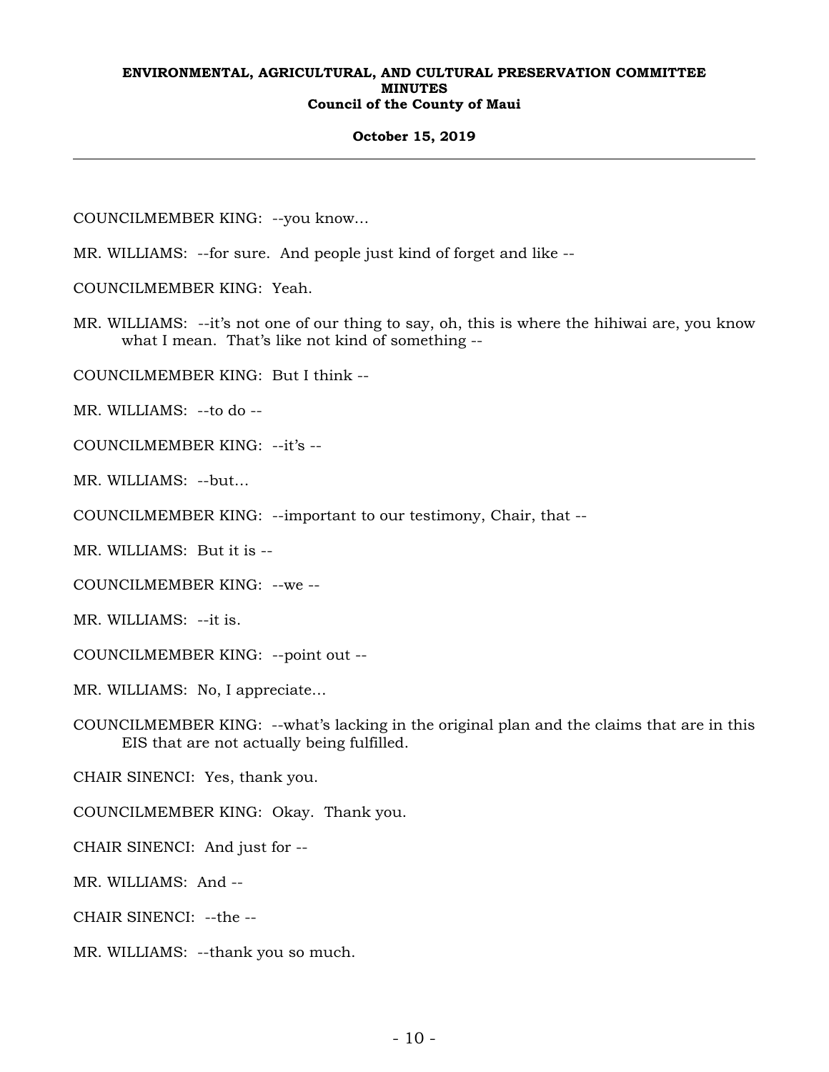COUNCILMEMBER KING: --you know...

MR. WILLIAMS: --for sure. And people just kind of forget and like --

COUNCILMEMBER KING: Yeah.

MR. WILLIAMS: --it's not one of our thing to say, oh, this is where the hihiwai are, you know what I mean. That's like not kind of something --

COUNCILMEMBER KING: But I think --

MR. WILLIAMS: --to do --

COUNCILMEMBER KING: --it's --

MR. WILLIAMS: --but...

COUNCILMEMBER KING: --important to our testimony, Chair, that --

MR. WILLIAMS: But it is --

COUNCILMEMBER KING: --we --

MR. WILLIAMS: --it is.

COUNCILMEMBER KING: --point out --

MR. WILLIAMS: No, I appreciate...

COUNCILMEMBER KING: --what's lacking in the original plan and the claims that are in this EIS that are not actually being fulfilled.

CHAIR SINENCI: Yes, thank you.

COUNCILMEMBER KING: Okay. Thank you.

CHAIR SINENCI: And just for --

MR. WILLIAMS: And --

CHAIR SINENCI: --the --

MR. WILLIAMS: --thank you so much.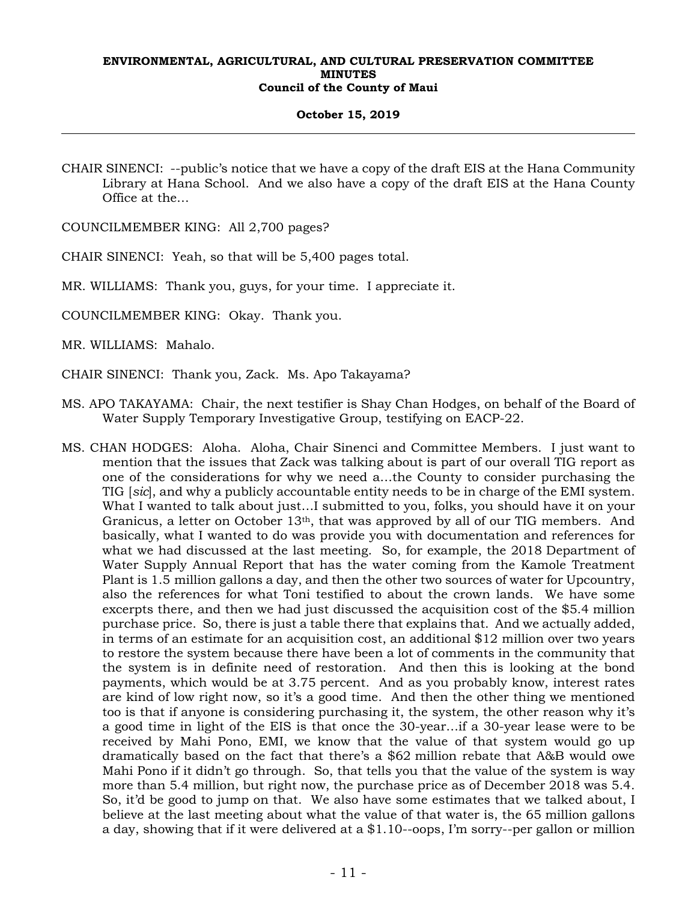CHAIR SINENCI: --public's notice that we have a copy of the draft EIS at the Hana Community Library at Hana School. And we also have a copy of the draft EIS at the Hana County Office at the...

COUNCILMEMBER KING: All 2,700 pages?

CHAIR SINENCI: Yeah, so that will be 5,400 pages total.

MR. WILLIAMS: Thank you, guys, for your time. I appreciate it.

COUNCILMEMBER KING: Okay. Thank you.

MR. WILLIAMS: Mahalo.

CHAIR SINENCI: Thank you, Zack. Ms. Apo Takayama?

MS. APO TAKAYAMA: Chair, the next testifier is Shay Chan Hodges, on behalf of the Board of Water Supply Temporary Investigative Group, testifying on EACP-22.

MS. CHAN HODGES: Aloha. Aloha, Chair Sinenci and Committee Members. I just want to mention that the issues that Zack was talking about is part of our overall TIG report as one of the considerations for why we need a...the County to consider purchasing the TIG [*sic*], and why a publicly accountable entity needs to be in charge of the EMI system. What I wanted to talk about just...I submitted to you, folks, you should have it on your Granicus, a letter on October 13th, that was approved by all of our TIG members. And basically, what I wanted to do was provide you with documentation and references for what we had discussed at the last meeting. So, for example, the 2018 Department of Water Supply Annual Report that has the water coming from the Kamole Treatment Plant is 1.5 million gallons a day, and then the other two sources of water for Upcountry, also the references for what Toni testified to about the crown lands. We have some excerpts there, and then we had just discussed the acquisition cost of the $5.4 million purchase price. So, there is just a table there that explains that. And we actually added, in terms of an estimate for an acquisition cost, an additional $12 million over two years to restore the system because there have been a lot of comments in the community that the system is in definite need of restoration. And then this is looking at the bond payments, which would be at 3.75 percent. And as you probably know, interest rates are kind of low right now, so it's a good time. And then the other thing we mentioned too is that if anyone is considering purchasing it, the system, the other reason why it's a good time in light of the EIS is that once the 30-year...if a 30-year lease were to be received by Mahi Pono, EMI, we know that the value of that system would go up dramatically based on the fact that there's a $62 million rebate that A&B would owe Mahi Pono if it didn't go through. So, that tells you that the value of the system is way more than 5.4 million, but right now, the purchase price as of December 2018 was 5.4. So, it'd be good to jump on that. We also have some estimates that we talked about, I believe at the last meeting about what the value of that water is, the 65 million gallons a day, showing that if it were delivered at a $1.10--oops, I'm sorry--per gallon or million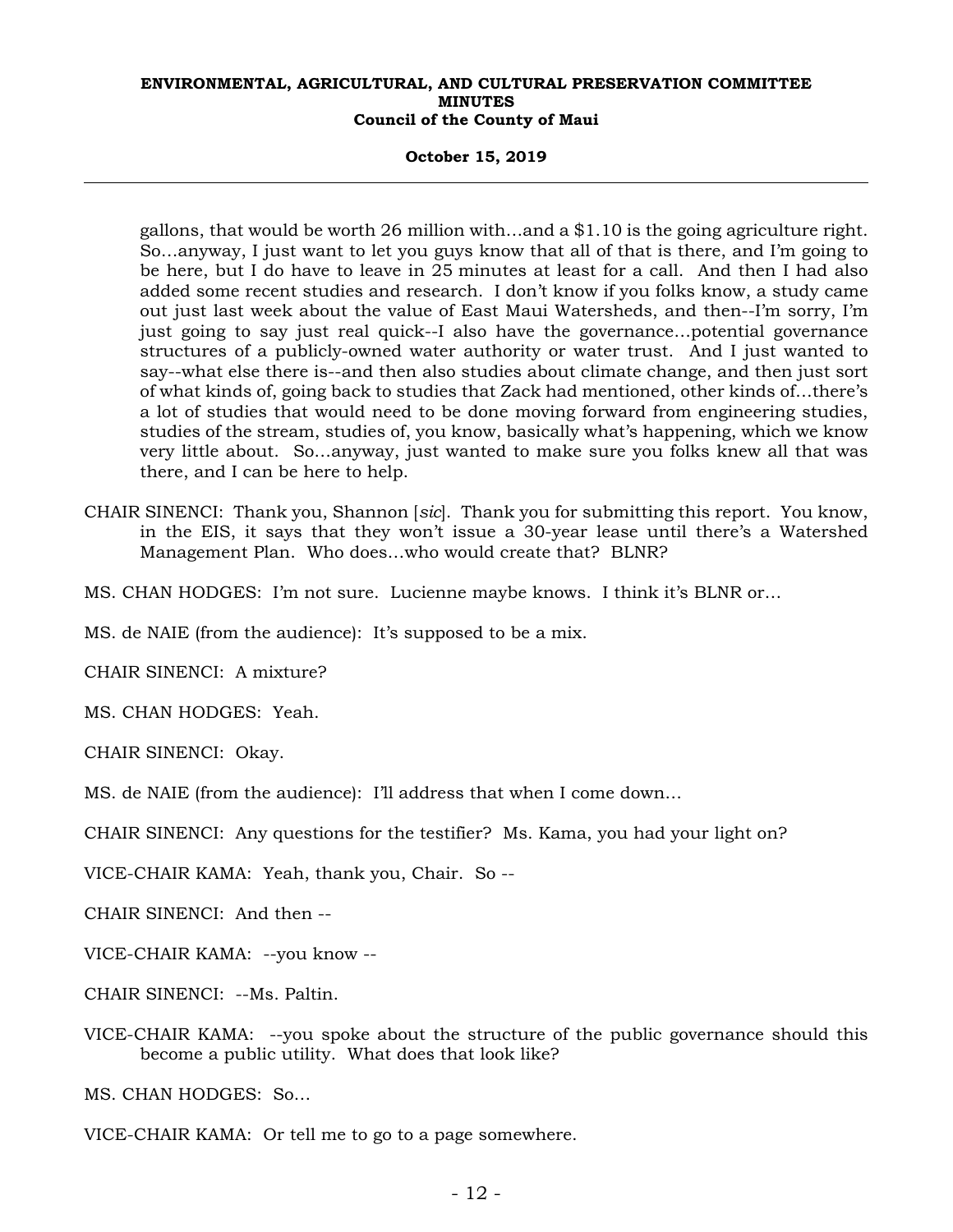gallons, that would be worth 26 million with…and a $1.10 is the going agriculture right. So…anyway, I just want to let you guys know that all of that is there, and I'm going to be here, but I do have to leave in 25 minutes at least for a call. And then I had also added some recent studies and research. I don't know if you folks know, a study came out just last week about the value of East Maui Watersheds, and then--I'm sorry, I'm just going to say just real quick--I also have the governance…potential governance structures of a publicly-owned water authority or water trust. And I just wanted to say--what else there is--and then also studies about climate change, and then just sort of what kinds of, going back to studies that Zack had mentioned, other kinds of…there's a lot of studies that would need to be done moving forward from engineering studies, studies of the stream, studies of, you know, basically what's happening, which we know very little about. So…anyway, just wanted to make sure you folks knew all that was there, and I can be here to help.

CHAIR SINENCI: Thank you, Shannon [*sic*]. Thank you for submitting this report. You know, in the EIS, it says that they won't issue a 30-year lease until there's a Watershed Management Plan. Who does…who would create that? BLNR?

MS. CHAN HODGES: I'm not sure. Lucienne maybe knows. I think it's BLNR or…

MS. de NAIE (from the audience): It's supposed to be a mix.

CHAIR SINENCI: A mixture?

MS. CHAN HODGES: Yeah.

CHAIR SINENCI: Okay.

MS. de NAIE (from the audience): I'll address that when I come down…

CHAIR SINENCI: Any questions for the testifier? Ms. Kama, you had your light on?

VICE-CHAIR KAMA: Yeah, thank you, Chair. So --

CHAIR SINENCI: And then --

VICE-CHAIR KAMA: --you know --

CHAIR SINENCI: --Ms. Paltin.

VICE-CHAIR KAMA: --you spoke about the structure of the public governance should this become a public utility. What does that look like?

MS. CHAN HODGES: So…

VICE-CHAIR KAMA: Or tell me to go to a page somewhere.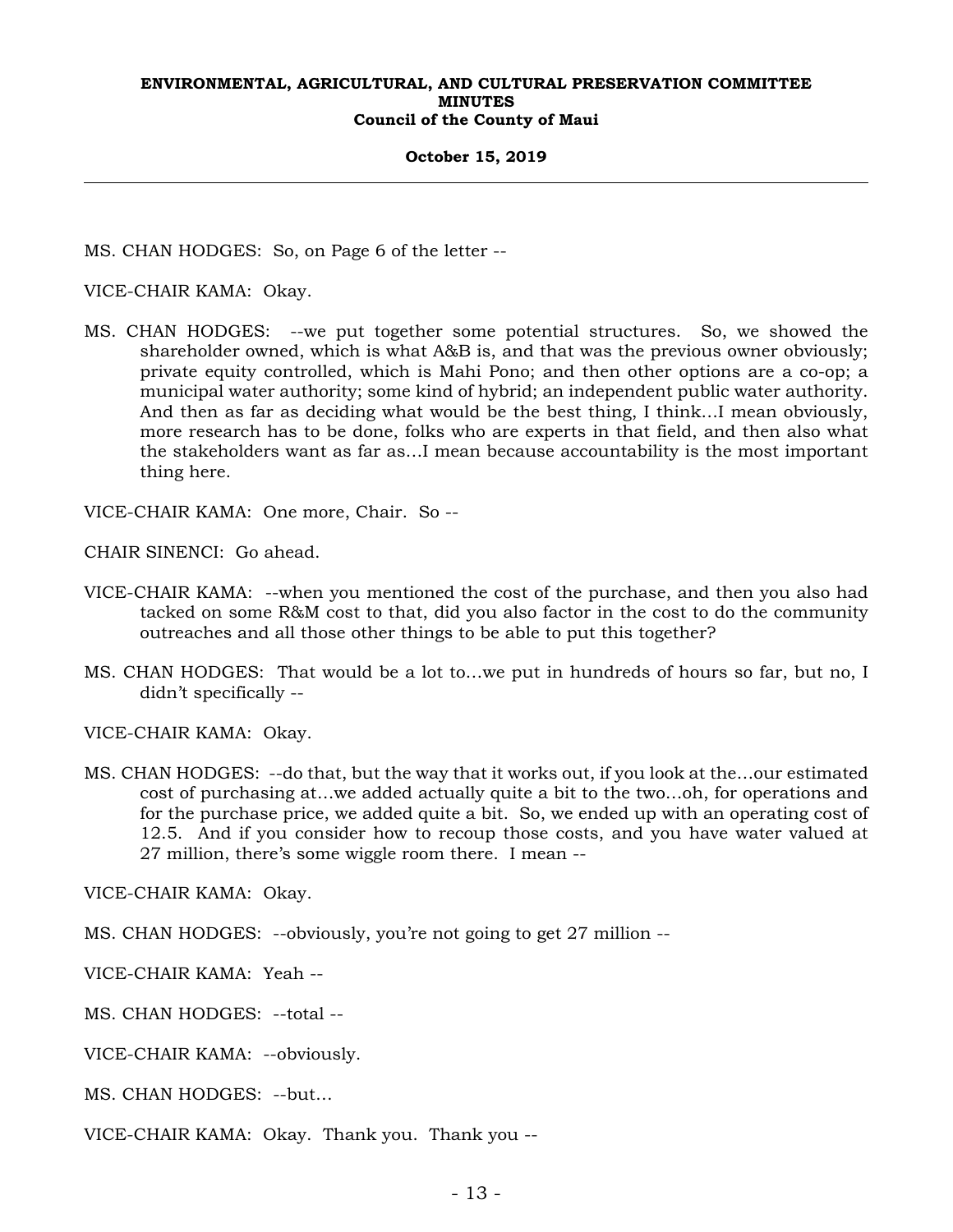MS. CHAN HODGES: So, on Page 6 of the letter --

VICE-CHAIR KAMA: Okay.

MS. CHAN HODGES: --we put together some potential structures. So, we showed the shareholder owned, which is what A&B is, and that was the previous owner obviously; private equity controlled, which is Mahi Pono; and then other options are a co-op; a municipal water authority; some kind of hybrid; an independent public water authority. And then as far as deciding what would be the best thing, I think…I mean obviously, more research has to be done, folks who are experts in that field, and then also what the stakeholders want as far as…I mean because accountability is the most important thing here.

VICE-CHAIR KAMA: One more, Chair. So --

CHAIR SINENCI: Go ahead.

VICE-CHAIR KAMA: --when you mentioned the cost of the purchase, and then you also had tacked on some R&M cost to that, did you also factor in the cost to do the community outreaches and all those other things to be able to put this together?

MS. CHAN HODGES: That would be a lot to…we put in hundreds of hours so far, but no, I didn't specifically --

VICE-CHAIR KAMA: Okay.

MS. CHAN HODGES: --do that, but the way that it works out, if you look at the…our estimated cost of purchasing at…we added actually quite a bit to the two…oh, for operations and for the purchase price, we added quite a bit. So, we ended up with an operating cost of 12.5. And if you consider how to recoup those costs, and you have water valued at 27 million, there's some wiggle room there. I mean --

VICE-CHAIR KAMA: Okay.

MS. CHAN HODGES: --obviously, you're not going to get 27 million --

VICE-CHAIR KAMA: Yeah --

MS. CHAN HODGES: --total --

VICE-CHAIR KAMA: --obviously.

MS. CHAN HODGES: --but…

VICE-CHAIR KAMA: Okay. Thank you. Thank you --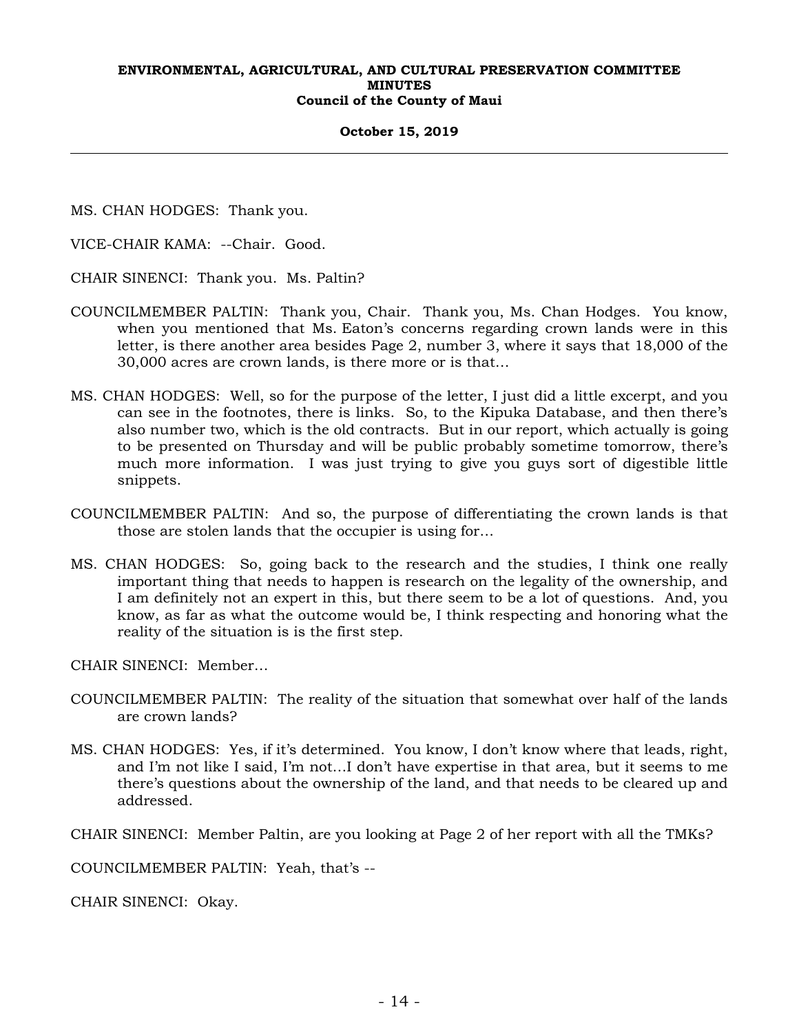MS. CHAN HODGES: Thank you.

VICE-CHAIR KAMA: --Chair. Good.

CHAIR SINENCI: Thank you. Ms. Paltin?

COUNCILMEMBER PALTIN: Thank you, Chair. Thank you, Ms. Chan Hodges. You know, when you mentioned that Ms. Eaton's concerns regarding crown lands were in this letter, is there another area besides Page 2, number 3, where it says that 18,000 of the 30,000 acres are crown lands, is there more or is that...

MS. CHAN HODGES: Well, so for the purpose of the letter, I just did a little excerpt, and you can see in the footnotes, there is links. So, to the Kipuka Database, and then there's also number two, which is the old contracts. But in our report, which actually is going to be presented on Thursday and will be public probably sometime tomorrow, there's much more information. I was just trying to give you guys sort of digestible little snippets.

COUNCILMEMBER PALTIN: And so, the purpose of differentiating the crown lands is that those are stolen lands that the occupier is using for...

MS. CHAN HODGES: So, going back to the research and the studies, I think one really important thing that needs to happen is research on the legality of the ownership, and I am definitely not an expert in this, but there seem to be a lot of questions. And, you know, as far as what the outcome would be, I think respecting and honoring what the reality of the situation is is the first step.

CHAIR SINENCI: Member...

COUNCILMEMBER PALTIN: The reality of the situation that somewhat over half of the lands are crown lands?

MS. CHAN HODGES: Yes, if it's determined. You know, I don't know where that leads, right, and I'm not like I said, I'm not...I don't have expertise in that area, but it seems to me there's questions about the ownership of the land, and that needs to be cleared up and addressed.

CHAIR SINENCI: Member Paltin, are you looking at Page 2 of her report with all the TMKs?

COUNCILMEMBER PALTIN: Yeah, that's --

CHAIR SINENCI: Okay.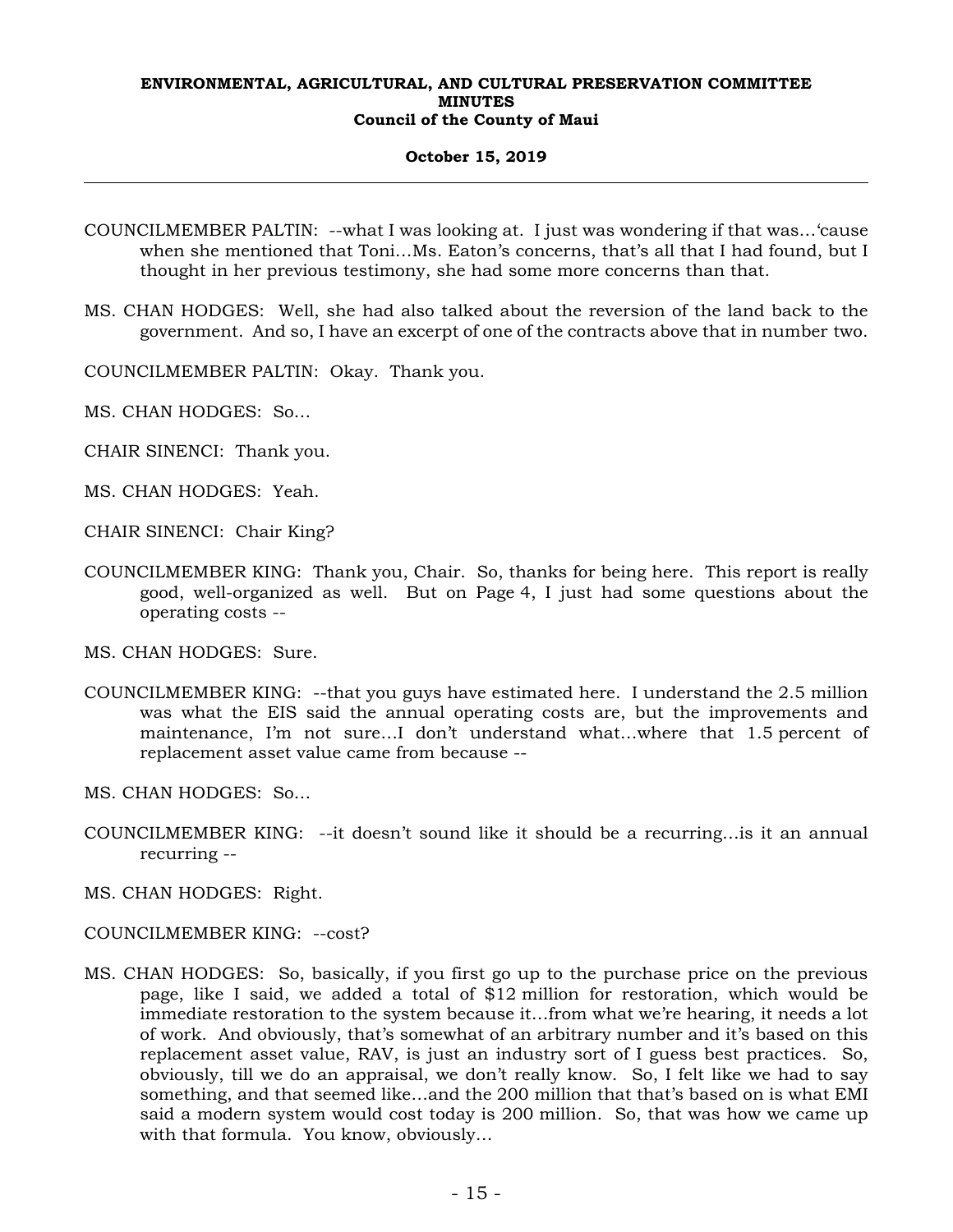COUNCILMEMBER PALTIN: --what I was looking at. I just was wondering if that was…'cause when she mentioned that Toni…Ms. Eaton's concerns, that's all that I had found, but I thought in her previous testimony, she had some more concerns than that.

MS. CHAN HODGES: Well, she had also talked about the reversion of the land back to the government. And so, I have an excerpt of one of the contracts above that in number two.

COUNCILMEMBER PALTIN: Okay. Thank you.

MS. CHAN HODGES: So…

CHAIR SINENCI: Thank you.

MS. CHAN HODGES: Yeah.

CHAIR SINENCI: Chair King?

COUNCILMEMBER KING: Thank you, Chair. So, thanks for being here. This report is really good, well-organized as well. But on Page 4, I just had some questions about the operating costs --

MS. CHAN HODGES: Sure.

COUNCILMEMBER KING: --that you guys have estimated here. I understand the 2.5 million was what the EIS said the annual operating costs are, but the improvements and maintenance, I'm not sure…I don't understand what…where that 1.5 percent of replacement asset value came from because --

MS. CHAN HODGES: So…

COUNCILMEMBER KING: --it doesn't sound like it should be a recurring…is it an annual recurring --

MS. CHAN HODGES: Right.

COUNCILMEMBER KING: --cost?

MS. CHAN HODGES: So, basically, if you first go up to the purchase price on the previous page, like I said, we added a total of $12 million for restoration, which would be immediate restoration to the system because it…from what we're hearing, it needs a lot of work. And obviously, that's somewhat of an arbitrary number and it's based on this replacement asset value, RAV, is just an industry sort of I guess best practices. So, obviously, till we do an appraisal, we don't really know. So, I felt like we had to say something, and that seemed like…and the 200 million that that's based on is what EMI said a modern system would cost today is 200 million. So, that was how we came up with that formula. You know, obviously…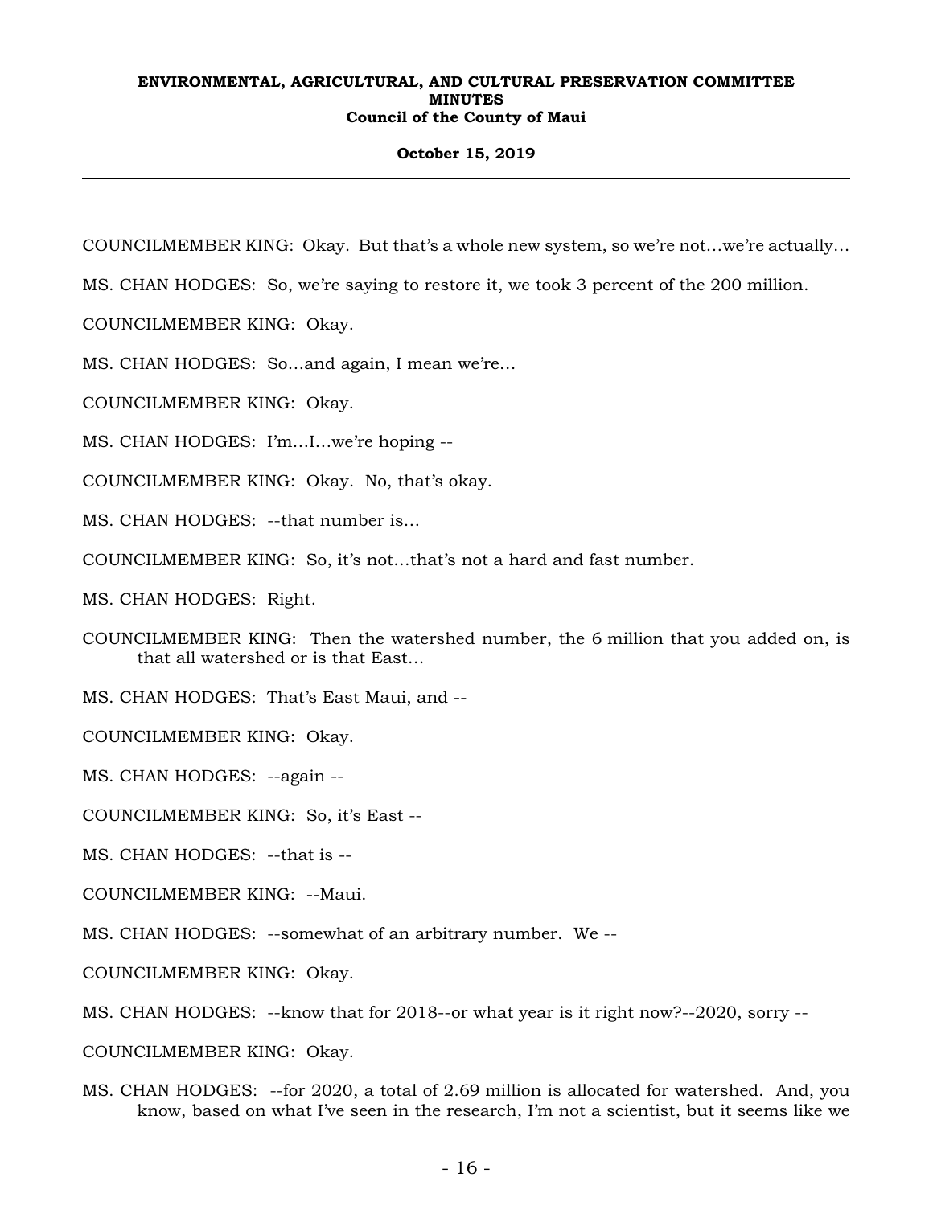COUNCILMEMBER KING: Okay. But that's a whole new system, so we're not…we're actually…

MS. CHAN HODGES: So, we're saying to restore it, we took 3 percent of the 200 million.

COUNCILMEMBER KING: Okay.

MS. CHAN HODGES: So…and again, I mean we're…

COUNCILMEMBER KING: Okay.

MS. CHAN HODGES: I'm…I…we're hoping --

COUNCILMEMBER KING: Okay. No, that's okay.

MS. CHAN HODGES: --that number is…

COUNCILMEMBER KING: So, it's not…that's not a hard and fast number.

MS. CHAN HODGES: Right.

COUNCILMEMBER KING: Then the watershed number, the 6 million that you added on, is that all watershed or is that East…

MS. CHAN HODGES: That's East Maui, and --

COUNCILMEMBER KING: Okay.

MS. CHAN HODGES: --again --

COUNCILMEMBER KING: So, it's East --

MS. CHAN HODGES: --that is --

COUNCILMEMBER KING: --Maui.

MS. CHAN HODGES: --somewhat of an arbitrary number. We --

COUNCILMEMBER KING: Okay.

MS. CHAN HODGES: --know that for 2018--or what year is it right now?--2020, sorry --

COUNCILMEMBER KING: Okay.

MS. CHAN HODGES: --for 2020, a total of 2.69 million is allocated for watershed. And, you know, based on what I've seen in the research, I'm not a scientist, but it seems like we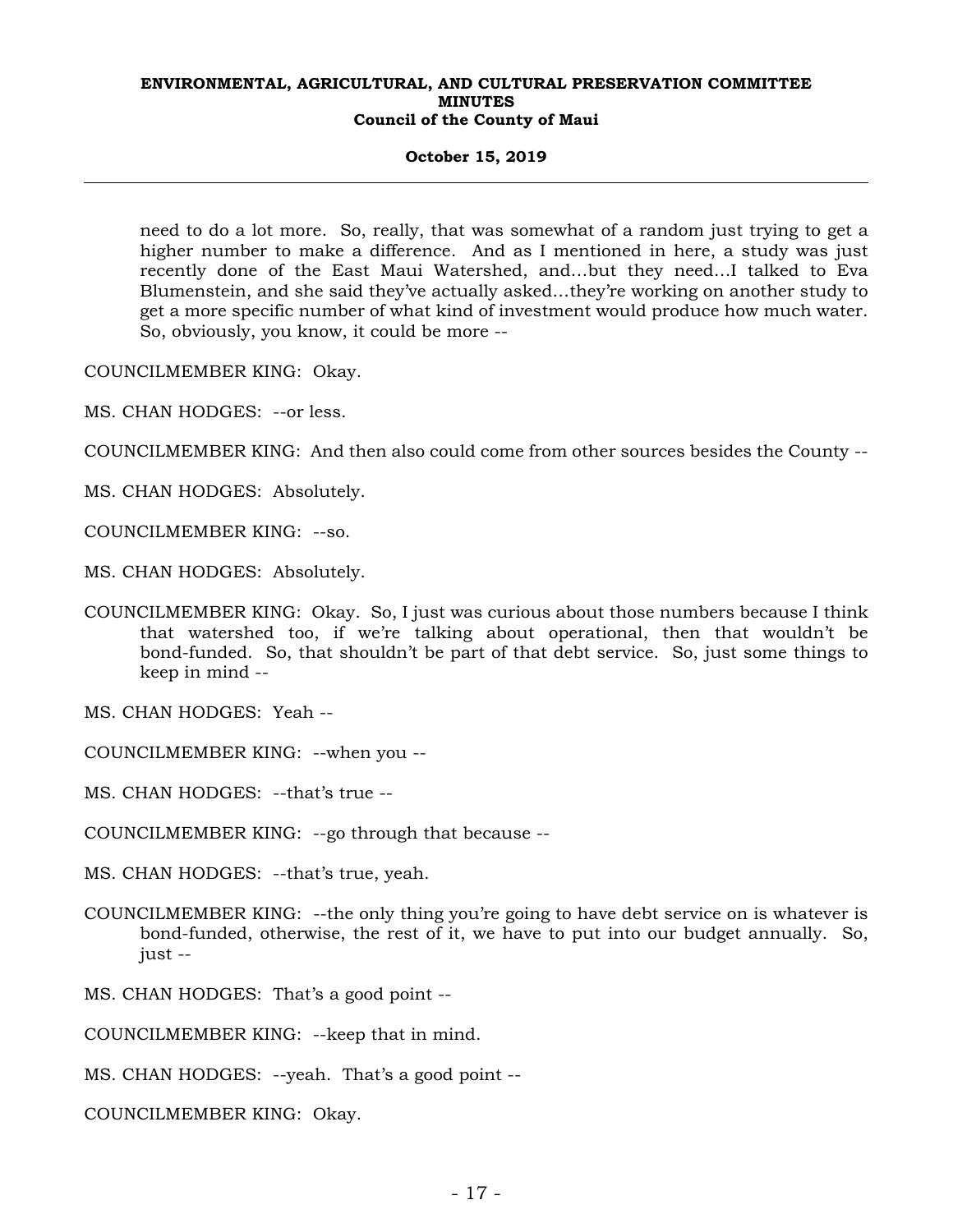need to do a lot more. So, really, that was somewhat of a random just trying to get a higher number to make a difference. And as I mentioned in here, a study was just recently done of the East Maui Watershed, and…but they need…I talked to Eva Blumenstein, and she said they've actually asked…they're working on another study to get a more specific number of what kind of investment would produce how much water. So, obviously, you know, it could be more --

COUNCILMEMBER KING: Okay.

MS. CHAN HODGES: --or less.

COUNCILMEMBER KING: And then also could come from other sources besides the County --

MS. CHAN HODGES: Absolutely.

COUNCILMEMBER KING: --so.

MS. CHAN HODGES: Absolutely.

COUNCILMEMBER KING: Okay. So, I just was curious about those numbers because I think that watershed too, if we're talking about operational, then that wouldn't be bond-funded. So, that shouldn't be part of that debt service. So, just some things to keep in mind --

MS. CHAN HODGES: Yeah --

COUNCILMEMBER KING: --when you --

MS. CHAN HODGES: --that's true --

COUNCILMEMBER KING: --go through that because --

MS. CHAN HODGES: --that's true, yeah.

COUNCILMEMBER KING: --the only thing you're going to have debt service on is whatever is bond-funded, otherwise, the rest of it, we have to put into our budget annually. So, just --

MS. CHAN HODGES: That's a good point --

COUNCILMEMBER KING: --keep that in mind.

MS. CHAN HODGES: --yeah. That's a good point --

COUNCILMEMBER KING: Okay.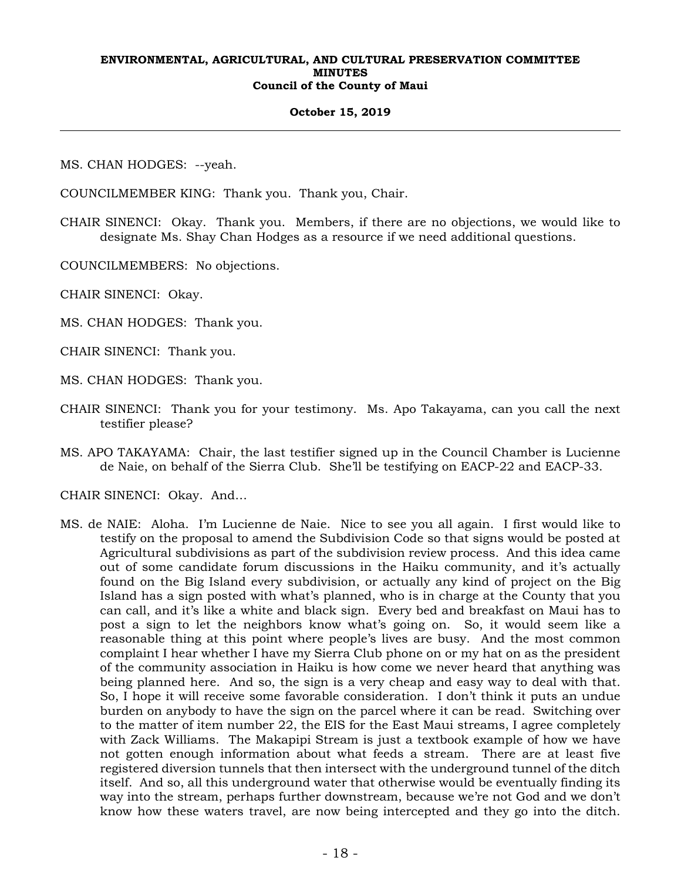MS. CHAN HODGES: --yeah.

COUNCILMEMBER KING: Thank you. Thank you, Chair.

CHAIR SINENCI: Okay. Thank you. Members, if there are no objections, we would like to designate Ms. Shay Chan Hodges as a resource if we need additional questions.

COUNCILMEMBERS: No objections.

CHAIR SINENCI: Okay.

MS. CHAN HODGES: Thank you.

CHAIR SINENCI: Thank you.

MS. CHAN HODGES: Thank you.

CHAIR SINENCI: Thank you for your testimony. Ms. Apo Takayama, can you call the next testifier please?

MS. APO TAKAYAMA: Chair, the last testifier signed up in the Council Chamber is Lucienne de Naie, on behalf of the Sierra Club. She'll be testifying on EACP-22 and EACP-33.

CHAIR SINENCI: Okay. And...

MS. de NAIE: Aloha. I'm Lucienne de Naie. Nice to see you all again. I first would like to testify on the proposal to amend the Subdivision Code so that signs would be posted at Agricultural subdivisions as part of the subdivision review process. And this idea came out of some candidate forum discussions in the Haiku community, and it's actually found on the Big Island every subdivision, or actually any kind of project on the Big Island has a sign posted with what's planned, who is in charge at the County that you can call, and it's like a white and black sign. Every bed and breakfast on Maui has to post a sign to let the neighbors know what's going on. So, it would seem like a reasonable thing at this point where people's lives are busy. And the most common complaint I hear whether I have my Sierra Club phone on or my hat on as the president of the community association in Haiku is how come we never heard that anything was being planned here. And so, the sign is a very cheap and easy way to deal with that. So, I hope it will receive some favorable consideration. I don't think it puts an undue burden on anybody to have the sign on the parcel where it can be read. Switching over to the matter of item number 22, the EIS for the East Maui streams, I agree completely with Zack Williams. The Makapipi Stream is just a textbook example of how we have not gotten enough information about what feeds a stream. There are at least five registered diversion tunnels that then intersect with the underground tunnel of the ditch itself. And so, all this underground water that otherwise would be eventually finding its way into the stream, perhaps further downstream, because we're not God and we don't know how these waters travel, are now being intercepted and they go into the ditch.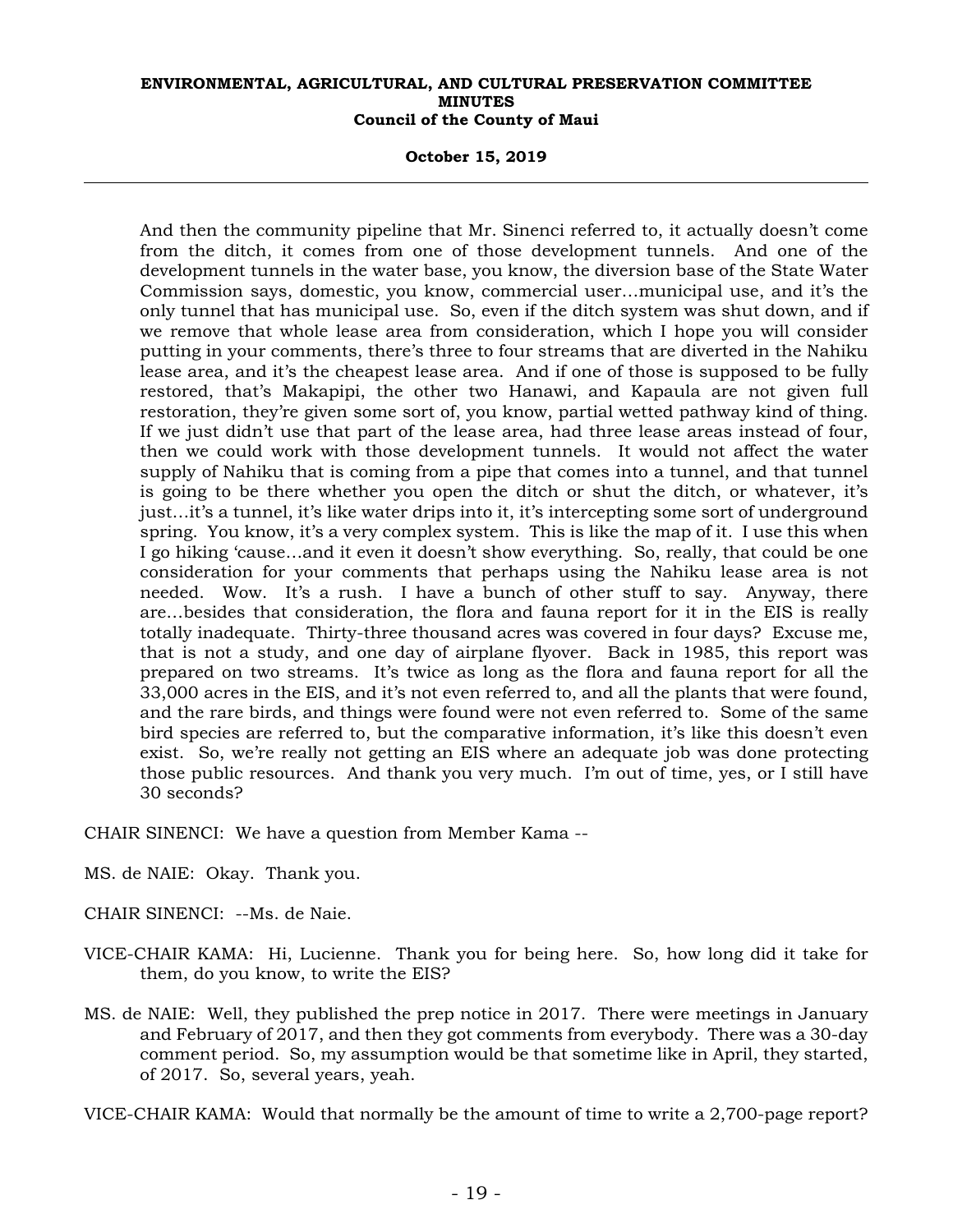And then the community pipeline that Mr. Sinenci referred to, it actually doesn't come from the ditch, it comes from one of those development tunnels. And one of the development tunnels in the water base, you know, the diversion base of the State Water Commission says, domestic, you know, commercial user…municipal use, and it's the only tunnel that has municipal use. So, even if the ditch system was shut down, and if we remove that whole lease area from consideration, which I hope you will consider putting in your comments, there's three to four streams that are diverted in the Nahiku lease area, and it's the cheapest lease area. And if one of those is supposed to be fully restored, that's Makapipi, the other two Hanawi, and Kapaula are not given full restoration, they're given some sort of, you know, partial wetted pathway kind of thing. If we just didn't use that part of the lease area, had three lease areas instead of four, then we could work with those development tunnels. It would not affect the water supply of Nahiku that is coming from a pipe that comes into a tunnel, and that tunnel is going to be there whether you open the ditch or shut the ditch, or whatever, it's just…it's a tunnel, it's like water drips into it, it's intercepting some sort of underground spring. You know, it's a very complex system. This is like the map of it. I use this when I go hiking 'cause…and it even it doesn't show everything. So, really, that could be one consideration for your comments that perhaps using the Nahiku lease area is not needed. Wow. It's a rush. I have a bunch of other stuff to say. Anyway, there are…besides that consideration, the flora and fauna report for it in the EIS is really totally inadequate. Thirty-three thousand acres was covered in four days? Excuse me, that is not a study, and one day of airplane flyover. Back in 1985, this report was prepared on two streams. It's twice as long as the flora and fauna report for all the 33,000 acres in the EIS, and it's not even referred to, and all the plants that were found, and the rare birds, and things were found were not even referred to. Some of the same bird species are referred to, but the comparative information, it's like this doesn't even exist. So, we're really not getting an EIS where an adequate job was done protecting those public resources. And thank you very much. I'm out of time, yes, or I still have 30 seconds?

CHAIR SINENCI: We have a question from Member Kama --

MS. de NAIE: Okay. Thank you.

CHAIR SINENCI: --Ms. de Naie.

VICE-CHAIR KAMA: Hi, Lucienne. Thank you for being here. So, how long did it take for them, do you know, to write the EIS?

MS. de NAIE: Well, they published the prep notice in 2017. There were meetings in January and February of 2017, and then they got comments from everybody. There was a 30-day comment period. So, my assumption would be that sometime like in April, they started, of 2017. So, several years, yeah.

VICE-CHAIR KAMA: Would that normally be the amount of time to write a 2,700-page report?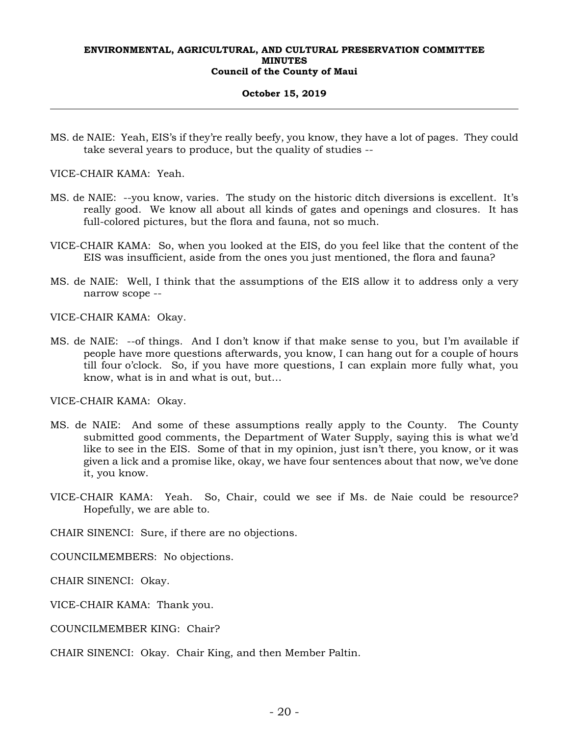MS. de NAIE: Yeah, EIS's if they're really beefy, you know, they have a lot of pages. They could take several years to produce, but the quality of studies --

VICE-CHAIR KAMA: Yeah.

MS. de NAIE: --you know, varies. The study on the historic ditch diversions is excellent. It's really good. We know all about all kinds of gates and openings and closures. It has full-colored pictures, but the flora and fauna, not so much.

VICE-CHAIR KAMA: So, when you looked at the EIS, do you feel like that the content of the EIS was insufficient, aside from the ones you just mentioned, the flora and fauna?

MS. de NAIE: Well, I think that the assumptions of the EIS allow it to address only a very narrow scope --

VICE-CHAIR KAMA: Okay.

MS. de NAIE: --of things. And I don't know if that make sense to you, but I'm available if people have more questions afterwards, you know, I can hang out for a couple of hours till four o'clock. So, if you have more questions, I can explain more fully what, you know, what is in and what is out, but...

VICE-CHAIR KAMA: Okay.

MS. de NAIE: And some of these assumptions really apply to the County. The County submitted good comments, the Department of Water Supply, saying this is what we'd like to see in the EIS. Some of that in my opinion, just isn't there, you know, or it was given a lick and a promise like, okay, we have four sentences about that now, we've done it, you know.

VICE-CHAIR KAMA: Yeah. So, Chair, could we see if Ms. de Naie could be resource? Hopefully, we are able to.

CHAIR SINENCI: Sure, if there are no objections.

COUNCILMEMBERS: No objections.

CHAIR SINENCI: Okay.

VICE-CHAIR KAMA: Thank you.

COUNCILMEMBER KING: Chair?

CHAIR SINENCI: Okay. Chair King, and then Member Paltin.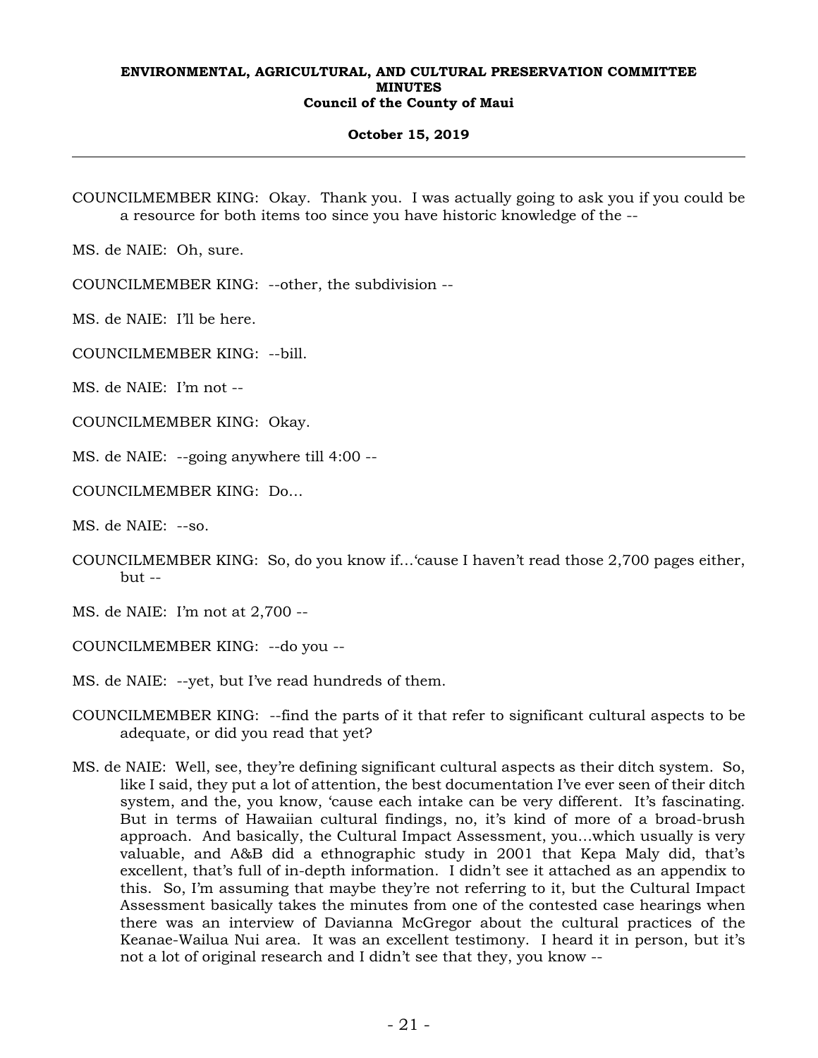COUNCILMEMBER KING: Okay. Thank you. I was actually going to ask you if you could be a resource for both items too since you have historic knowledge of the --

MS. de NAIE: Oh, sure.

COUNCILMEMBER KING: --other, the subdivision --

MS. de NAIE: I'll be here.

COUNCILMEMBER KING: --bill.

MS. de NAIE: I'm not --

COUNCILMEMBER KING: Okay.

MS. de NAIE: --going anywhere till 4:00 --

COUNCILMEMBER KING: Do...

MS. de NAIE: --so.

COUNCILMEMBER KING: So, do you know if...'cause I haven't read those 2,700 pages either, but --

MS. de NAIE: I'm not at 2,700 --

COUNCILMEMBER KING: --do you --

MS. de NAIE: --yet, but I've read hundreds of them.

COUNCILMEMBER KING: --find the parts of it that refer to significant cultural aspects to be adequate, or did you read that yet?

MS. de NAIE: Well, see, they're defining significant cultural aspects as their ditch system. So, like I said, they put a lot of attention, the best documentation I've ever seen of their ditch system, and the, you know, 'cause each intake can be very different. It's fascinating. But in terms of Hawaiian cultural findings, no, it's kind of more of a broad-brush approach. And basically, the Cultural Impact Assessment, you...which usually is very valuable, and A&B did a ethnographic study in 2001 that Kepa Maly did, that's excellent, that's full of in-depth information. I didn't see it attached as an appendix to this. So, I'm assuming that maybe they're not referring to it, but the Cultural Impact Assessment basically takes the minutes from one of the contested case hearings when there was an interview of Davianna McGregor about the cultural practices of the Keanae-Wailua Nui area. It was an excellent testimony. I heard it in person, but it's not a lot of original research and I didn't see that they, you know --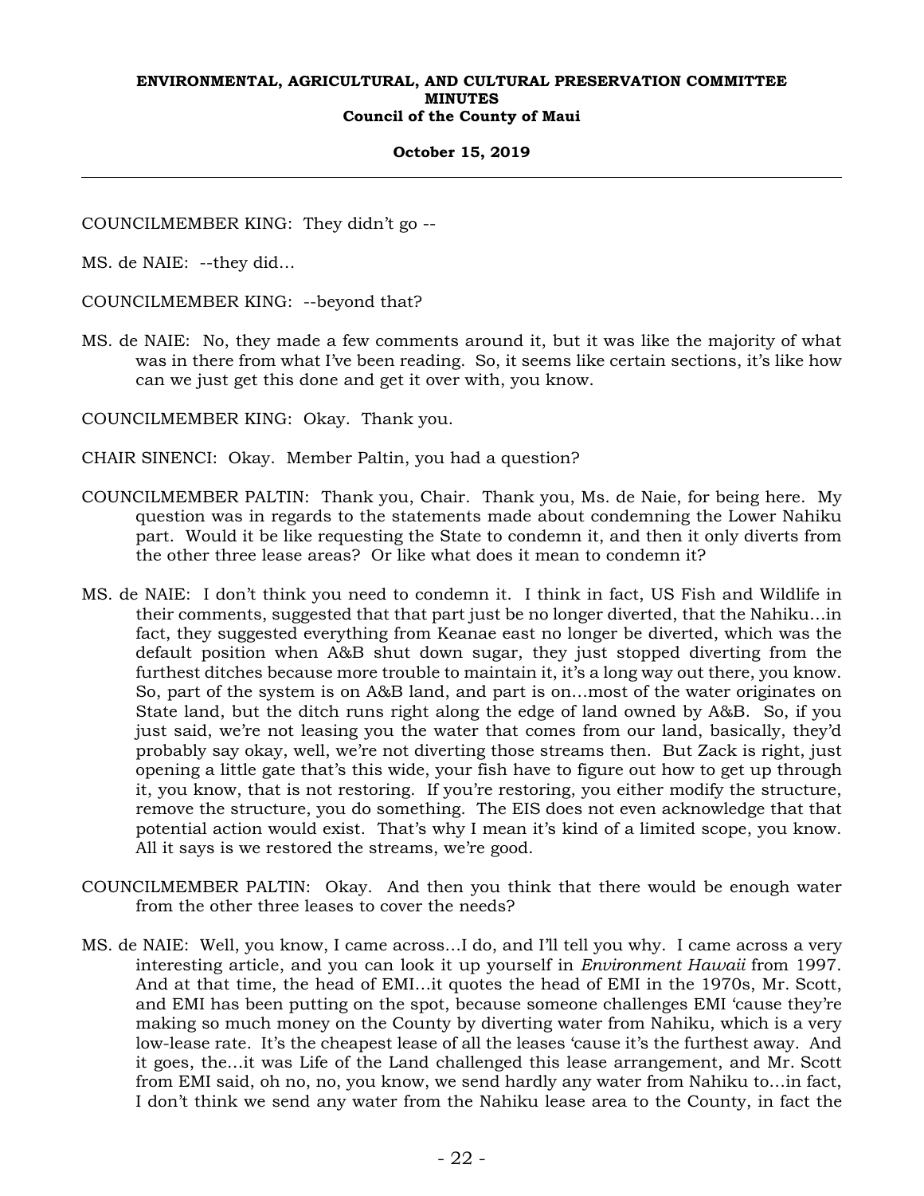COUNCILMEMBER KING: They didn't go --

MS. de NAIE: --they did…

COUNCILMEMBER KING: --beyond that?

MS. de NAIE: No, they made a few comments around it, but it was like the majority of what was in there from what I've been reading. So, it seems like certain sections, it's like how can we just get this done and get it over with, you know.

COUNCILMEMBER KING: Okay. Thank you.

CHAIR SINENCI: Okay. Member Paltin, you had a question?

COUNCILMEMBER PALTIN: Thank you, Chair. Thank you, Ms. de Naie, for being here. My question was in regards to the statements made about condemning the Lower Nahiku part. Would it be like requesting the State to condemn it, and then it only diverts from the other three lease areas? Or like what does it mean to condemn it?

MS. de NAIE: I don't think you need to condemn it. I think in fact, US Fish and Wildlife in their comments, suggested that that part just be no longer diverted, that the Nahiku…in fact, they suggested everything from Keanae east no longer be diverted, which was the default position when A&B shut down sugar, they just stopped diverting from the furthest ditches because more trouble to maintain it, it's a long way out there, you know. So, part of the system is on A&B land, and part is on…most of the water originates on State land, but the ditch runs right along the edge of land owned by A&B. So, if you just said, we're not leasing you the water that comes from our land, basically, they'd probably say okay, well, we're not diverting those streams then. But Zack is right, just opening a little gate that's this wide, your fish have to figure out how to get up through it, you know, that is not restoring. If you're restoring, you either modify the structure, remove the structure, you do something. The EIS does not even acknowledge that that potential action would exist. That's why I mean it's kind of a limited scope, you know. All it says is we restored the streams, we're good.

COUNCILMEMBER PALTIN: Okay. And then you think that there would be enough water from the other three leases to cover the needs?

MS. de NAIE: Well, you know, I came across…I do, and I'll tell you why. I came across a very interesting article, and you can look it up yourself in *Environment Hawaii* from 1997. And at that time, the head of EMI…it quotes the head of EMI in the 1970s, Mr. Scott, and EMI has been putting on the spot, because someone challenges EMI 'cause they're making so much money on the County by diverting water from Nahiku, which is a very low-lease rate. It's the cheapest lease of all the leases 'cause it's the furthest away. And it goes, the…it was Life of the Land challenged this lease arrangement, and Mr. Scott from EMI said, oh no, no, you know, we send hardly any water from Nahiku to…in fact, I don't think we send any water from the Nahiku lease area to the County, in fact the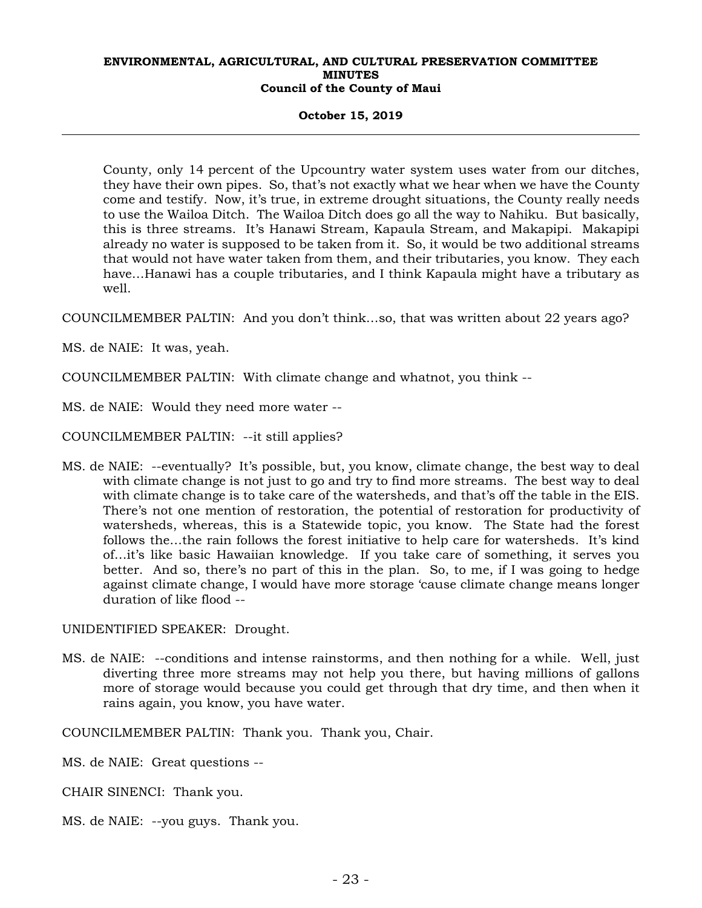County, only 14 percent of the Upcountry water system uses water from our ditches, they have their own pipes. So, that's not exactly what we hear when we have the County come and testify. Now, it's true, in extreme drought situations, the County really needs to use the Wailoa Ditch. The Wailoa Ditch does go all the way to Nahiku. But basically, this is three streams. It's Hanawi Stream, Kapaula Stream, and Makapipi. Makapipi already no water is supposed to be taken from it. So, it would be two additional streams that would not have water taken from them, and their tributaries, you know. They each have...Hanawi has a couple tributaries, and I think Kapaula might have a tributary as well.

COUNCILMEMBER PALTIN: And you don't think...so, that was written about 22 years ago?

MS. de NAIE: It was, yeah.

COUNCILMEMBER PALTIN: With climate change and whatnot, you think --

MS. de NAIE: Would they need more water --

COUNCILMEMBER PALTIN: --it still applies?

MS. de NAIE: --eventually? It's possible, but, you know, climate change, the best way to deal with climate change is not just to go and try to find more streams. The best way to deal with climate change is to take care of the watersheds, and that's off the table in the EIS. There's not one mention of restoration, the potential of restoration for productivity of watersheds, whereas, this is a Statewide topic, you know. The State had the forest follows the...the rain follows the forest initiative to help care for watersheds. It's kind of...it's like basic Hawaiian knowledge. If you take care of something, it serves you better. And so, there's no part of this in the plan. So, to me, if I was going to hedge against climate change, I would have more storage 'cause climate change means longer duration of like flood --

UNIDENTIFIED SPEAKER: Drought.

MS. de NAIE: --conditions and intense rainstorms, and then nothing for a while. Well, just diverting three more streams may not help you there, but having millions of gallons more of storage would because you could get through that dry time, and then when it rains again, you know, you have water.

COUNCILMEMBER PALTIN: Thank you. Thank you, Chair.

MS. de NAIE: Great questions --

CHAIR SINENCI: Thank you.

MS. de NAIE: --you guys. Thank you.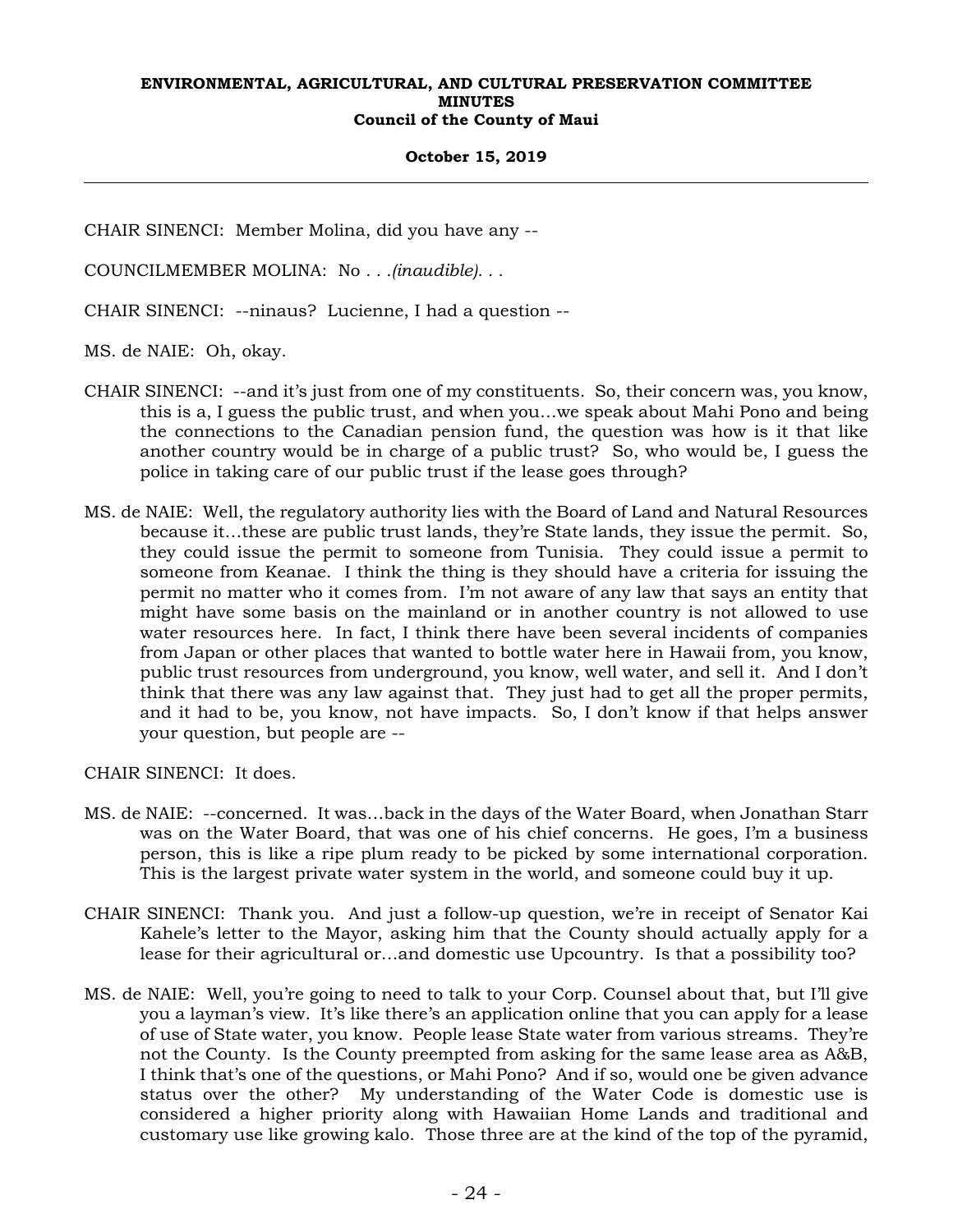CHAIR SINENCI: Member Molina, did you have any --

COUNCILMEMBER MOLINA: No *. . .(inaudible). . .*

CHAIR SINENCI: --ninaus? Lucienne, I had a question --

MS. de NAIE: Oh, okay.

CHAIR SINENCI: --and it's just from one of my constituents. So, their concern was, you know, this is a, I guess the public trust, and when you…we speak about Mahi Pono and being the connections to the Canadian pension fund, the question was how is it that like another country would be in charge of a public trust? So, who would be, I guess the police in taking care of our public trust if the lease goes through?

MS. de NAIE: Well, the regulatory authority lies with the Board of Land and Natural Resources because it…these are public trust lands, they're State lands, they issue the permit. So, they could issue the permit to someone from Tunisia. They could issue a permit to someone from Keanae. I think the thing is they should have a criteria for issuing the permit no matter who it comes from. I'm not aware of any law that says an entity that might have some basis on the mainland or in another country is not allowed to use water resources here. In fact, I think there have been several incidents of companies from Japan or other places that wanted to bottle water here in Hawaii from, you know, public trust resources from underground, you know, well water, and sell it. And I don't think that there was any law against that. They just had to get all the proper permits, and it had to be, you know, not have impacts. So, I don't know if that helps answer your question, but people are --

CHAIR SINENCI: It does.

MS. de NAIE: --concerned. It was…back in the days of the Water Board, when Jonathan Starr was on the Water Board, that was one of his chief concerns. He goes, I'm a business person, this is like a ripe plum ready to be picked by some international corporation. This is the largest private water system in the world, and someone could buy it up.

CHAIR SINENCI: Thank you. And just a follow-up question, we're in receipt of Senator Kai Kahele's letter to the Mayor, asking him that the County should actually apply for a lease for their agricultural or…and domestic use Upcountry. Is that a possibility too?

MS. de NAIE: Well, you're going to need to talk to your Corp. Counsel about that, but I'll give you a layman's view. It's like there's an application online that you can apply for a lease of use of State water, you know. People lease State water from various streams. They're not the County. Is the County preempted from asking for the same lease area as A&B, I think that's one of the questions, or Mahi Pono? And if so, would one be given advance status over the other? My understanding of the Water Code is domestic use is considered a higher priority along with Hawaiian Home Lands and traditional and customary use like growing kalo. Those three are at the kind of the top of the pyramid,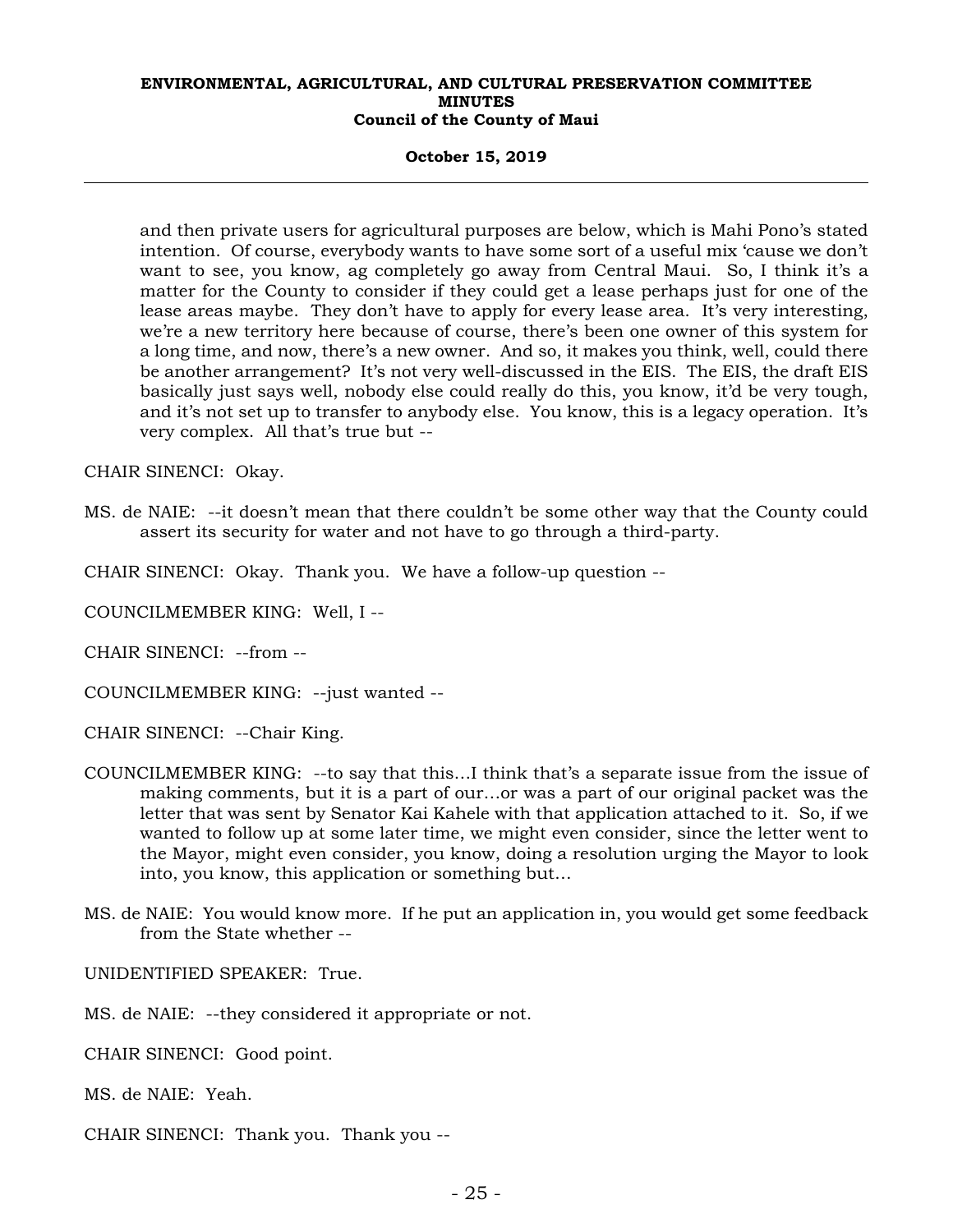and then private users for agricultural purposes are below, which is Mahi Pono's stated intention. Of course, everybody wants to have some sort of a useful mix 'cause we don't want to see, you know, ag completely go away from Central Maui. So, I think it's a matter for the County to consider if they could get a lease perhaps just for one of the lease areas maybe. They don't have to apply for every lease area. It's very interesting, we're a new territory here because of course, there's been one owner of this system for a long time, and now, there's a new owner. And so, it makes you think, well, could there be another arrangement? It's not very well-discussed in the EIS. The EIS, the draft EIS basically just says well, nobody else could really do this, you know, it'd be very tough, and it's not set up to transfer to anybody else. You know, this is a legacy operation. It's very complex. All that's true but --

CHAIR SINENCI: Okay.

MS. de NAIE: --it doesn't mean that there couldn't be some other way that the County could assert its security for water and not have to go through a third-party.

CHAIR SINENCI: Okay. Thank you. We have a follow-up question --

COUNCILMEMBER KING: Well, I --

CHAIR SINENCI: --from --

COUNCILMEMBER KING: --just wanted --

CHAIR SINENCI: --Chair King.

COUNCILMEMBER KING: --to say that this…I think that's a separate issue from the issue of making comments, but it is a part of our…or was a part of our original packet was the letter that was sent by Senator Kai Kahele with that application attached to it. So, if we wanted to follow up at some later time, we might even consider, since the letter went to the Mayor, might even consider, you know, doing a resolution urging the Mayor to look into, you know, this application or something but…

MS. de NAIE: You would know more. If he put an application in, you would get some feedback from the State whether --

UNIDENTIFIED SPEAKER: True.

MS. de NAIE: --they considered it appropriate or not.

CHAIR SINENCI: Good point.

MS. de NAIE: Yeah.

CHAIR SINENCI: Thank you. Thank you --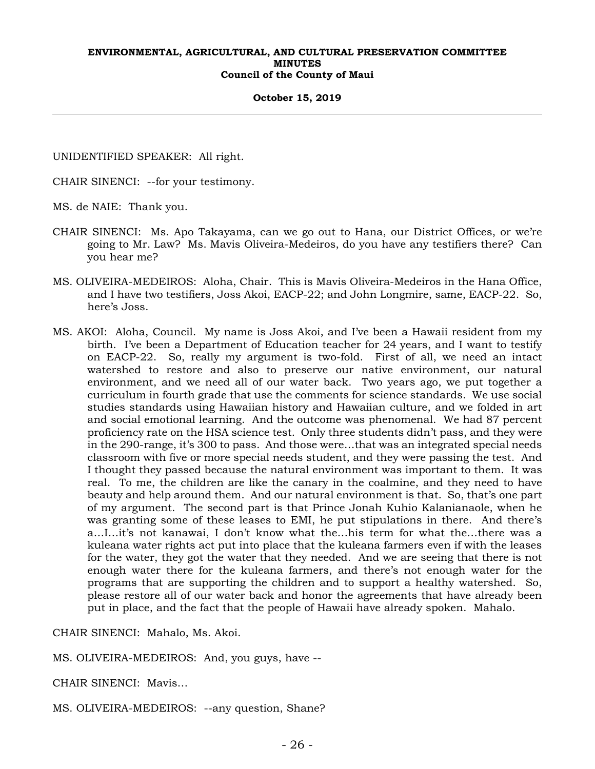UNIDENTIFIED SPEAKER: All right.

CHAIR SINENCI: --for your testimony.

MS. de NAIE: Thank you.

CHAIR SINENCI: Ms. Apo Takayama, can we go out to Hana, our District Offices, or we're going to Mr. Law? Ms. Mavis Oliveira-Medeiros, do you have any testifiers there? Can you hear me?

MS. OLIVEIRA-MEDEIROS: Aloha, Chair. This is Mavis Oliveira-Medeiros in the Hana Office, and I have two testifiers, Joss Akoi, EACP-22; and John Longmire, same, EACP-22. So, here's Joss.

MS. AKOI: Aloha, Council. My name is Joss Akoi, and I've been a Hawaii resident from my birth. I've been a Department of Education teacher for 24 years, and I want to testify on EACP-22. So, really my argument is two-fold. First of all, we need an intact watershed to restore and also to preserve our native environment, our natural environment, and we need all of our water back. Two years ago, we put together a curriculum in fourth grade that use the comments for science standards. We use social studies standards using Hawaiian history and Hawaiian culture, and we folded in art and social emotional learning. And the outcome was phenomenal. We had 87 percent proficiency rate on the HSA science test. Only three students didn't pass, and they were in the 290-range, it's 300 to pass. And those were…that was an integrated special needs classroom with five or more special needs student, and they were passing the test. And I thought they passed because the natural environment was important to them. It was real. To me, the children are like the canary in the coalmine, and they need to have beauty and help around them. And our natural environment is that. So, that's one part of my argument. The second part is that Prince Jonah Kuhio Kalanianaole, when he was granting some of these leases to EMI, he put stipulations in there. And there's a…I…it's not kanawai, I don't know what the…his term for what the…there was a kuleana water rights act put into place that the kuleana farmers even if with the leases for the water, they got the water that they needed. And we are seeing that there is not enough water there for the kuleana farmers, and there's not enough water for the programs that are supporting the children and to support a healthy watershed. So, please restore all of our water back and honor the agreements that have already been put in place, and the fact that the people of Hawaii have already spoken. Mahalo.

CHAIR SINENCI: Mahalo, Ms. Akoi.

MS. OLIVEIRA-MEDEIROS: And, you guys, have --

CHAIR SINENCI: Mavis…

MS. OLIVEIRA-MEDEIROS: --any question, Shane?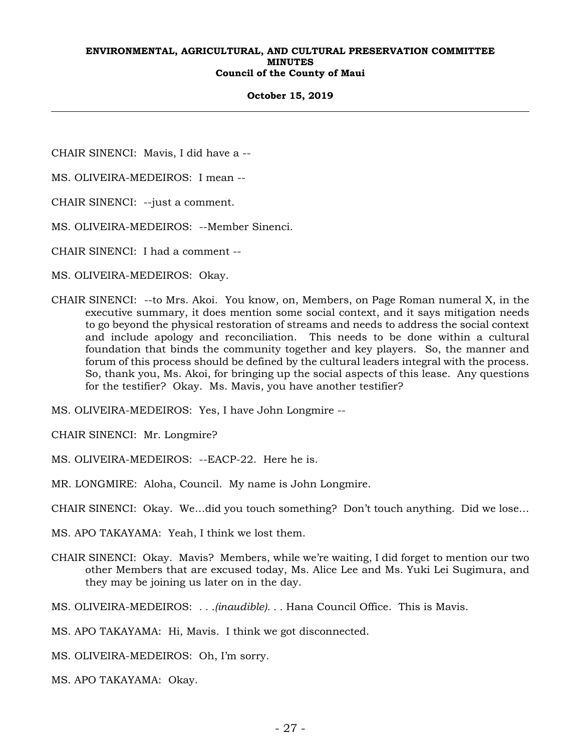CHAIR SINENCI: Mavis, I did have a --

MS. OLIVEIRA-MEDEIROS: I mean --

CHAIR SINENCI: --just a comment.

MS. OLIVEIRA-MEDEIROS: --Member Sinenci.

CHAIR SINENCI: I had a comment --

MS. OLIVEIRA-MEDEIROS: Okay.

CHAIR SINENCI: --to Mrs. Akoi. You know, on, Members, on Page Roman numeral X, in the executive summary, it does mention some social context, and it says mitigation needs to go beyond the physical restoration of streams and needs to address the social context and include apology and reconciliation. This needs to be done within a cultural foundation that binds the community together and key players. So, the manner and forum of this process should be defined by the cultural leaders integral with the process. So, thank you, Ms. Akoi, for bringing up the social aspects of this lease. Any questions for the testifier? Okay. Ms. Mavis, you have another testifier?

MS. OLIVEIRA-MEDEIROS: Yes, I have John Longmire --

CHAIR SINENCI: Mr. Longmire?

MS. OLIVEIRA-MEDEIROS: --EACP-22. Here he is.

MR. LONGMIRE: Aloha, Council. My name is John Longmire.

CHAIR SINENCI: Okay. We...did you touch something? Don't touch anything. Did we lose...

MS. APO TAKAYAMA: Yeah, I think we lost them.

CHAIR SINENCI: Okay. Mavis? Members, while we're waiting, I did forget to mention our two other Members that are excused today, Ms. Alice Lee and Ms. Yuki Lei Sugimura, and they may be joining us later on in the day.

MS. OLIVEIRA-MEDEIROS: *. . .(inaudible). . .* Hana Council Office. This is Mavis.

MS. APO TAKAYAMA: Hi, Mavis. I think we got disconnected.

MS. OLIVEIRA-MEDEIROS: Oh, I'm sorry.

MS. APO TAKAYAMA: Okay.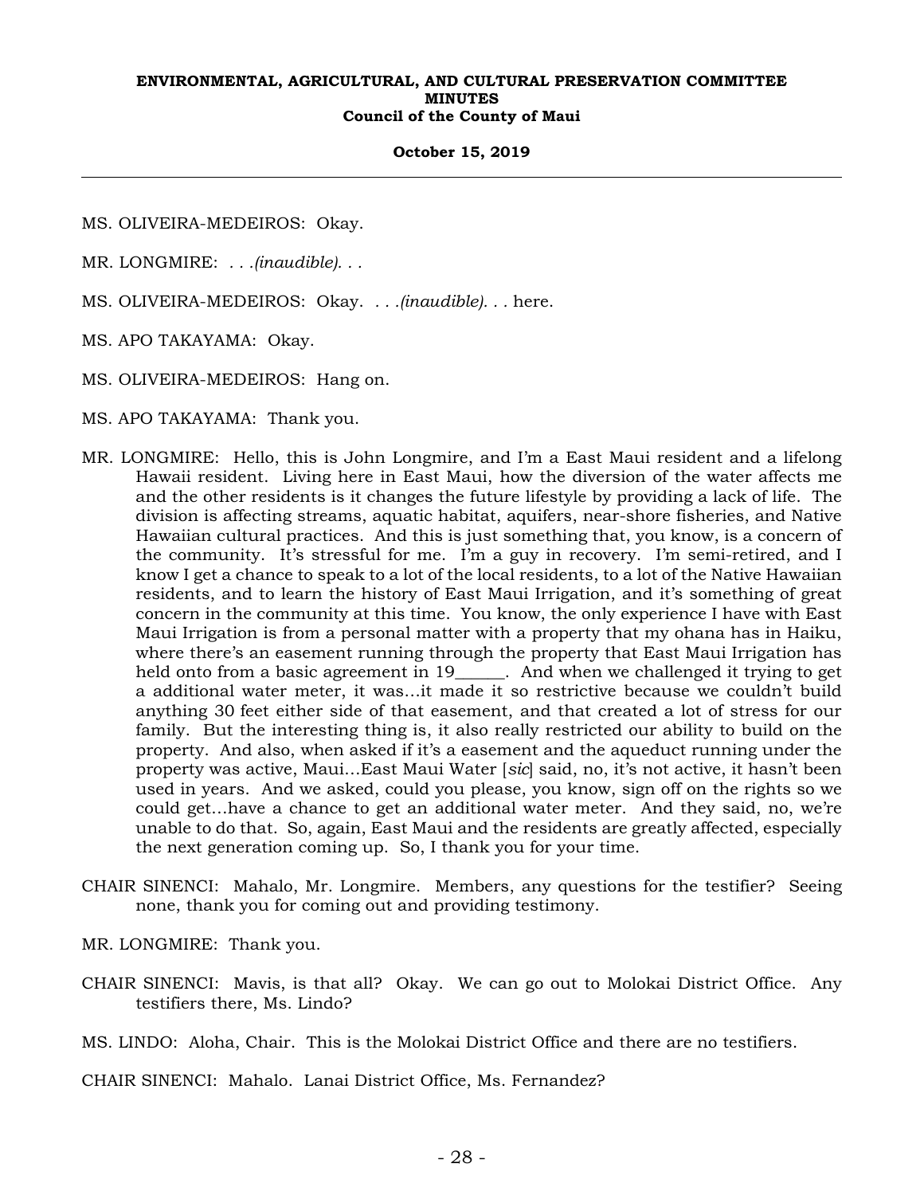MS. OLIVEIRA-MEDEIROS: Okay.

MR. LONGMIRE: . . .*(inaudible)*. . .

MS. OLIVEIRA-MEDEIROS: Okay. . . .*(inaudible)*. . . here.

MS. APO TAKAYAMA: Okay.

MS. OLIVEIRA-MEDEIROS: Hang on.

MS. APO TAKAYAMA: Thank you.

MR. LONGMIRE: Hello, this is John Longmire, and I'm a East Maui resident and a lifelong Hawaii resident. Living here in East Maui, how the diversion of the water affects me and the other residents is it changes the future lifestyle by providing a lack of life. The division is affecting streams, aquatic habitat, aquifers, near-shore fisheries, and Native Hawaiian cultural practices. And this is just something that, you know, is a concern of the community. It's stressful for me. I'm a guy in recovery. I'm semi-retired, and I know I get a chance to speak to a lot of the local residents, to a lot of the Native Hawaiian residents, and to learn the history of East Maui Irrigation, and it's something of great concern in the community at this time. You know, the only experience I have with East Maui Irrigation is from a personal matter with a property that my ohana has in Haiku, where there's an easement running through the property that East Maui Irrigation has held onto from a basic agreement in 19______. And when we challenged it trying to get a additional water meter, it was...it made it so restrictive because we couldn't build anything 30 feet either side of that easement, and that created a lot of stress for our family. But the interesting thing is, it also really restricted our ability to build on the property. And also, when asked if it's a easement and the aqueduct running under the property was active, Maui...East Maui Water [*sic*] said, no, it's not active, it hasn't been used in years. And we asked, could you please, you know, sign off on the rights so we could get...have a chance to get an additional water meter. And they said, no, we're unable to do that. So, again, East Maui and the residents are greatly affected, especially the next generation coming up. So, I thank you for your time.

CHAIR SINENCI: Mahalo, Mr. Longmire. Members, any questions for the testifier? Seeing none, thank you for coming out and providing testimony.

MR. LONGMIRE: Thank you.

CHAIR SINENCI: Mavis, is that all? Okay. We can go out to Molokai District Office. Any testifiers there, Ms. Lindo?

MS. LINDO: Aloha, Chair. This is the Molokai District Office and there are no testifiers.

CHAIR SINENCI: Mahalo. Lanai District Office, Ms. Fernandez?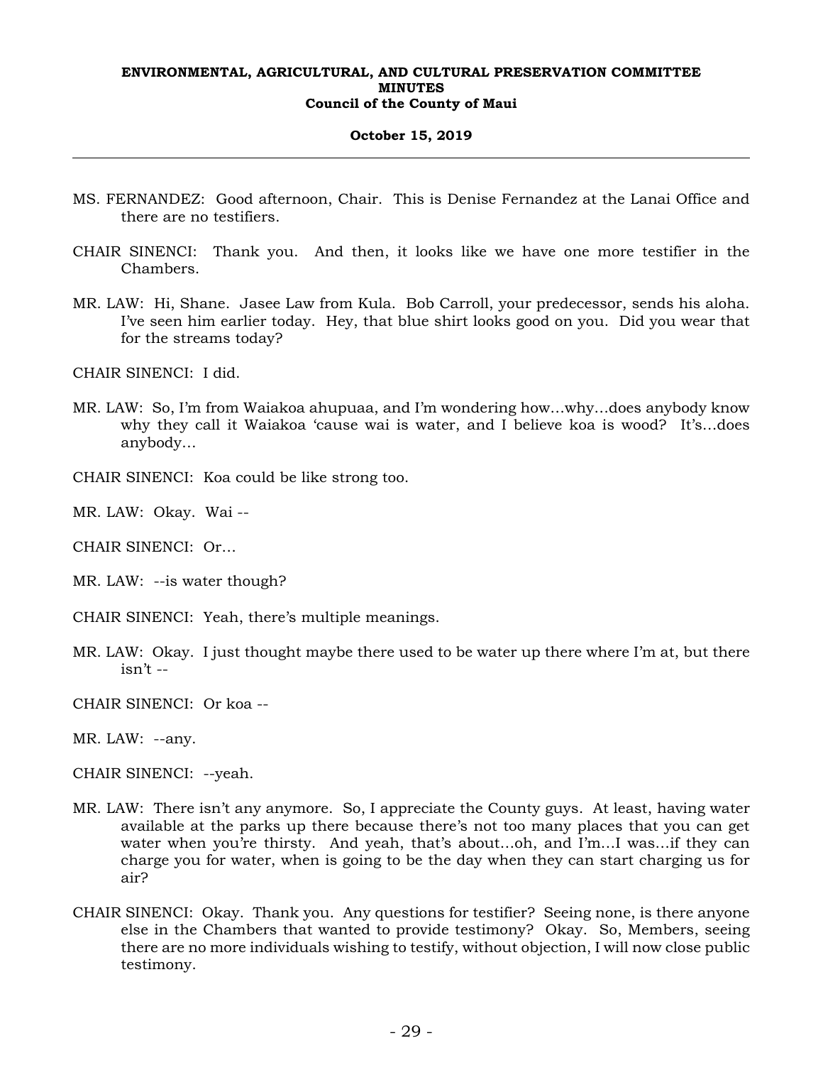MS. FERNANDEZ: Good afternoon, Chair. This is Denise Fernandez at the Lanai Office and there are no testifiers.

CHAIR SINENCI: Thank you. And then, it looks like we have one more testifier in the Chambers.

MR. LAW: Hi, Shane. Jasee Law from Kula. Bob Carroll, your predecessor, sends his aloha. I've seen him earlier today. Hey, that blue shirt looks good on you. Did you wear that for the streams today?

CHAIR SINENCI: I did.

MR. LAW: So, I'm from Waiakoa ahupuaa, and I'm wondering how…why…does anybody know why they call it Waiakoa 'cause wai is water, and I believe koa is wood? It's…does anybody…

CHAIR SINENCI: Koa could be like strong too.

MR. LAW: Okay. Wai --

CHAIR SINENCI: Or…

MR. LAW: --is water though?

CHAIR SINENCI: Yeah, there's multiple meanings.

MR. LAW: Okay. I just thought maybe there used to be water up there where I'm at, but there isn't --

CHAIR SINENCI: Or koa --

MR. LAW: --any.

CHAIR SINENCI: --yeah.

MR. LAW: There isn't any anymore. So, I appreciate the County guys. At least, having water available at the parks up there because there's not too many places that you can get water when you're thirsty. And yeah, that's about…oh, and I'm…I was…if they can charge you for water, when is going to be the day when they can start charging us for air?

CHAIR SINENCI: Okay. Thank you. Any questions for testifier? Seeing none, is there anyone else in the Chambers that wanted to provide testimony? Okay. So, Members, seeing there are no more individuals wishing to testify, without objection, I will now close public testimony.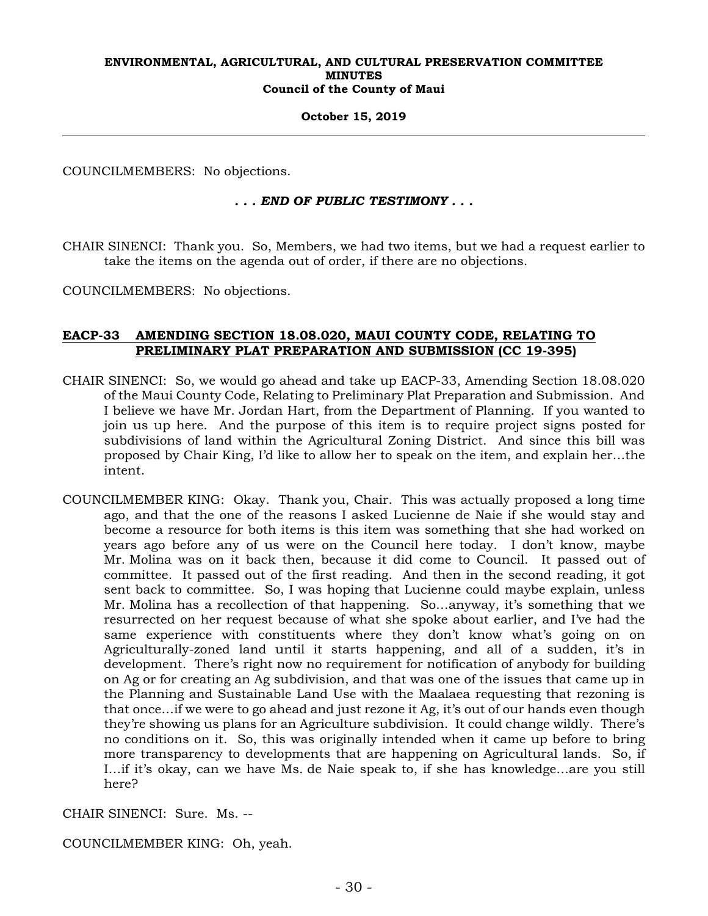COUNCILMEMBERS: No objections.

*. . . END OF PUBLIC TESTIMONY . . .*

CHAIR SINENCI: Thank you. So, Members, we had two items, but we had a request earlier to take the items on the agenda out of order, if there are no objections.

COUNCILMEMBERS: No objections.

**<u>EACP-33 AMENDING SECTION 18.08.020, MAUI COUNTY CODE, RELATING TO PRELIMINARY PLAT PREPARATION AND SUBMISSION (CC 19-395)</u>**

CHAIR SINENCI: So, we would go ahead and take up EACP-33, Amending Section 18.08.020 of the Maui County Code, Relating to Preliminary Plat Preparation and Submission. And I believe we have Mr. Jordan Hart, from the Department of Planning. If you wanted to join us up here. And the purpose of this item is to require project signs posted for subdivisions of land within the Agricultural Zoning District. And since this bill was proposed by Chair King, I'd like to allow her to speak on the item, and explain her...the intent.

COUNCILMEMBER KING: Okay. Thank you, Chair. This was actually proposed a long time ago, and that the one of the reasons I asked Lucienne de Naie if she would stay and become a resource for both items is this item was something that she had worked on years ago before any of us were on the Council here today. I don't know, maybe Mr. Molina was on it back then, because it did come to Council. It passed out of committee. It passed out of the first reading. And then in the second reading, it got sent back to committee. So, I was hoping that Lucienne could maybe explain, unless Mr. Molina has a recollection of that happening. So...anyway, it's something that we resurrected on her request because of what she spoke about earlier, and I've had the same experience with constituents where they don't know what's going on on Agriculturally-zoned land until it starts happening, and all of a sudden, it's in development. There's right now no requirement for notification of anybody for building on Ag or for creating an Ag subdivision, and that was one of the issues that came up in the Planning and Sustainable Land Use with the Maalaea requesting that rezoning is that once...if we were to go ahead and just rezone it Ag, it's out of our hands even though they're showing us plans for an Agriculture subdivision. It could change wildly. There's no conditions on it. So, this was originally intended when it came up before to bring more transparency to developments that are happening on Agricultural lands. So, if I...if it's okay, can we have Ms. de Naie speak to, if she has knowledge...are you still here?

CHAIR SINENCI: Sure. Ms. --

COUNCILMEMBER KING: Oh, yeah.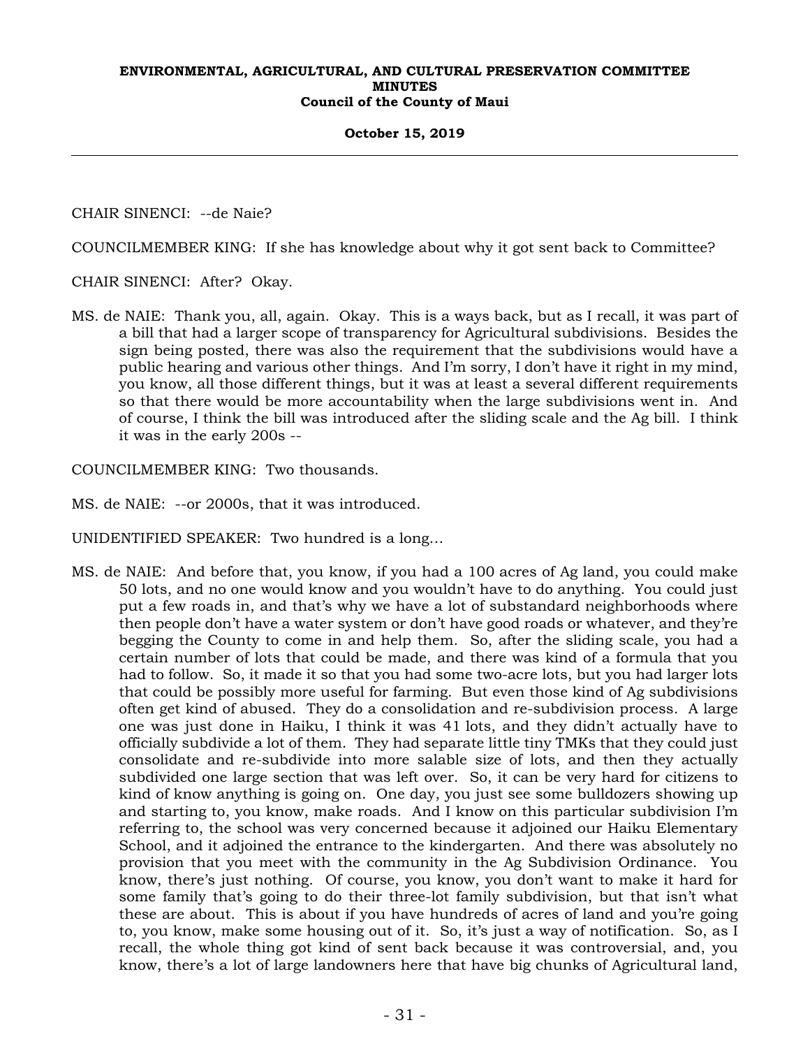CHAIR SINENCI: --de Naie?

COUNCILMEMBER KING: If she has knowledge about why it got sent back to Committee?

CHAIR SINENCI: After? Okay.

MS. de NAIE: Thank you, all, again. Okay. This is a ways back, but as I recall, it was part of a bill that had a larger scope of transparency for Agricultural subdivisions. Besides the sign being posted, there was also the requirement that the subdivisions would have a public hearing and various other things. And I'm sorry, I don't have it right in my mind, you know, all those different things, but it was at least a several different requirements so that there would be more accountability when the large subdivisions went in. And of course, I think the bill was introduced after the sliding scale and the Ag bill. I think it was in the early 200s --

COUNCILMEMBER KING: Two thousands.

MS. de NAIE: --or 2000s, that it was introduced.

UNIDENTIFIED SPEAKER: Two hundred is a long...

MS. de NAIE: And before that, you know, if you had a 100 acres of Ag land, you could make 50 lots, and no one would know and you wouldn't have to do anything. You could just put a few roads in, and that's why we have a lot of substandard neighborhoods where then people don't have a water system or don't have good roads or whatever, and they're begging the County to come in and help them. So, after the sliding scale, you had a certain number of lots that could be made, and there was kind of a formula that you had to follow. So, it made it so that you had some two-acre lots, but you had larger lots that could be possibly more useful for farming. But even those kind of Ag subdivisions often get kind of abused. They do a consolidation and re-subdivision process. A large one was just done in Haiku, I think it was 41 lots, and they didn't actually have to officially subdivide a lot of them. They had separate little tiny TMKs that they could just consolidate and re-subdivide into more salable size of lots, and then they actually subdivided one large section that was left over. So, it can be very hard for citizens to kind of know anything is going on. One day, you just see some bulldozers showing up and starting to, you know, make roads. And I know on this particular subdivision I'm referring to, the school was very concerned because it adjoined our Haiku Elementary School, and it adjoined the entrance to the kindergarten. And there was absolutely no provision that you meet with the community in the Ag Subdivision Ordinance. You know, there's just nothing. Of course, you know, you don't want to make it hard for some family that's going to do their three-lot family subdivision, but that isn't what these are about. This is about if you have hundreds of acres of land and you're going to, you know, make some housing out of it. So, it's just a way of notification. So, as I recall, the whole thing got kind of sent back because it was controversial, and, you know, there's a lot of large landowners here that have big chunks of Agricultural land,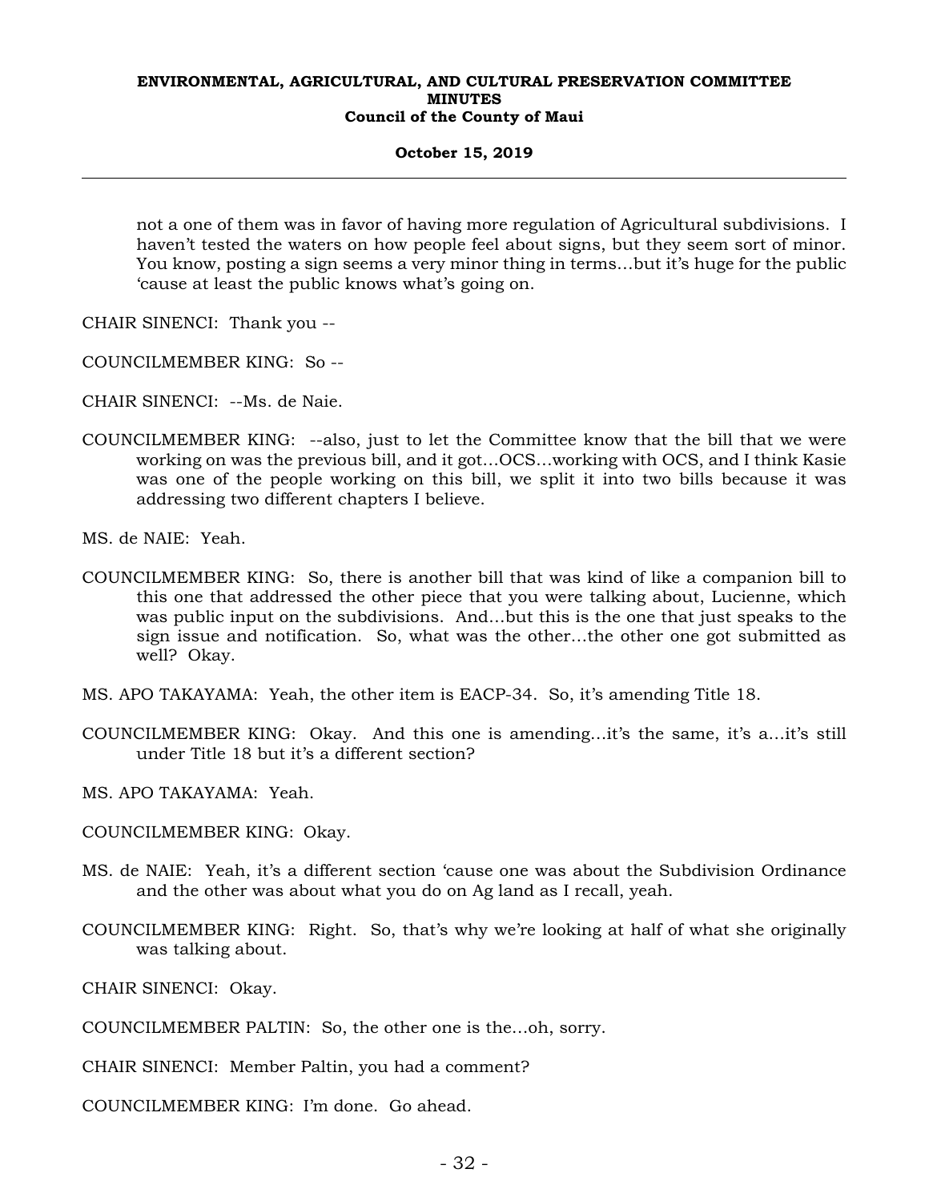not a one of them was in favor of having more regulation of Agricultural subdivisions. I haven't tested the waters on how people feel about signs, but they seem sort of minor. You know, posting a sign seems a very minor thing in terms...but it's huge for the public 'cause at least the public knows what's going on.

CHAIR SINENCI: Thank you --

COUNCILMEMBER KING: So --

CHAIR SINENCI: --Ms. de Naie.

COUNCILMEMBER KING: --also, just to let the Committee know that the bill that we were working on was the previous bill, and it got...OCS...working with OCS, and I think Kasie was one of the people working on this bill, we split it into two bills because it was addressing two different chapters I believe.

MS. de NAIE: Yeah.

COUNCILMEMBER KING: So, there is another bill that was kind of like a companion bill to this one that addressed the other piece that you were talking about, Lucienne, which was public input on the subdivisions. And...but this is the one that just speaks to the sign issue and notification. So, what was the other...the other one got submitted as well? Okay.

MS. APO TAKAYAMA: Yeah, the other item is EACP-34. So, it's amending Title 18.

COUNCILMEMBER KING: Okay. And this one is amending...it's the same, it's a...it's still under Title 18 but it's a different section?

MS. APO TAKAYAMA: Yeah.

COUNCILMEMBER KING: Okay.

MS. de NAIE: Yeah, it's a different section 'cause one was about the Subdivision Ordinance and the other was about what you do on Ag land as I recall, yeah.

COUNCILMEMBER KING: Right. So, that's why we're looking at half of what she originally was talking about.

CHAIR SINENCI: Okay.

COUNCILMEMBER PALTIN: So, the other one is the...oh, sorry.

CHAIR SINENCI: Member Paltin, you had a comment?

COUNCILMEMBER KING: I'm done. Go ahead.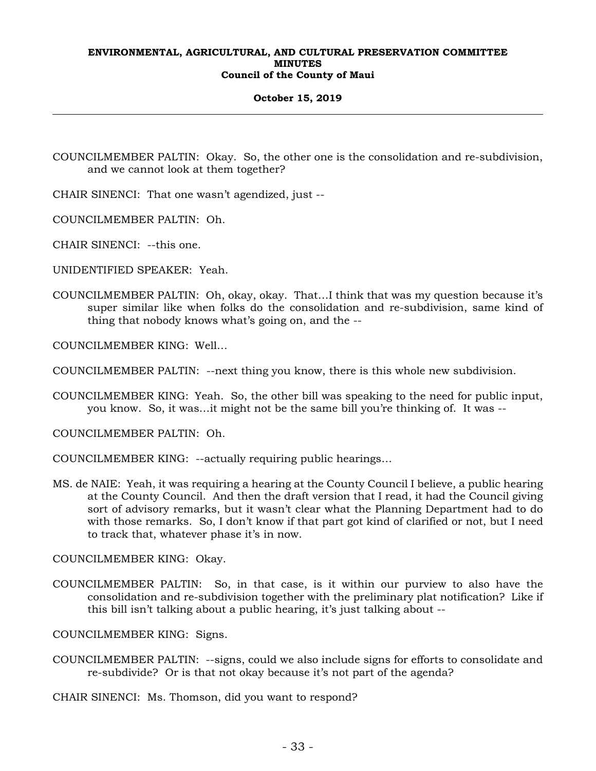COUNCILMEMBER PALTIN: Okay. So, the other one is the consolidation and re-subdivision, and we cannot look at them together?

CHAIR SINENCI: That one wasn't agendized, just --

COUNCILMEMBER PALTIN: Oh.

CHAIR SINENCI: --this one.

UNIDENTIFIED SPEAKER: Yeah.

COUNCILMEMBER PALTIN: Oh, okay, okay. That...I think that was my question because it's super similar like when folks do the consolidation and re-subdivision, same kind of thing that nobody knows what's going on, and the --

COUNCILMEMBER KING: Well...

COUNCILMEMBER PALTIN: --next thing you know, there is this whole new subdivision.

COUNCILMEMBER KING: Yeah. So, the other bill was speaking to the need for public input, you know. So, it was...it might not be the same bill you're thinking of. It was --

COUNCILMEMBER PALTIN: Oh.

COUNCILMEMBER KING: --actually requiring public hearings...

MS. de NAIE: Yeah, it was requiring a hearing at the County Council I believe, a public hearing at the County Council. And then the draft version that I read, it had the Council giving sort of advisory remarks, but it wasn't clear what the Planning Department had to do with those remarks. So, I don't know if that part got kind of clarified or not, but I need to track that, whatever phase it's in now.

COUNCILMEMBER KING: Okay.

COUNCILMEMBER PALTIN: So, in that case, is it within our purview to also have the consolidation and re-subdivision together with the preliminary plat notification? Like if this bill isn't talking about a public hearing, it's just talking about --

COUNCILMEMBER KING: Signs.

COUNCILMEMBER PALTIN: --signs, could we also include signs for efforts to consolidate and re-subdivide? Or is that not okay because it's not part of the agenda?

CHAIR SINENCI: Ms. Thomson, did you want to respond?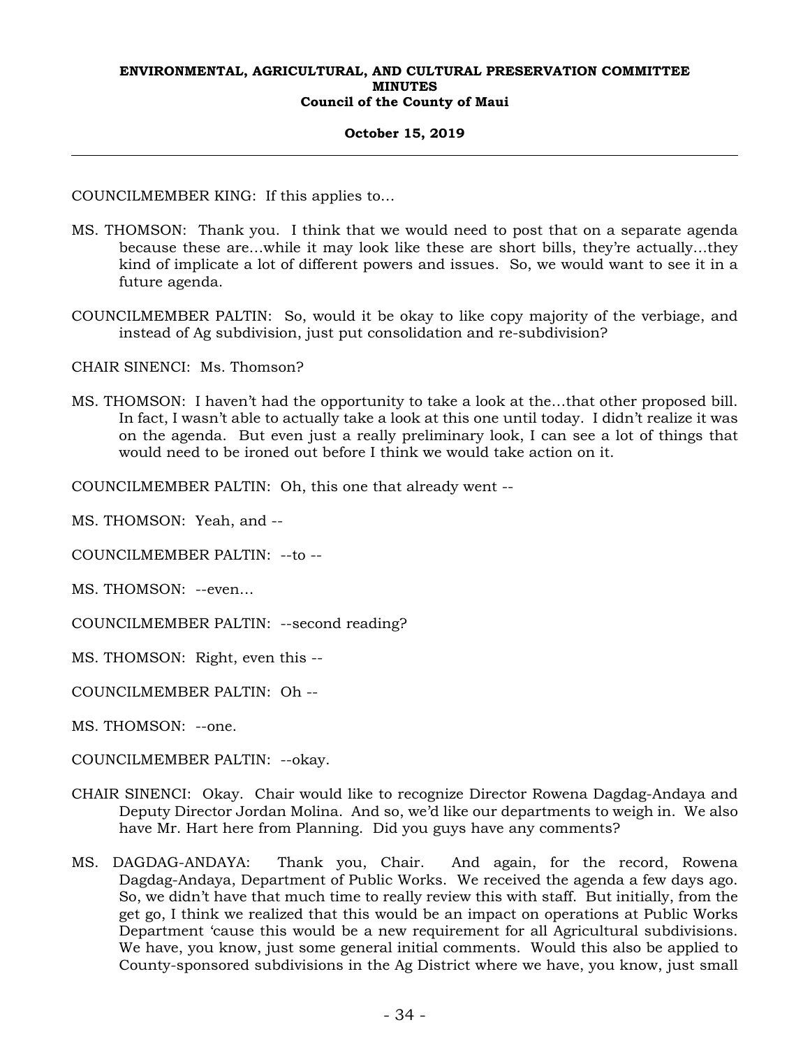COUNCILMEMBER KING: If this applies to...

MS. THOMSON: Thank you. I think that we would need to post that on a separate agenda because these are...while it may look like these are short bills, they're actually...they kind of implicate a lot of different powers and issues. So, we would want to see it in a future agenda.

COUNCILMEMBER PALTIN: So, would it be okay to like copy majority of the verbiage, and instead of Ag subdivision, just put consolidation and re-subdivision?

CHAIR SINENCI: Ms. Thomson?

MS. THOMSON: I haven't had the opportunity to take a look at the...that other proposed bill. In fact, I wasn't able to actually take a look at this one until today. I didn't realize it was on the agenda. But even just a really preliminary look, I can see a lot of things that would need to be ironed out before I think we would take action on it.

COUNCILMEMBER PALTIN: Oh, this one that already went --

MS. THOMSON: Yeah, and --

COUNCILMEMBER PALTIN: --to --

MS. THOMSON: --even...

COUNCILMEMBER PALTIN: --second reading?

MS. THOMSON: Right, even this --

COUNCILMEMBER PALTIN: Oh --

MS. THOMSON: --one.

COUNCILMEMBER PALTIN: --okay.

CHAIR SINENCI: Okay. Chair would like to recognize Director Rowena Dagdag-Andaya and Deputy Director Jordan Molina. And so, we'd like our departments to weigh in. We also have Mr. Hart here from Planning. Did you guys have any comments?

MS. DAGDAG-ANDAYA: Thank you, Chair. And again, for the record, Rowena Dagdag-Andaya, Department of Public Works. We received the agenda a few days ago. So, we didn't have that much time to really review this with staff. But initially, from the get go, I think we realized that this would be an impact on operations at Public Works Department 'cause this would be a new requirement for all Agricultural subdivisions. We have, you know, just some general initial comments. Would this also be applied to County-sponsored subdivisions in the Ag District where we have, you know, just small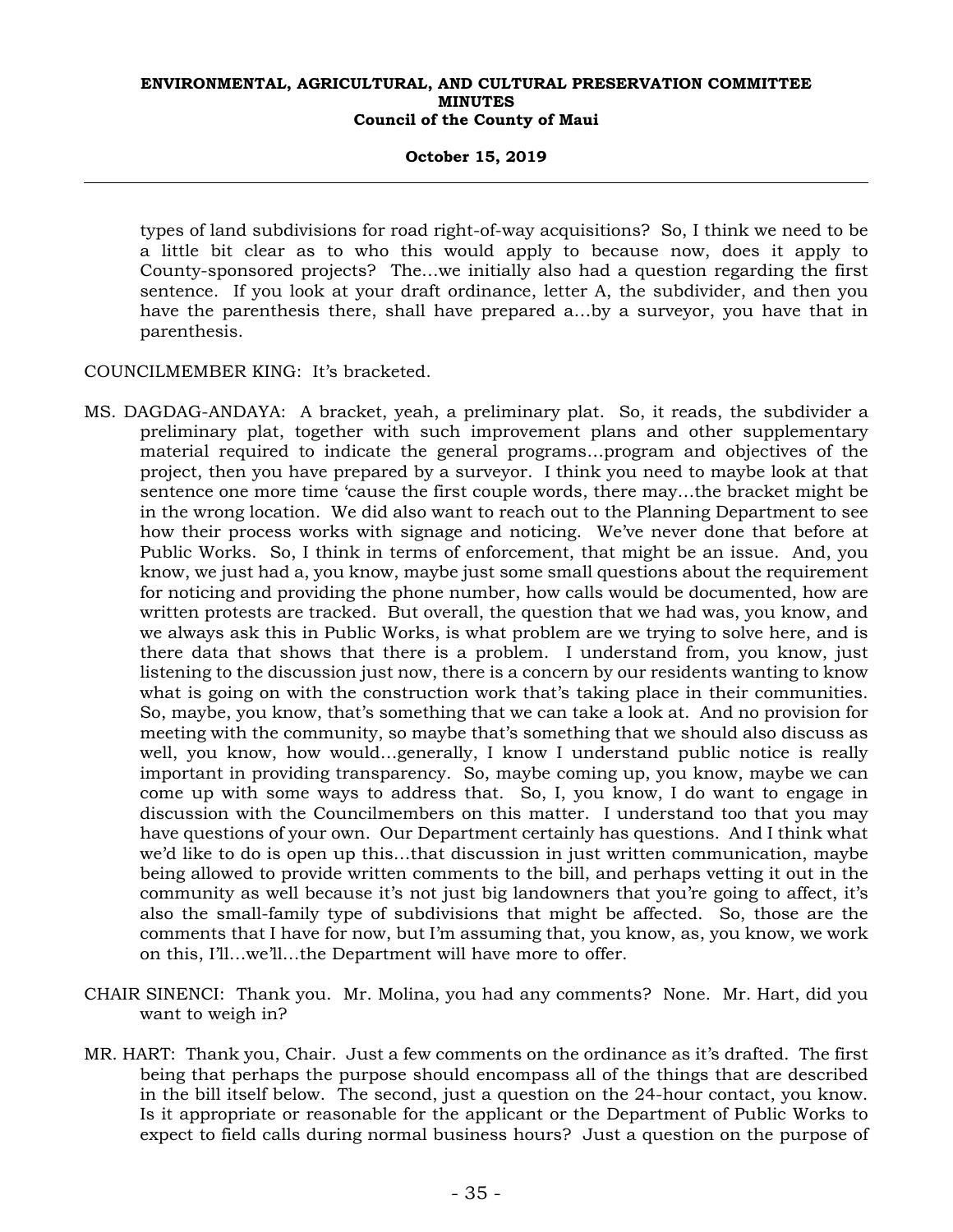types of land subdivisions for road right-of-way acquisitions? So, I think we need to be a little bit clear as to who this would apply to because now, does it apply to County-sponsored projects? The...we initially also had a question regarding the first sentence. If you look at your draft ordinance, letter A, the subdivider, and then you have the parenthesis there, shall have prepared a...by a surveyor, you have that in parenthesis.

COUNCILMEMBER KING: It's bracketed.

MS. DAGDAG-ANDAYA: A bracket, yeah, a preliminary plat. So, it reads, the subdivider a preliminary plat, together with such improvement plans and other supplementary material required to indicate the general programs...program and objectives of the project, then you have prepared by a surveyor. I think you need to maybe look at that sentence one more time 'cause the first couple words, there may...the bracket might be in the wrong location. We did also want to reach out to the Planning Department to see how their process works with signage and noticing. We've never done that before at Public Works. So, I think in terms of enforcement, that might be an issue. And, you know, we just had a, you know, maybe just some small questions about the requirement for noticing and providing the phone number, how calls would be documented, how are written protests are tracked. But overall, the question that we had was, you know, and we always ask this in Public Works, is what problem are we trying to solve here, and is there data that shows that there is a problem. I understand from, you know, just listening to the discussion just now, there is a concern by our residents wanting to know what is going on with the construction work that's taking place in their communities. So, maybe, you know, that's something that we can take a look at. And no provision for meeting with the community, so maybe that's something that we should also discuss as well, you know, how would...generally, I know I understand public notice is really important in providing transparency. So, maybe coming up, you know, maybe we can come up with some ways to address that. So, I, you know, I do want to engage in discussion with the Councilmembers on this matter. I understand too that you may have questions of your own. Our Department certainly has questions. And I think what we'd like to do is open up this...that discussion in just written communication, maybe being allowed to provide written comments to the bill, and perhaps vetting it out in the community as well because it's not just big landowners that you're going to affect, it's also the small-family type of subdivisions that might be affected. So, those are the comments that I have for now, but I'm assuming that, you know, as, you know, we work on this, I'll...we'll...the Department will have more to offer.

CHAIR SINENCI: Thank you. Mr. Molina, you had any comments? None. Mr. Hart, did you want to weigh in?

MR. HART: Thank you, Chair. Just a few comments on the ordinance as it's drafted. The first being that perhaps the purpose should encompass all of the things that are described in the bill itself below. The second, just a question on the 24-hour contact, you know. Is it appropriate or reasonable for the applicant or the Department of Public Works to expect to field calls during normal business hours? Just a question on the purpose of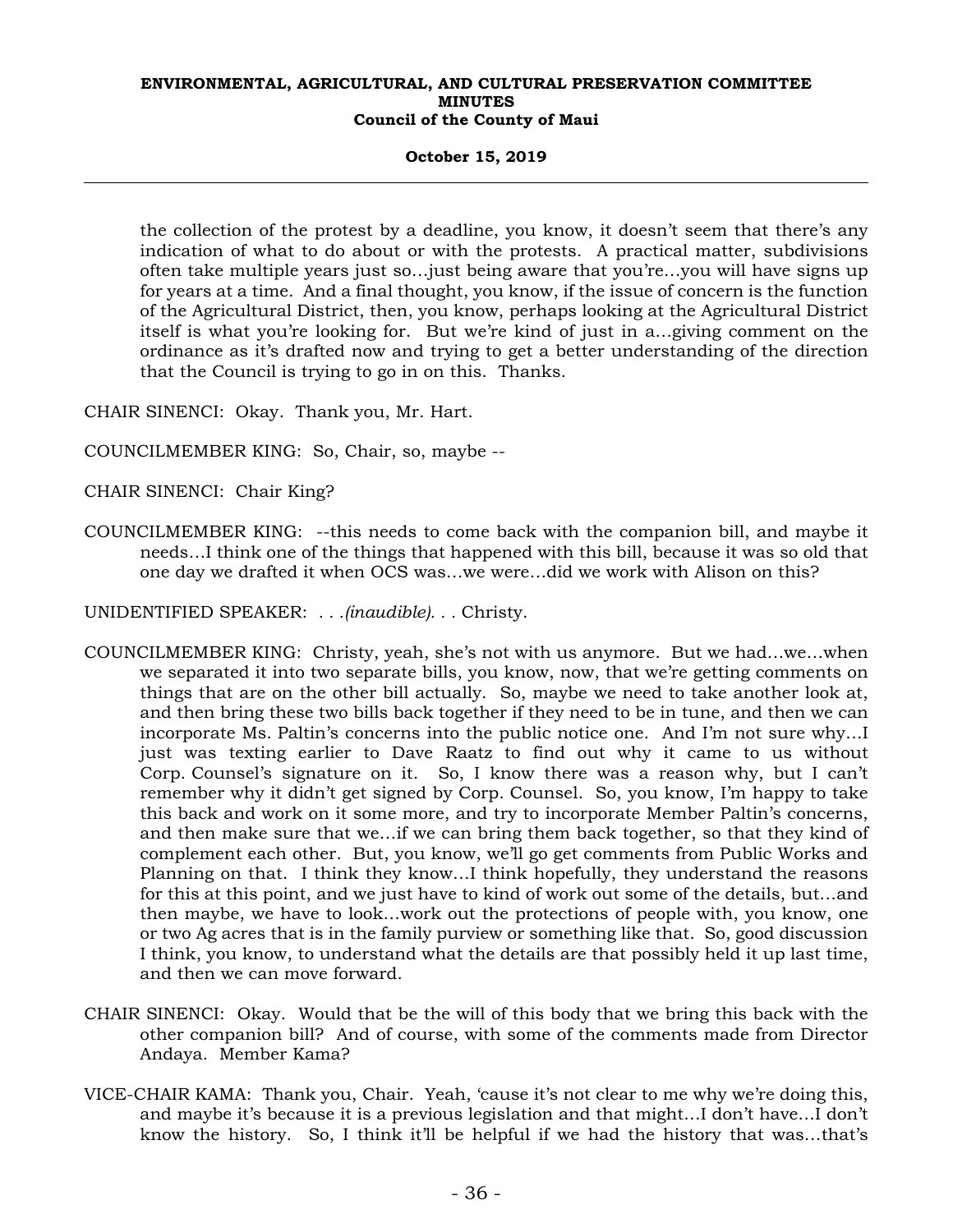the collection of the protest by a deadline, you know, it doesn't seem that there's any indication of what to do about or with the protests. A practical matter, subdivisions often take multiple years just so…just being aware that you're…you will have signs up for years at a time. And a final thought, you know, if the issue of concern is the function of the Agricultural District, then, you know, perhaps looking at the Agricultural District itself is what you're looking for. But we're kind of just in a…giving comment on the ordinance as it's drafted now and trying to get a better understanding of the direction that the Council is trying to go in on this. Thanks.

CHAIR SINENCI: Okay. Thank you, Mr. Hart.

COUNCILMEMBER KING: So, Chair, so, maybe --

CHAIR SINENCI: Chair King?

COUNCILMEMBER KING: --this needs to come back with the companion bill, and maybe it needs…I think one of the things that happened with this bill, because it was so old that one day we drafted it when OCS was…we were…did we work with Alison on this?

UNIDENTIFIED SPEAKER: . . .*(inaudible)*. . . Christy.

COUNCILMEMBER KING: Christy, yeah, she's not with us anymore. But we had…we…when we separated it into two separate bills, you know, now, that we're getting comments on things that are on the other bill actually. So, maybe we need to take another look at, and then bring these two bills back together if they need to be in tune, and then we can incorporate Ms. Paltin's concerns into the public notice one. And I'm not sure why…I just was texting earlier to Dave Raatz to find out why it came to us without Corp. Counsel's signature on it. So, I know there was a reason why, but I can't remember why it didn't get signed by Corp. Counsel. So, you know, I'm happy to take this back and work on it some more, and try to incorporate Member Paltin's concerns, and then make sure that we…if we can bring them back together, so that they kind of complement each other. But, you know, we'll go get comments from Public Works and Planning on that. I think they know…I think hopefully, they understand the reasons for this at this point, and we just have to kind of work out some of the details, but…and then maybe, we have to look…work out the protections of people with, you know, one or two Ag acres that is in the family purview or something like that. So, good discussion I think, you know, to understand what the details are that possibly held it up last time, and then we can move forward.

CHAIR SINENCI: Okay. Would that be the will of this body that we bring this back with the other companion bill? And of course, with some of the comments made from Director Andaya. Member Kama?

VICE-CHAIR KAMA: Thank you, Chair. Yeah, 'cause it's not clear to me why we're doing this, and maybe it's because it is a previous legislation and that might…I don't have…I don't know the history. So, I think it'll be helpful if we had the history that was…that's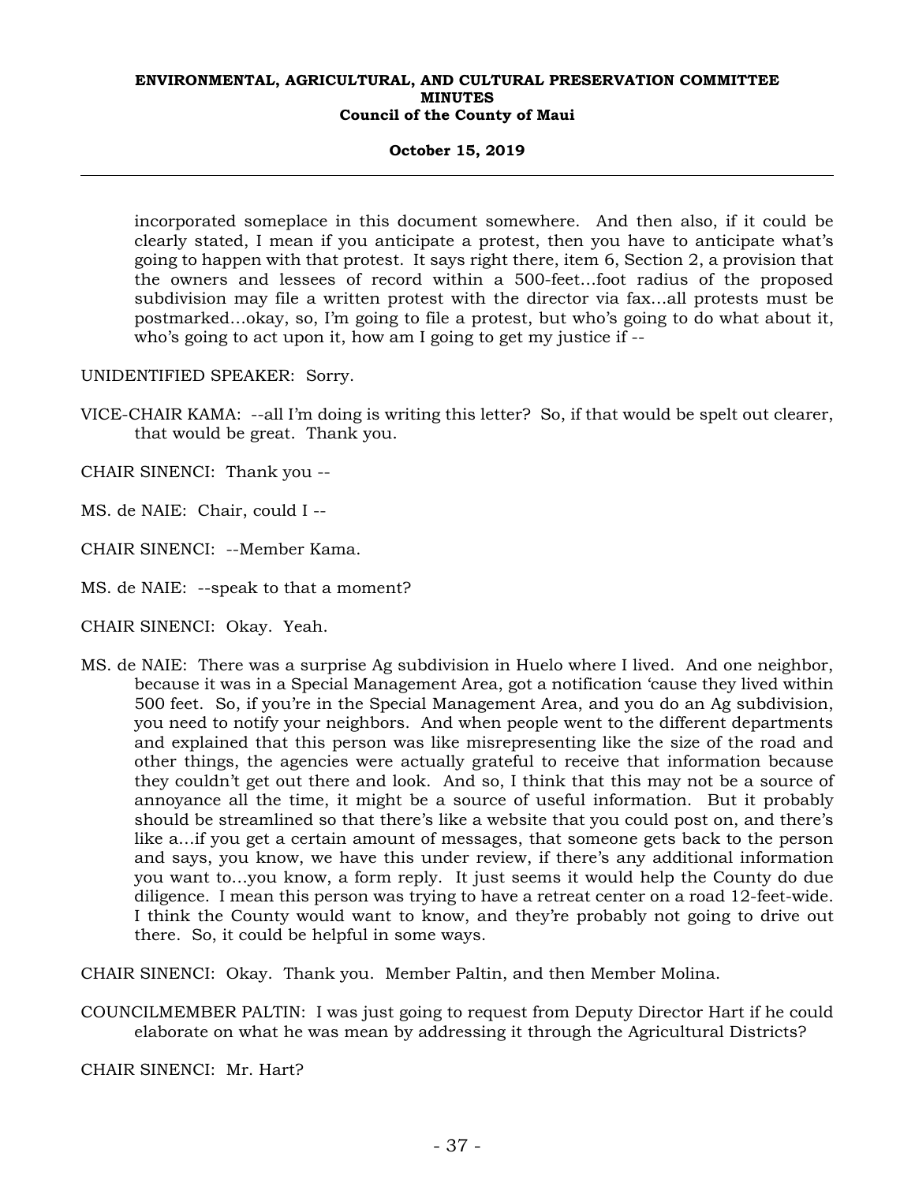incorporated someplace in this document somewhere. And then also, if it could be clearly stated, I mean if you anticipate a protest, then you have to anticipate what's going to happen with that protest. It says right there, item 6, Section 2, a provision that the owners and lessees of record within a 500-feet...foot radius of the proposed subdivision may file a written protest with the director via fax...all protests must be postmarked...okay, so, I'm going to file a protest, but who's going to do what about it, who's going to act upon it, how am I going to get my justice if --

UNIDENTIFIED SPEAKER: Sorry.

VICE-CHAIR KAMA: --all I'm doing is writing this letter? So, if that would be spelt out clearer, that would be great. Thank you.

CHAIR SINENCI: Thank you --

MS. de NAIE: Chair, could I --

CHAIR SINENCI: --Member Kama.

MS. de NAIE: --speak to that a moment?

CHAIR SINENCI: Okay. Yeah.

MS. de NAIE: There was a surprise Ag subdivision in Huelo where I lived. And one neighbor, because it was in a Special Management Area, got a notification 'cause they lived within 500 feet. So, if you're in the Special Management Area, and you do an Ag subdivision, you need to notify your neighbors. And when people went to the different departments and explained that this person was like misrepresenting like the size of the road and other things, the agencies were actually grateful to receive that information because they couldn't get out there and look. And so, I think that this may not be a source of annoyance all the time, it might be a source of useful information. But it probably should be streamlined so that there's like a website that you could post on, and there's like a...if you get a certain amount of messages, that someone gets back to the person and says, you know, we have this under review, if there's any additional information you want to...you know, a form reply. It just seems it would help the County do due diligence. I mean this person was trying to have a retreat center on a road 12-feet-wide. I think the County would want to know, and they're probably not going to drive out there. So, it could be helpful in some ways.

CHAIR SINENCI: Okay. Thank you. Member Paltin, and then Member Molina.

COUNCILMEMBER PALTIN: I was just going to request from Deputy Director Hart if he could elaborate on what he was mean by addressing it through the Agricultural Districts?

CHAIR SINENCI: Mr. Hart?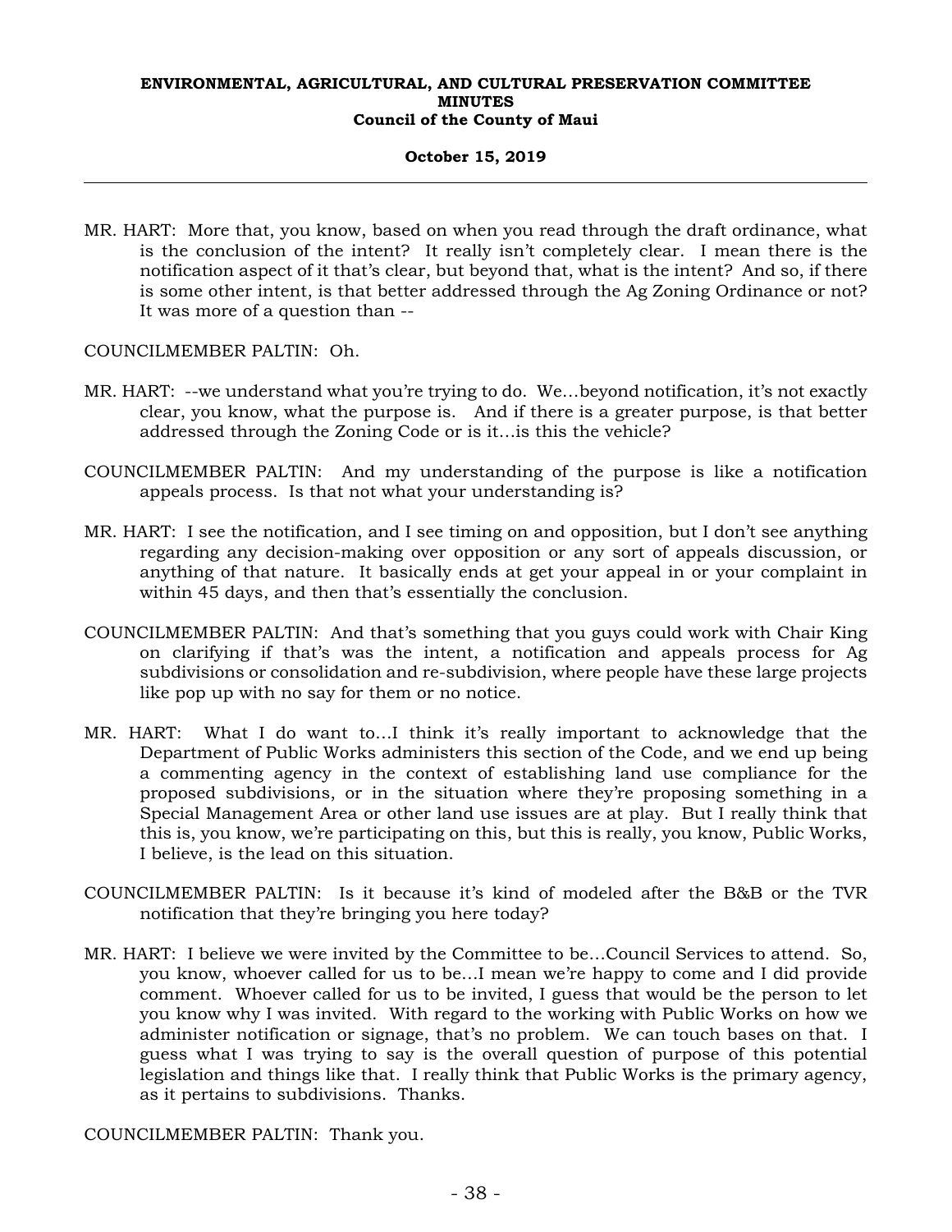MR. HART: More that, you know, based on when you read through the draft ordinance, what is the conclusion of the intent? It really isn't completely clear. I mean there is the notification aspect of it that's clear, but beyond that, what is the intent? And so, if there is some other intent, is that better addressed through the Ag Zoning Ordinance or not? It was more of a question than --

COUNCILMEMBER PALTIN: Oh.

MR. HART: --we understand what you're trying to do. We…beyond notification, it's not exactly clear, you know, what the purpose is. And if there is a greater purpose, is that better addressed through the Zoning Code or is it…is this the vehicle?

COUNCILMEMBER PALTIN: And my understanding of the purpose is like a notification appeals process. Is that not what your understanding is?

MR. HART: I see the notification, and I see timing on and opposition, but I don't see anything regarding any decision-making over opposition or any sort of appeals discussion, or anything of that nature. It basically ends at get your appeal in or your complaint in within 45 days, and then that's essentially the conclusion.

COUNCILMEMBER PALTIN: And that's something that you guys could work with Chair King on clarifying if that's was the intent, a notification and appeals process for Ag subdivisions or consolidation and re-subdivision, where people have these large projects like pop up with no say for them or no notice.

MR. HART: What I do want to…I think it's really important to acknowledge that the Department of Public Works administers this section of the Code, and we end up being a commenting agency in the context of establishing land use compliance for the proposed subdivisions, or in the situation where they're proposing something in a Special Management Area or other land use issues are at play. But I really think that this is, you know, we're participating on this, but this is really, you know, Public Works, I believe, is the lead on this situation.

COUNCILMEMBER PALTIN: Is it because it's kind of modeled after the B&B or the TVR notification that they're bringing you here today?

MR. HART: I believe we were invited by the Committee to be…Council Services to attend. So, you know, whoever called for us to be…I mean we're happy to come and I did provide comment. Whoever called for us to be invited, I guess that would be the person to let you know why I was invited. With regard to the working with Public Works on how we administer notification or signage, that's no problem. We can touch bases on that. I guess what I was trying to say is the overall question of purpose of this potential legislation and things like that. I really think that Public Works is the primary agency, as it pertains to subdivisions. Thanks.

COUNCILMEMBER PALTIN: Thank you.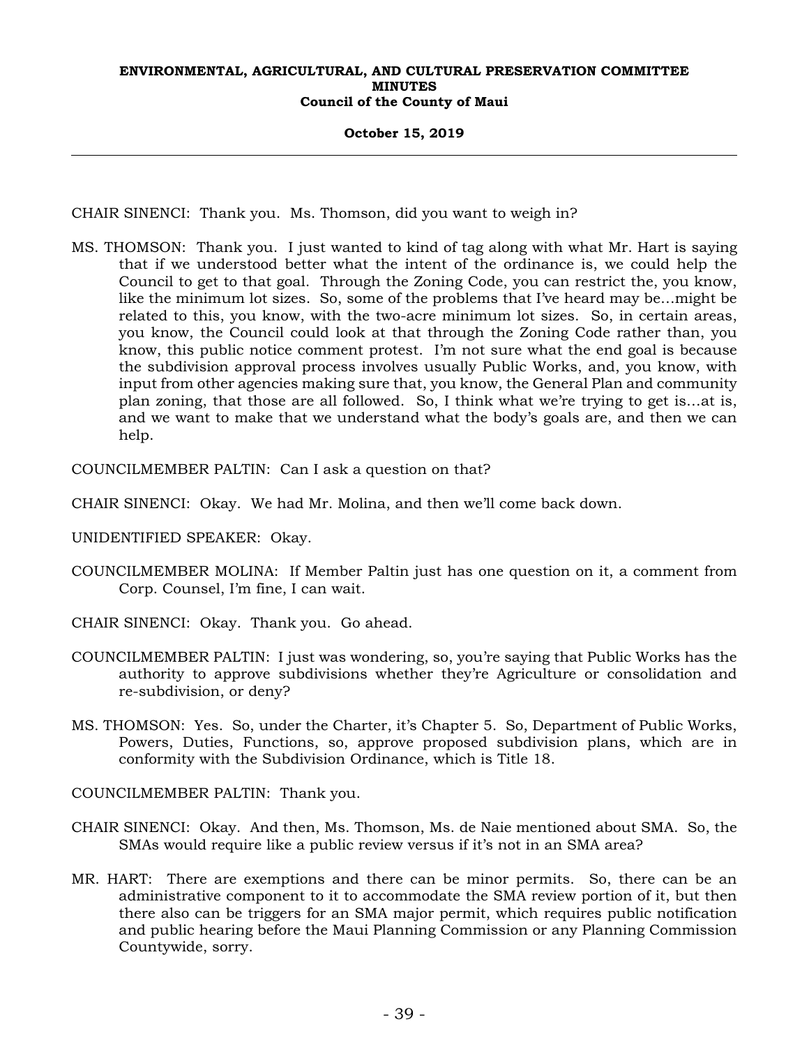CHAIR SINENCI: Thank you. Ms. Thomson, did you want to weigh in?

MS. THOMSON: Thank you. I just wanted to kind of tag along with what Mr. Hart is saying that if we understood better what the intent of the ordinance is, we could help the Council to get to that goal. Through the Zoning Code, you can restrict the, you know, like the minimum lot sizes. So, some of the problems that I've heard may be...might be related to this, you know, with the two-acre minimum lot sizes. So, in certain areas, you know, the Council could look at that through the Zoning Code rather than, you know, this public notice comment protest. I'm not sure what the end goal is because the subdivision approval process involves usually Public Works, and, you know, with input from other agencies making sure that, you know, the General Plan and community plan zoning, that those are all followed. So, I think what we're trying to get is...at is, and we want to make that we understand what the body's goals are, and then we can help.

COUNCILMEMBER PALTIN: Can I ask a question on that?

CHAIR SINENCI: Okay. We had Mr. Molina, and then we'll come back down.

UNIDENTIFIED SPEAKER: Okay.

COUNCILMEMBER MOLINA: If Member Paltin just has one question on it, a comment from Corp. Counsel, I'm fine, I can wait.

CHAIR SINENCI: Okay. Thank you. Go ahead.

COUNCILMEMBER PALTIN: I just was wondering, so, you're saying that Public Works has the authority to approve subdivisions whether they're Agriculture or consolidation and re-subdivision, or deny?

MS. THOMSON: Yes. So, under the Charter, it's Chapter 5. So, Department of Public Works, Powers, Duties, Functions, so, approve proposed subdivision plans, which are in conformity with the Subdivision Ordinance, which is Title 18.

COUNCILMEMBER PALTIN: Thank you.

CHAIR SINENCI: Okay. And then, Ms. Thomson, Ms. de Naie mentioned about SMA. So, the SMAs would require like a public review versus if it's not in an SMA area?

MR. HART: There are exemptions and there can be minor permits. So, there can be an administrative component to it to accommodate the SMA review portion of it, but then there also can be triggers for an SMA major permit, which requires public notification and public hearing before the Maui Planning Commission or any Planning Commission Countywide, sorry.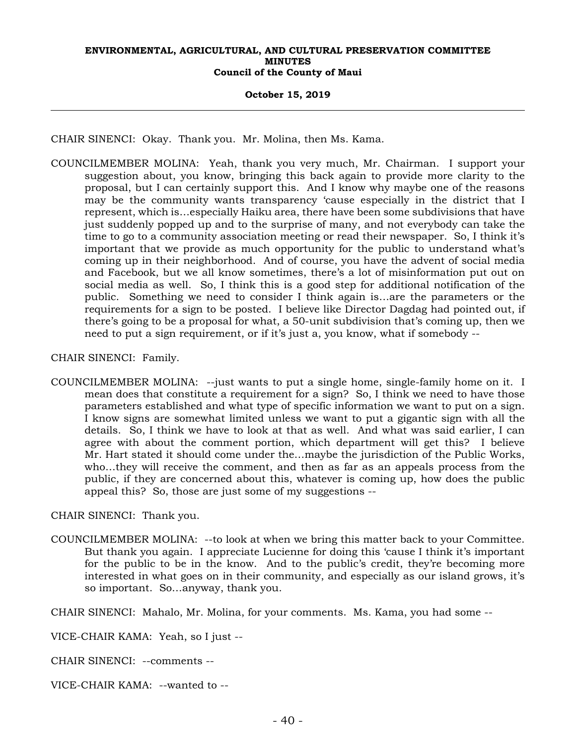CHAIR SINENCI: Okay. Thank you. Mr. Molina, then Ms. Kama.

COUNCILMEMBER MOLINA: Yeah, thank you very much, Mr. Chairman. I support your suggestion about, you know, bringing this back again to provide more clarity to the proposal, but I can certainly support this. And I know why maybe one of the reasons may be the community wants transparency 'cause especially in the district that I represent, which is...especially Haiku area, there have been some subdivisions that have just suddenly popped up and to the surprise of many, and not everybody can take the time to go to a community association meeting or read their newspaper. So, I think it's important that we provide as much opportunity for the public to understand what's coming up in their neighborhood. And of course, you have the advent of social media and Facebook, but we all know sometimes, there's a lot of misinformation put out on social media as well. So, I think this is a good step for additional notification of the public. Something we need to consider I think again is...are the parameters or the requirements for a sign to be posted. I believe like Director Dagdag had pointed out, if there's going to be a proposal for what, a 50-unit subdivision that's coming up, then we need to put a sign requirement, or if it's just a, you know, what if somebody --

CHAIR SINENCI: Family.

COUNCILMEMBER MOLINA: --just wants to put a single home, single-family home on it. I mean does that constitute a requirement for a sign? So, I think we need to have those parameters established and what type of specific information we want to put on a sign. I know signs are somewhat limited unless we want to put a gigantic sign with all the details. So, I think we have to look at that as well. And what was said earlier, I can agree with about the comment portion, which department will get this? I believe Mr. Hart stated it should come under the...maybe the jurisdiction of the Public Works, who...they will receive the comment, and then as far as an appeals process from the public, if they are concerned about this, whatever is coming up, how does the public appeal this? So, those are just some of my suggestions --

CHAIR SINENCI: Thank you.

COUNCILMEMBER MOLINA: --to look at when we bring this matter back to your Committee. But thank you again. I appreciate Lucienne for doing this 'cause I think it's important for the public to be in the know. And to the public's credit, they're becoming more interested in what goes on in their community, and especially as our island grows, it's so important. So...anyway, thank you.

CHAIR SINENCI: Mahalo, Mr. Molina, for your comments. Ms. Kama, you had some --

VICE-CHAIR KAMA: Yeah, so I just --

CHAIR SINENCI: --comments --

VICE-CHAIR KAMA: --wanted to --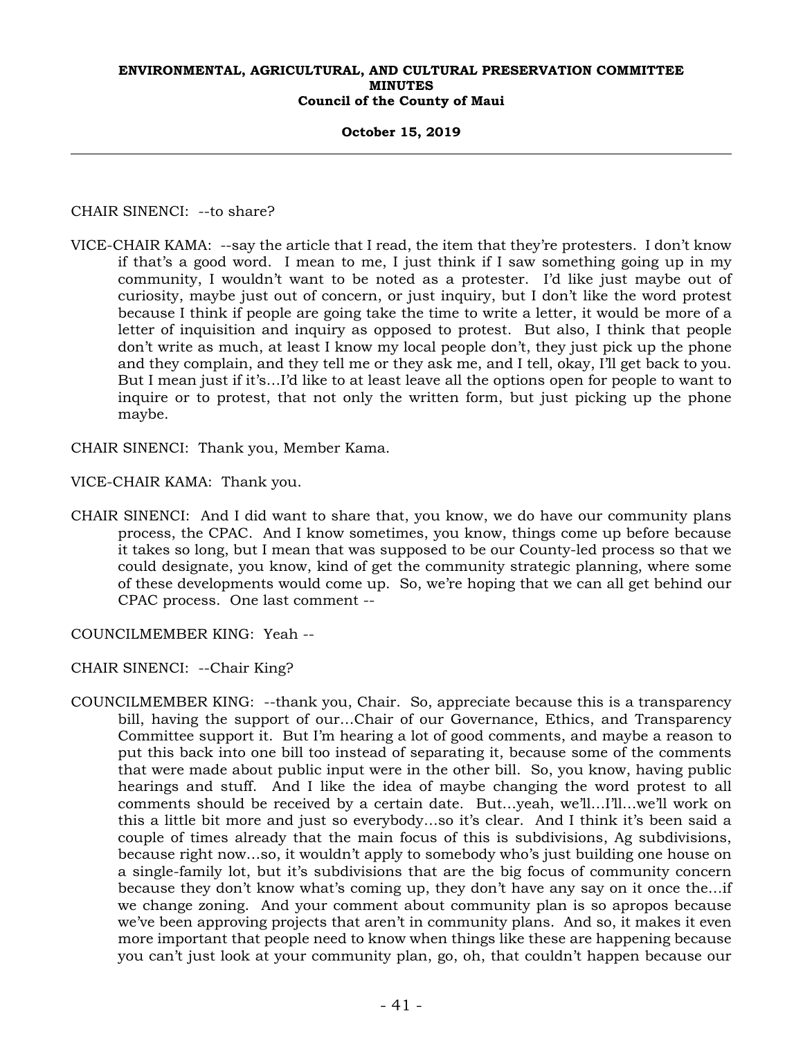CHAIR SINENCI: --to share?

VICE-CHAIR KAMA: --say the article that I read, the item that they're protesters. I don't know if that's a good word. I mean to me, I just think if I saw something going up in my community, I wouldn't want to be noted as a protester. I'd like just maybe out of curiosity, maybe just out of concern, or just inquiry, but I don't like the word protest because I think if people are going take the time to write a letter, it would be more of a letter of inquisition and inquiry as opposed to protest. But also, I think that people don't write as much, at least I know my local people don't, they just pick up the phone and they complain, and they tell me or they ask me, and I tell, okay, I'll get back to you. But I mean just if it's…I'd like to at least leave all the options open for people to want to inquire or to protest, that not only the written form, but just picking up the phone maybe.

CHAIR SINENCI: Thank you, Member Kama.

VICE-CHAIR KAMA: Thank you.

CHAIR SINENCI: And I did want to share that, you know, we do have our community plans process, the CPAC. And I know sometimes, you know, things come up before because it takes so long, but I mean that was supposed to be our County-led process so that we could designate, you know, kind of get the community strategic planning, where some of these developments would come up. So, we're hoping that we can all get behind our CPAC process. One last comment --

COUNCILMEMBER KING: Yeah --

CHAIR SINENCI: --Chair King?

COUNCILMEMBER KING: --thank you, Chair. So, appreciate because this is a transparency bill, having the support of our…Chair of our Governance, Ethics, and Transparency Committee support it. But I'm hearing a lot of good comments, and maybe a reason to put this back into one bill too instead of separating it, because some of the comments that were made about public input were in the other bill. So, you know, having public hearings and stuff. And I like the idea of maybe changing the word protest to all comments should be received by a certain date. But…yeah, we'll…I'll…we'll work on this a little bit more and just so everybody…so it's clear. And I think it's been said a couple of times already that the main focus of this is subdivisions, Ag subdivisions, because right now…so, it wouldn't apply to somebody who's just building one house on a single-family lot, but it's subdivisions that are the big focus of community concern because they don't know what's coming up, they don't have any say on it once the…if we change zoning. And your comment about community plan is so apropos because we've been approving projects that aren't in community plans. And so, it makes it even more important that people need to know when things like these are happening because you can't just look at your community plan, go, oh, that couldn't happen because our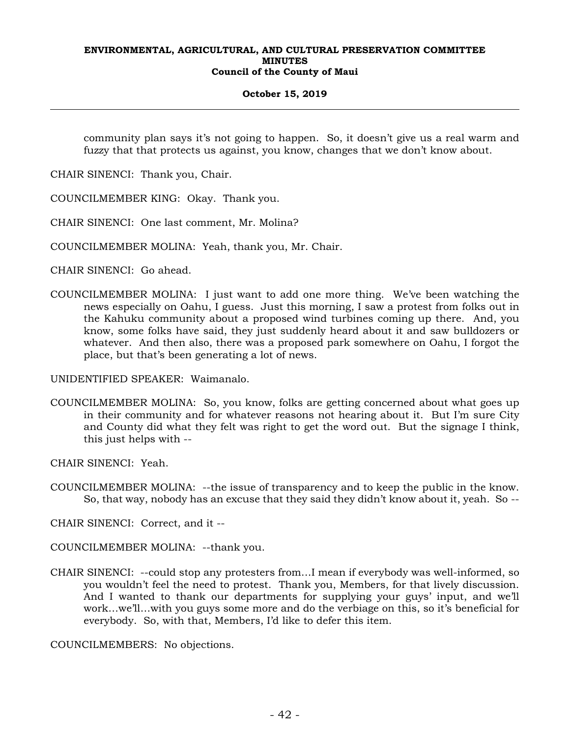community plan says it's not going to happen. So, it doesn't give us a real warm and fuzzy that that protects us against, you know, changes that we don't know about.

CHAIR SINENCI: Thank you, Chair.

COUNCILMEMBER KING: Okay. Thank you.

CHAIR SINENCI: One last comment, Mr. Molina?

COUNCILMEMBER MOLINA: Yeah, thank you, Mr. Chair.

CHAIR SINENCI: Go ahead.

COUNCILMEMBER MOLINA: I just want to add one more thing. We've been watching the news especially on Oahu, I guess. Just this morning, I saw a protest from folks out in the Kahuku community about a proposed wind turbines coming up there. And, you know, some folks have said, they just suddenly heard about it and saw bulldozers or whatever. And then also, there was a proposed park somewhere on Oahu, I forgot the place, but that's been generating a lot of news.

UNIDENTIFIED SPEAKER: Waimanalo.

COUNCILMEMBER MOLINA: So, you know, folks are getting concerned about what goes up in their community and for whatever reasons not hearing about it. But I'm sure City and County did what they felt was right to get the word out. But the signage I think, this just helps with --

CHAIR SINENCI: Yeah.

COUNCILMEMBER MOLINA: --the issue of transparency and to keep the public in the know. So, that way, nobody has an excuse that they said they didn't know about it, yeah. So --

CHAIR SINENCI: Correct, and it --

COUNCILMEMBER MOLINA: --thank you.

CHAIR SINENCI: --could stop any protesters from…I mean if everybody was well-informed, so you wouldn't feel the need to protest. Thank you, Members, for that lively discussion. And I wanted to thank our departments for supplying your guys' input, and we'll work…we'll…with you guys some more and do the verbiage on this, so it's beneficial for everybody. So, with that, Members, I'd like to defer this item.

COUNCILMEMBERS: No objections.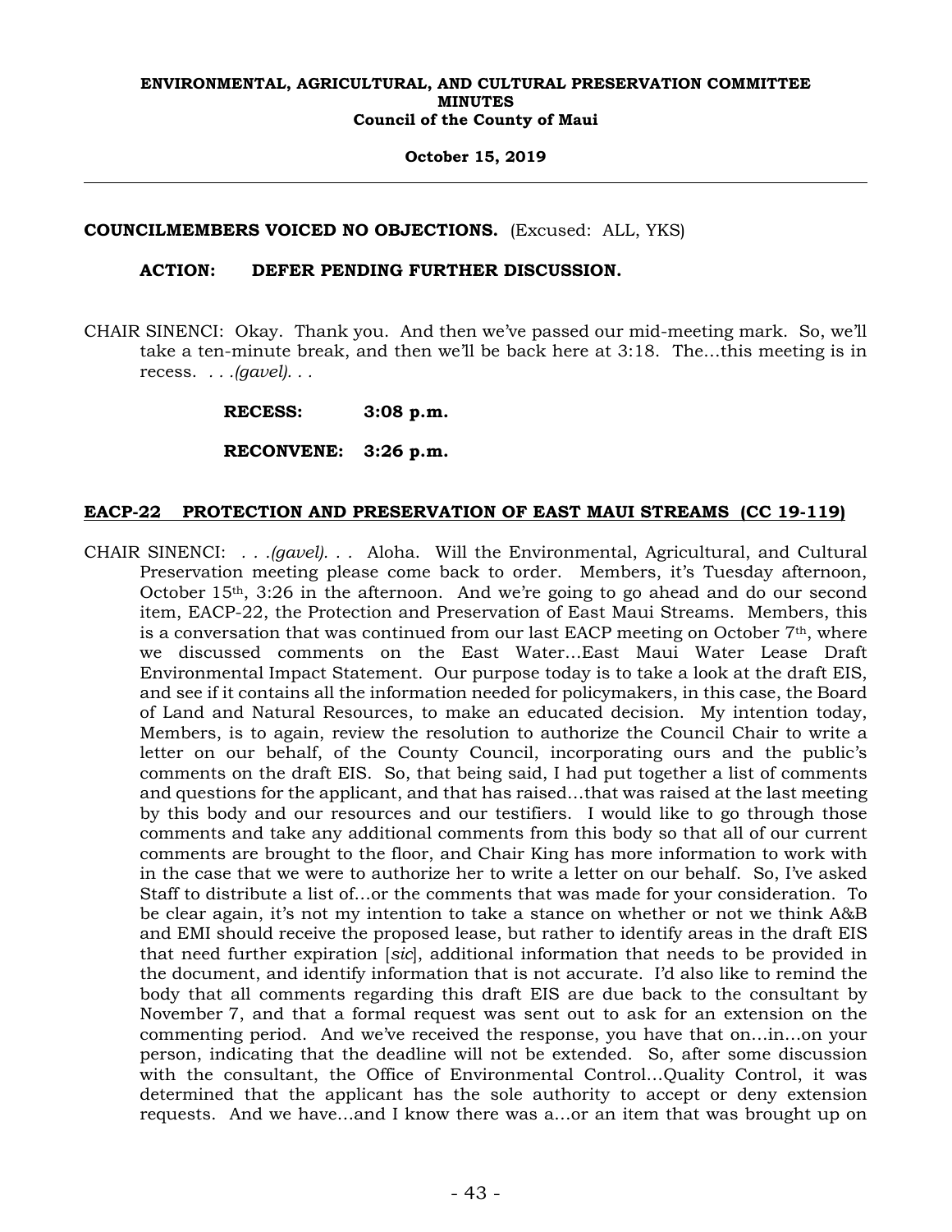**COUNCILMEMBERS VOICED NO OBJECTIONS.** (Excused: ALL, YKS)

**ACTION: DEFER PENDING FURTHER DISCUSSION.**

CHAIR SINENCI: Okay. Thank you. And then we've passed our mid-meeting mark. So, we'll take a ten-minute break, and then we'll be back here at 3:18. The...this meeting is in recess. . . .*(gavel)*. . .

**RECESS: 3:08 p.m.**

**RECONVENE: 3:26 p.m.**

**EACP-22 PROTECTION AND PRESERVATION OF EAST MAUI STREAMS (CC 19-119)**

CHAIR SINENCI: . . .*(gavel)*. . . Aloha. Will the Environmental, Agricultural, and Cultural Preservation meeting please come back to order. Members, it's Tuesday afternoon, October 15th, 3:26 in the afternoon. And we're going to go ahead and do our second item, EACP-22, the Protection and Preservation of East Maui Streams. Members, this is a conversation that was continued from our last EACP meeting on October 7th, where we discussed comments on the East Water...East Maui Water Lease Draft Environmental Impact Statement. Our purpose today is to take a look at the draft EIS, and see if it contains all the information needed for policymakers, in this case, the Board of Land and Natural Resources, to make an educated decision. My intention today, Members, is to again, review the resolution to authorize the Council Chair to write a letter on our behalf, of the County Council, incorporating ours and the public's comments on the draft EIS. So, that being said, I had put together a list of comments and questions for the applicant, and that has raised...that was raised at the last meeting by this body and our resources and our testifiers. I would like to go through those comments and take any additional comments from this body so that all of our current comments are brought to the floor, and Chair King has more information to work with in the case that we were to authorize her to write a letter on our behalf. So, I've asked Staff to distribute a list of...or the comments that was made for your consideration. To be clear again, it's not my intention to take a stance on whether or not we think A&B and EMI should receive the proposed lease, but rather to identify areas in the draft EIS that need further expiration [*sic*], additional information that needs to be provided in the document, and identify information that is not accurate. I'd also like to remind the body that all comments regarding this draft EIS are due back to the consultant by November 7, and that a formal request was sent out to ask for an extension on the commenting period. And we've received the response, you have that on...in...on your person, indicating that the deadline will not be extended. So, after some discussion with the consultant, the Office of Environmental Control...Quality Control, it was determined that the applicant has the sole authority to accept or deny extension requests. And we have...and I know there was a...or an item that was brought up on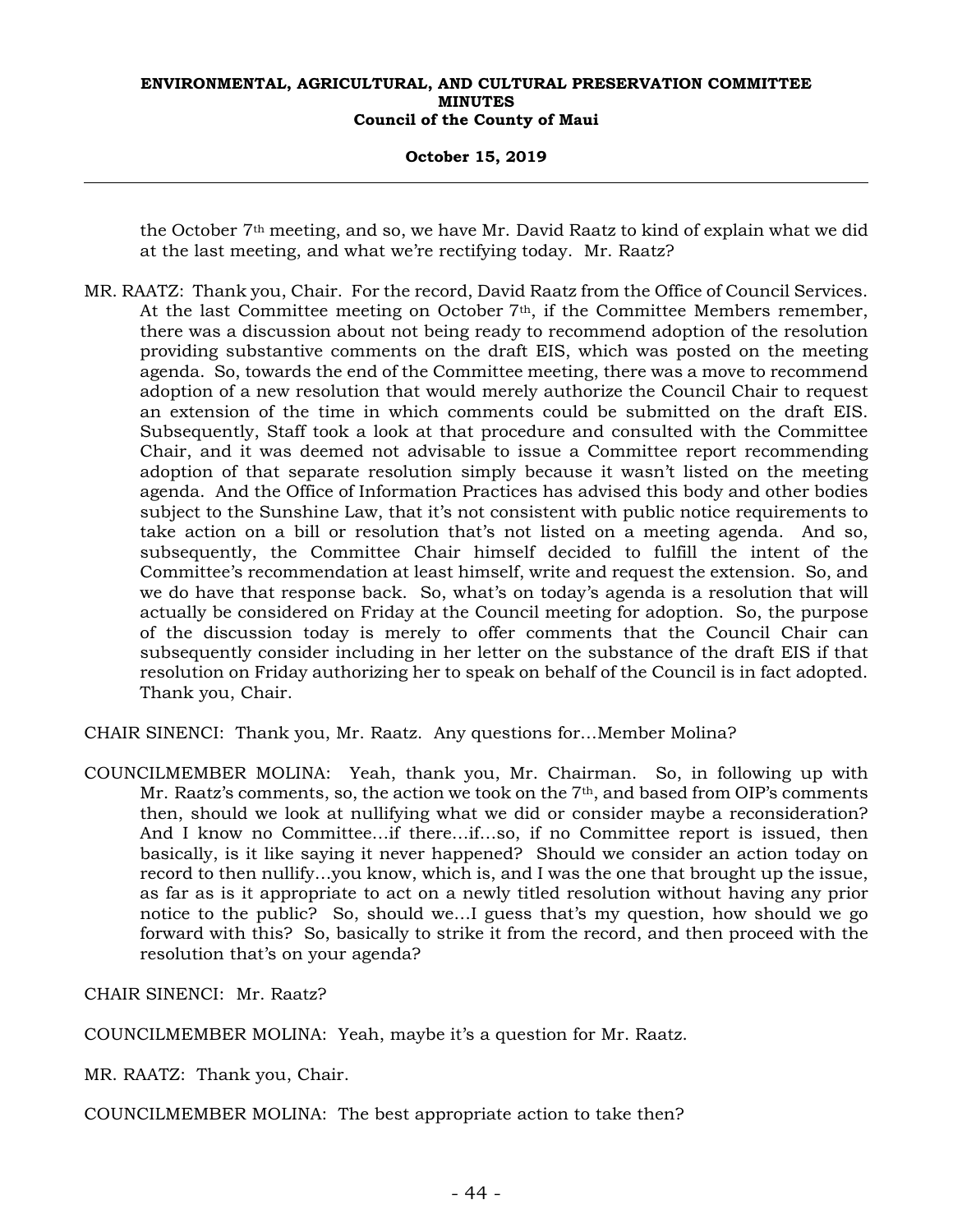the October 7th meeting, and so, we have Mr. David Raatz to kind of explain what we did at the last meeting, and what we're rectifying today. Mr. Raatz?

MR. RAATZ: Thank you, Chair. For the record, David Raatz from the Office of Council Services. At the last Committee meeting on October 7th, if the Committee Members remember, there was a discussion about not being ready to recommend adoption of the resolution providing substantive comments on the draft EIS, which was posted on the meeting agenda. So, towards the end of the Committee meeting, there was a move to recommend adoption of a new resolution that would merely authorize the Council Chair to request an extension of the time in which comments could be submitted on the draft EIS. Subsequently, Staff took a look at that procedure and consulted with the Committee Chair, and it was deemed not advisable to issue a Committee report recommending adoption of that separate resolution simply because it wasn't listed on the meeting agenda. And the Office of Information Practices has advised this body and other bodies subject to the Sunshine Law, that it's not consistent with public notice requirements to take action on a bill or resolution that's not listed on a meeting agenda. And so, subsequently, the Committee Chair himself decided to fulfill the intent of the Committee's recommendation at least himself, write and request the extension. So, and we do have that response back. So, what's on today's agenda is a resolution that will actually be considered on Friday at the Council meeting for adoption. So, the purpose of the discussion today is merely to offer comments that the Council Chair can subsequently consider including in her letter on the substance of the draft EIS if that resolution on Friday authorizing her to speak on behalf of the Council is in fact adopted. Thank you, Chair.

CHAIR SINENCI: Thank you, Mr. Raatz. Any questions for…Member Molina?

COUNCILMEMBER MOLINA: Yeah, thank you, Mr. Chairman. So, in following up with Mr. Raatz's comments, so, the action we took on the 7th, and based from OIP's comments then, should we look at nullifying what we did or consider maybe a reconsideration? And I know no Committee…if there…if…so, if no Committee report is issued, then basically, is it like saying it never happened? Should we consider an action today on record to then nullify…you know, which is, and I was the one that brought up the issue, as far as is it appropriate to act on a newly titled resolution without having any prior notice to the public? So, should we…I guess that's my question, how should we go forward with this? So, basically to strike it from the record, and then proceed with the resolution that's on your agenda?

CHAIR SINENCI: Mr. Raatz?

COUNCILMEMBER MOLINA: Yeah, maybe it's a question for Mr. Raatz.

MR. RAATZ: Thank you, Chair.

COUNCILMEMBER MOLINA: The best appropriate action to take then?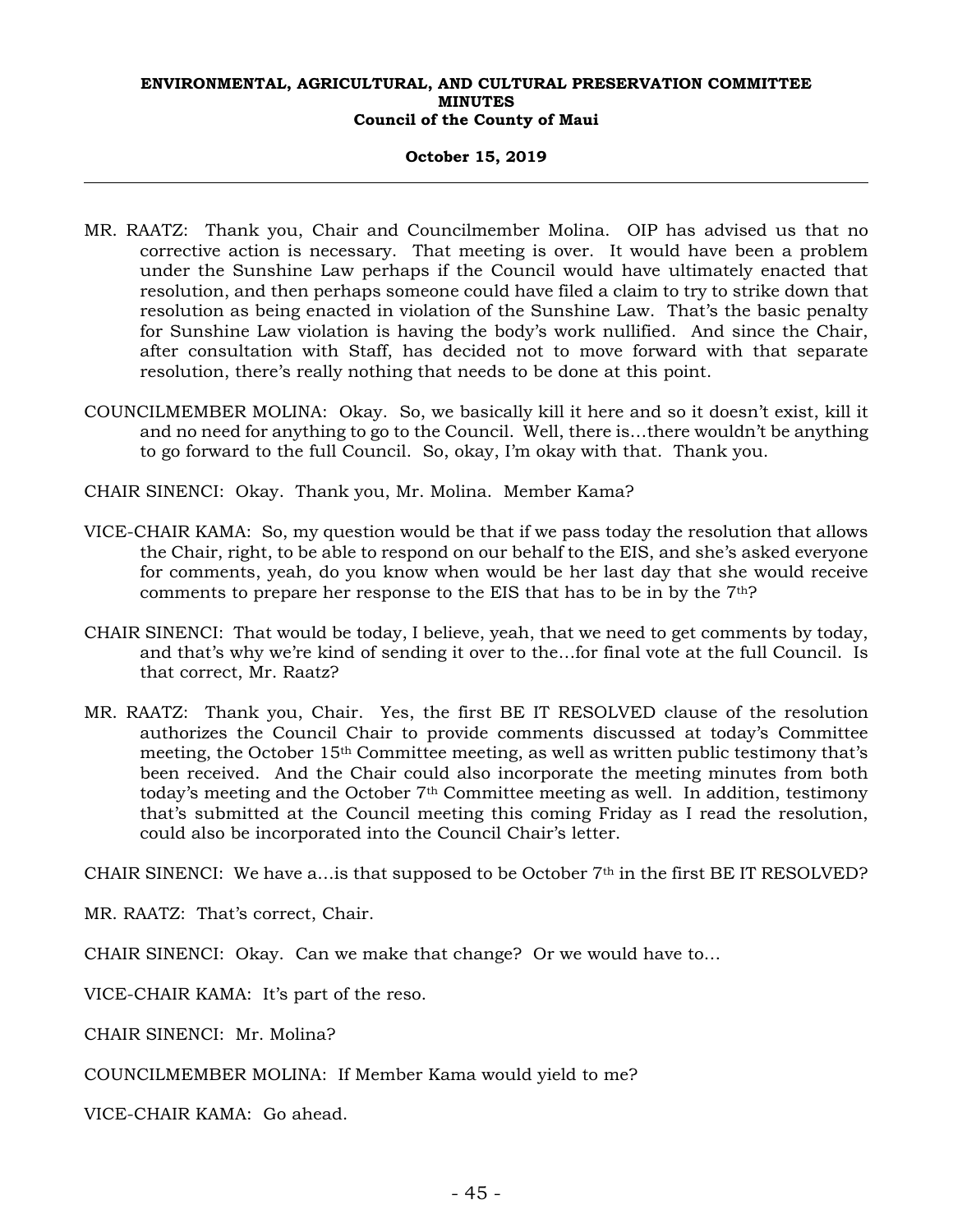MR. RAATZ: Thank you, Chair and Councilmember Molina. OIP has advised us that no corrective action is necessary. That meeting is over. It would have been a problem under the Sunshine Law perhaps if the Council would have ultimately enacted that resolution, and then perhaps someone could have filed a claim to try to strike down that resolution as being enacted in violation of the Sunshine Law. That's the basic penalty for Sunshine Law violation is having the body's work nullified. And since the Chair, after consultation with Staff, has decided not to move forward with that separate resolution, there's really nothing that needs to be done at this point.

COUNCILMEMBER MOLINA: Okay. So, we basically kill it here and so it doesn't exist, kill it and no need for anything to go to the Council. Well, there is…there wouldn't be anything to go forward to the full Council. So, okay, I'm okay with that. Thank you.

CHAIR SINENCI: Okay. Thank you, Mr. Molina. Member Kama?

VICE-CHAIR KAMA: So, my question would be that if we pass today the resolution that allows the Chair, right, to be able to respond on our behalf to the EIS, and she's asked everyone for comments, yeah, do you know when would be her last day that she would receive comments to prepare her response to the EIS that has to be in by the 7th?

CHAIR SINENCI: That would be today, I believe, yeah, that we need to get comments by today, and that's why we're kind of sending it over to the…for final vote at the full Council. Is that correct, Mr. Raatz?

MR. RAATZ: Thank you, Chair. Yes, the first BE IT RESOLVED clause of the resolution authorizes the Council Chair to provide comments discussed at today's Committee meeting, the October 15th Committee meeting, as well as written public testimony that's been received. And the Chair could also incorporate the meeting minutes from both today's meeting and the October 7th Committee meeting as well. In addition, testimony that's submitted at the Council meeting this coming Friday as I read the resolution, could also be incorporated into the Council Chair's letter.

CHAIR SINENCI: We have a…is that supposed to be October 7th in the first BE IT RESOLVED?

MR. RAATZ: That's correct, Chair.

CHAIR SINENCI: Okay. Can we make that change? Or we would have to…

VICE-CHAIR KAMA: It's part of the reso.

CHAIR SINENCI: Mr. Molina?

COUNCILMEMBER MOLINA: If Member Kama would yield to me?

VICE-CHAIR KAMA: Go ahead.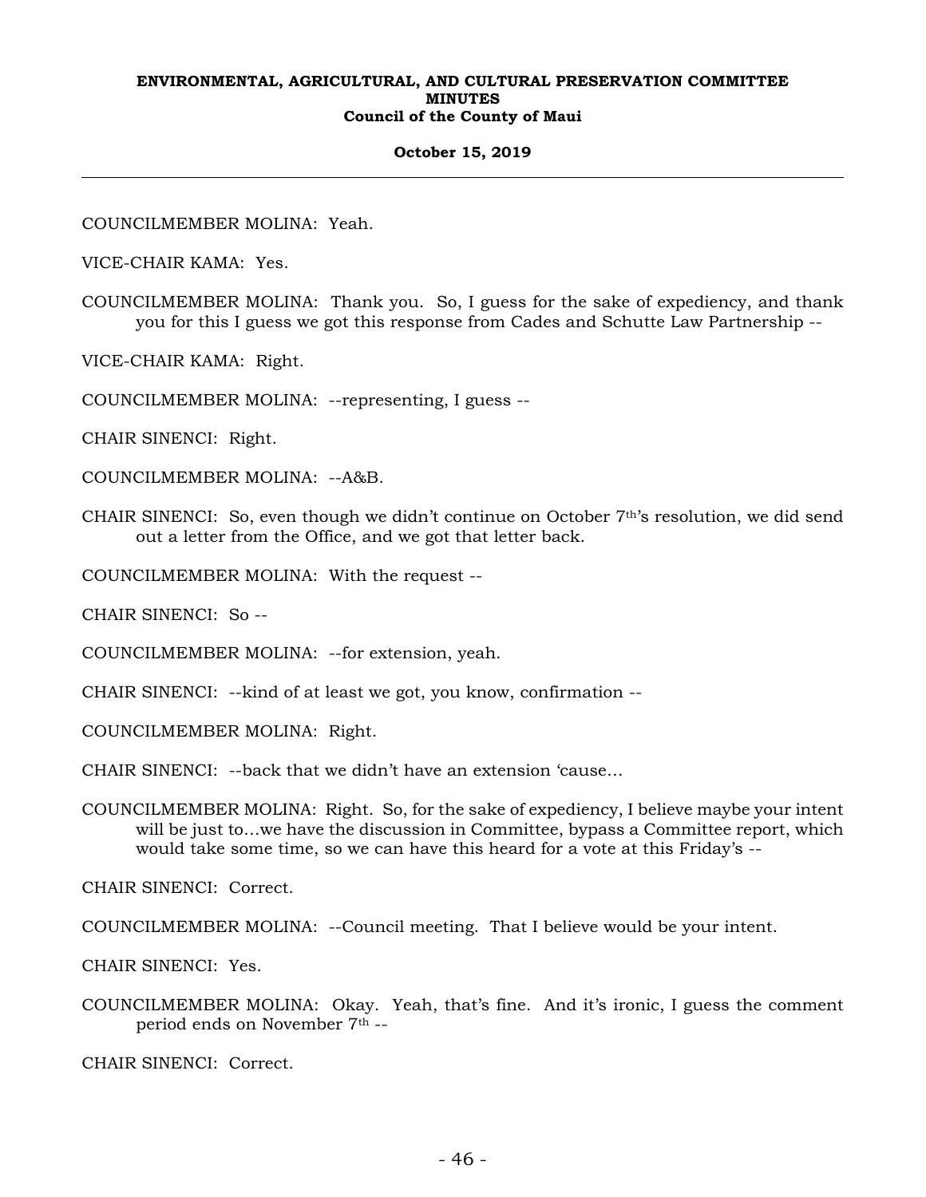COUNCILMEMBER MOLINA: Yeah.

VICE-CHAIR KAMA: Yes.

COUNCILMEMBER MOLINA: Thank you. So, I guess for the sake of expediency, and thank you for this I guess we got this response from Cades and Schutte Law Partnership --

VICE-CHAIR KAMA: Right.

COUNCILMEMBER MOLINA: --representing, I guess --

CHAIR SINENCI: Right.

COUNCILMEMBER MOLINA: --A&B.

CHAIR SINENCI: So, even though we didn't continue on October 7th's resolution, we did send out a letter from the Office, and we got that letter back.

COUNCILMEMBER MOLINA: With the request --

CHAIR SINENCI: So --

COUNCILMEMBER MOLINA: --for extension, yeah.

CHAIR SINENCI: --kind of at least we got, you know, confirmation --

COUNCILMEMBER MOLINA: Right.

CHAIR SINENCI: --back that we didn't have an extension 'cause...

COUNCILMEMBER MOLINA: Right. So, for the sake of expediency, I believe maybe your intent will be just to...we have the discussion in Committee, bypass a Committee report, which would take some time, so we can have this heard for a vote at this Friday's --

CHAIR SINENCI: Correct.

COUNCILMEMBER MOLINA: --Council meeting. That I believe would be your intent.

CHAIR SINENCI: Yes.

COUNCILMEMBER MOLINA: Okay. Yeah, that's fine. And it's ironic, I guess the comment period ends on November 7th --

CHAIR SINENCI: Correct.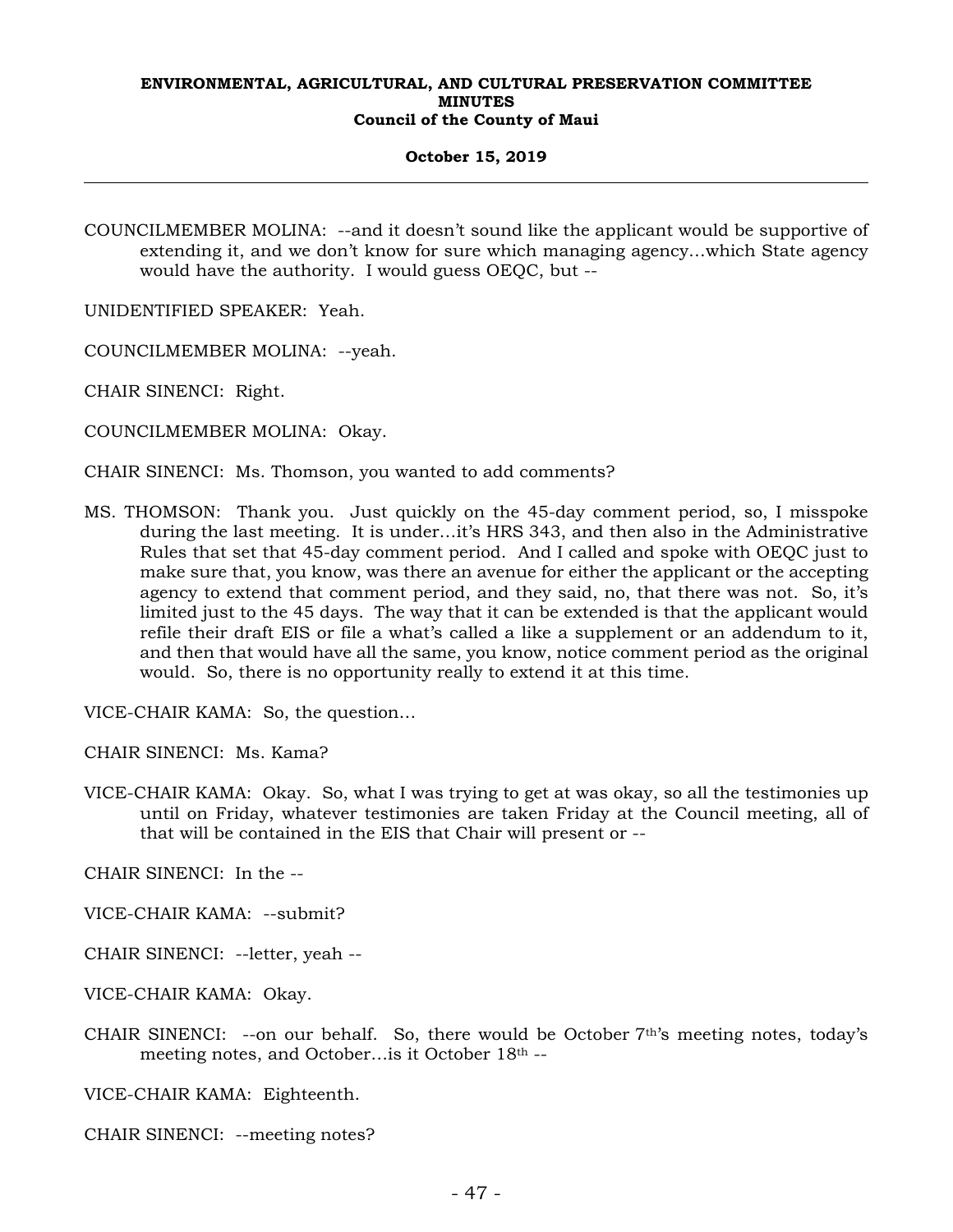COUNCILMEMBER MOLINA: --and it doesn't sound like the applicant would be supportive of extending it, and we don't know for sure which managing agency…which State agency would have the authority. I would guess OEQC, but --

UNIDENTIFIED SPEAKER: Yeah.

COUNCILMEMBER MOLINA: --yeah.

CHAIR SINENCI: Right.

COUNCILMEMBER MOLINA: Okay.

CHAIR SINENCI: Ms. Thomson, you wanted to add comments?

MS. THOMSON: Thank you. Just quickly on the 45-day comment period, so, I misspoke during the last meeting. It is under…it's HRS 343, and then also in the Administrative Rules that set that 45-day comment period. And I called and spoke with OEQC just to make sure that, you know, was there an avenue for either the applicant or the accepting agency to extend that comment period, and they said, no, that there was not. So, it's limited just to the 45 days. The way that it can be extended is that the applicant would refile their draft EIS or file a what's called a like a supplement or an addendum to it, and then that would have all the same, you know, notice comment period as the original would. So, there is no opportunity really to extend it at this time.

VICE-CHAIR KAMA: So, the question…

CHAIR SINENCI: Ms. Kama?

VICE-CHAIR KAMA: Okay. So, what I was trying to get at was okay, so all the testimonies up until on Friday, whatever testimonies are taken Friday at the Council meeting, all of that will be contained in the EIS that Chair will present or --

CHAIR SINENCI: In the --

VICE-CHAIR KAMA: --submit?

CHAIR SINENCI: --letter, yeah --

VICE-CHAIR KAMA: Okay.

CHAIR SINENCI: --on our behalf. So, there would be October 7th's meeting notes, today's meeting notes, and October…is it October 18th --

VICE-CHAIR KAMA: Eighteenth.

CHAIR SINENCI: --meeting notes?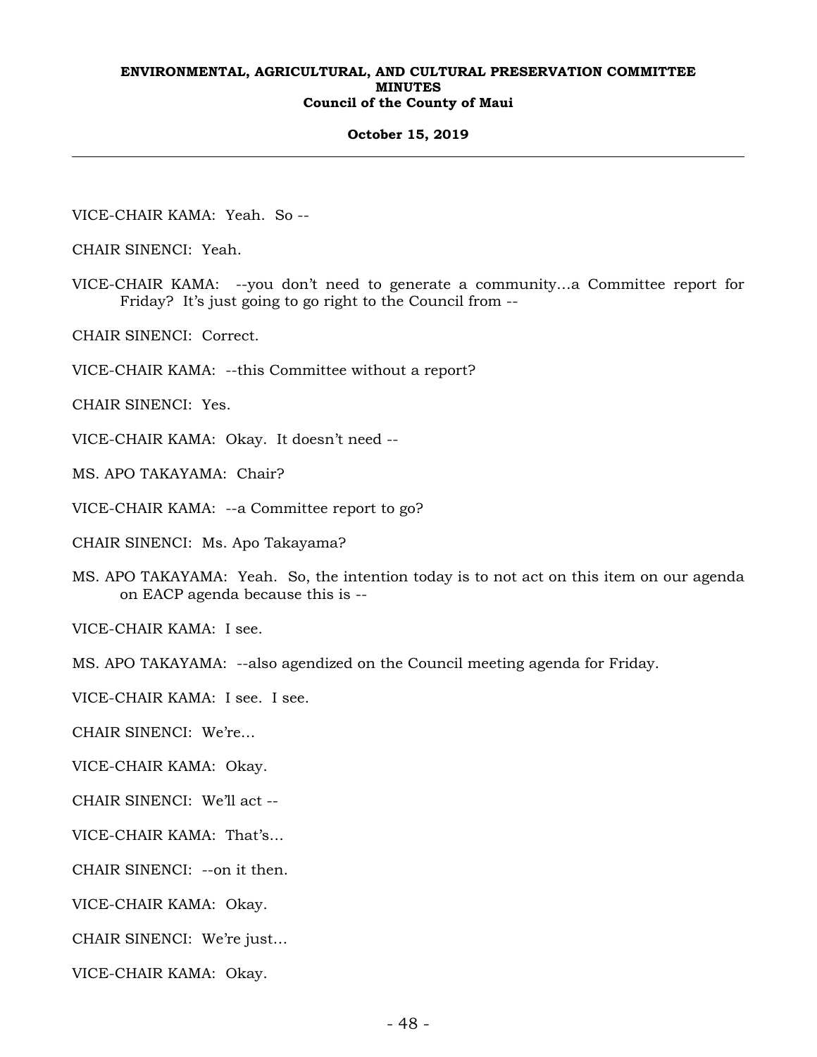VICE-CHAIR KAMA: Yeah. So --

CHAIR SINENCI: Yeah.

VICE-CHAIR KAMA: --you don't need to generate a community…a Committee report for Friday? It's just going to go right to the Council from --

CHAIR SINENCI: Correct.

VICE-CHAIR KAMA: --this Committee without a report?

CHAIR SINENCI: Yes.

VICE-CHAIR KAMA: Okay. It doesn't need --

MS. APO TAKAYAMA: Chair?

VICE-CHAIR KAMA: --a Committee report to go?

CHAIR SINENCI: Ms. Apo Takayama?

MS. APO TAKAYAMA: Yeah. So, the intention today is to not act on this item on our agenda on EACP agenda because this is --

VICE-CHAIR KAMA: I see.

MS. APO TAKAYAMA: --also agendized on the Council meeting agenda for Friday.

VICE-CHAIR KAMA: I see. I see.

CHAIR SINENCI: We're…

VICE-CHAIR KAMA: Okay.

CHAIR SINENCI: We'll act --

VICE-CHAIR KAMA: That's…

CHAIR SINENCI: --on it then.

VICE-CHAIR KAMA: Okay.

CHAIR SINENCI: We're just…

VICE-CHAIR KAMA: Okay.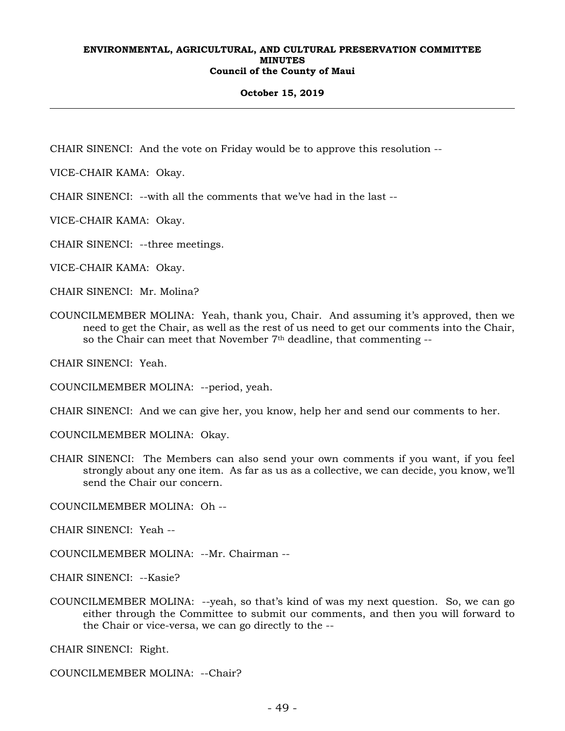CHAIR SINENCI: And the vote on Friday would be to approve this resolution --

VICE-CHAIR KAMA: Okay.

CHAIR SINENCI: --with all the comments that we've had in the last --

VICE-CHAIR KAMA: Okay.

CHAIR SINENCI: --three meetings.

VICE-CHAIR KAMA: Okay.

CHAIR SINENCI: Mr. Molina?

COUNCILMEMBER MOLINA: Yeah, thank you, Chair. And assuming it's approved, then we need to get the Chair, as well as the rest of us need to get our comments into the Chair, so the Chair can meet that November 7th deadline, that commenting --

CHAIR SINENCI: Yeah.

COUNCILMEMBER MOLINA: --period, yeah.

CHAIR SINENCI: And we can give her, you know, help her and send our comments to her.

COUNCILMEMBER MOLINA: Okay.

CHAIR SINENCI: The Members can also send your own comments if you want, if you feel strongly about any one item. As far as us as a collective, we can decide, you know, we'll send the Chair our concern.

COUNCILMEMBER MOLINA: Oh --

CHAIR SINENCI: Yeah --

COUNCILMEMBER MOLINA: --Mr. Chairman --

CHAIR SINENCI: --Kasie?

COUNCILMEMBER MOLINA: --yeah, so that's kind of was my next question. So, we can go either through the Committee to submit our comments, and then you will forward to the Chair or vice-versa, we can go directly to the --

CHAIR SINENCI: Right.

COUNCILMEMBER MOLINA: --Chair?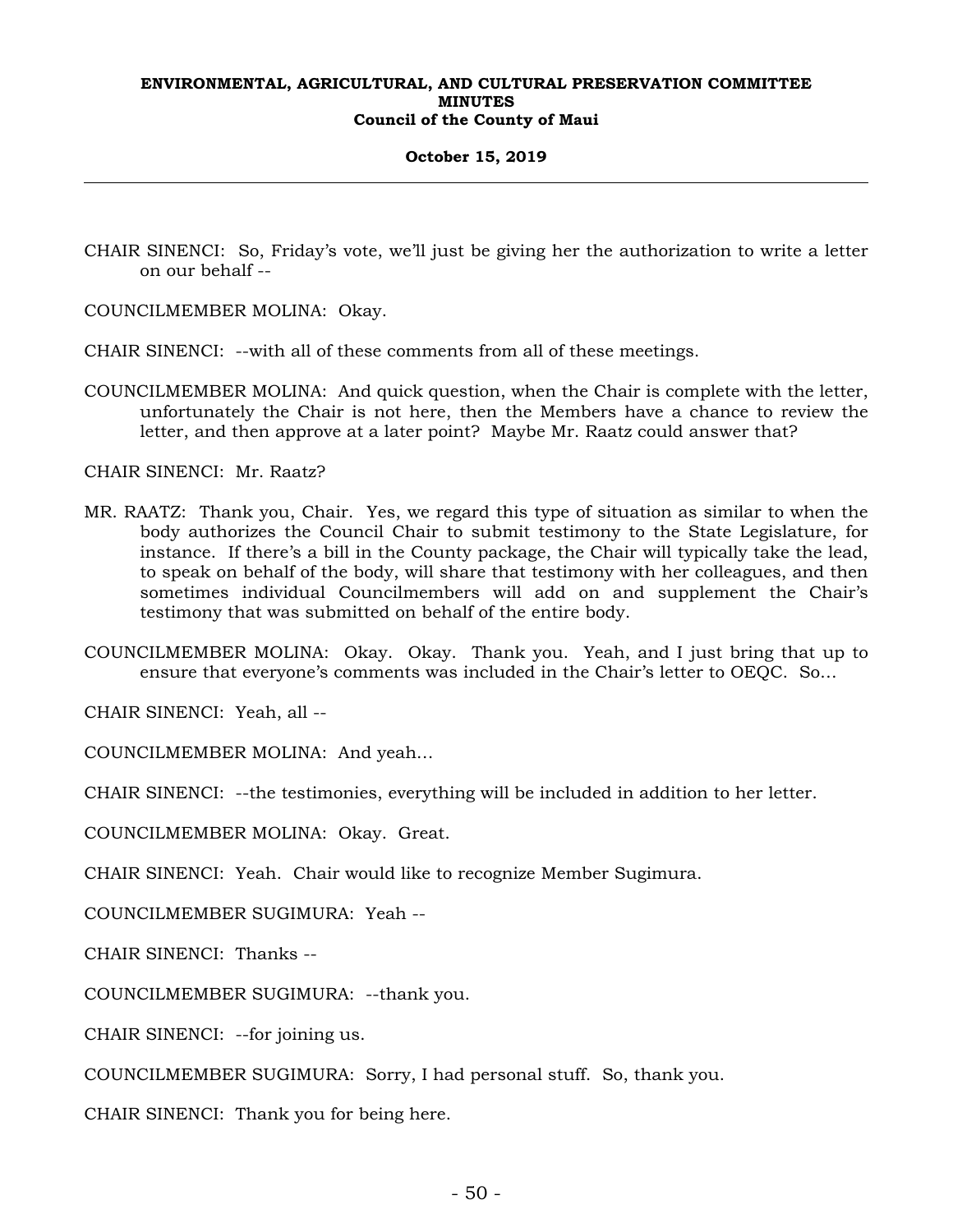CHAIR SINENCI: So, Friday's vote, we'll just be giving her the authorization to write a letter on our behalf --

COUNCILMEMBER MOLINA: Okay.

CHAIR SINENCI: --with all of these comments from all of these meetings.

COUNCILMEMBER MOLINA: And quick question, when the Chair is complete with the letter, unfortunately the Chair is not here, then the Members have a chance to review the letter, and then approve at a later point? Maybe Mr. Raatz could answer that?

CHAIR SINENCI: Mr. Raatz?

MR. RAATZ: Thank you, Chair. Yes, we regard this type of situation as similar to when the body authorizes the Council Chair to submit testimony to the State Legislature, for instance. If there's a bill in the County package, the Chair will typically take the lead, to speak on behalf of the body, will share that testimony with her colleagues, and then sometimes individual Councilmembers will add on and supplement the Chair's testimony that was submitted on behalf of the entire body.

COUNCILMEMBER MOLINA: Okay. Okay. Thank you. Yeah, and I just bring that up to ensure that everyone's comments was included in the Chair's letter to OEQC. So...

CHAIR SINENCI: Yeah, all --

COUNCILMEMBER MOLINA: And yeah...

CHAIR SINENCI: --the testimonies, everything will be included in addition to her letter.

COUNCILMEMBER MOLINA: Okay. Great.

CHAIR SINENCI: Yeah. Chair would like to recognize Member Sugimura.

COUNCILMEMBER SUGIMURA: Yeah --

CHAIR SINENCI: Thanks --

COUNCILMEMBER SUGIMURA: --thank you.

CHAIR SINENCI: --for joining us.

COUNCILMEMBER SUGIMURA: Sorry, I had personal stuff. So, thank you.

CHAIR SINENCI: Thank you for being here.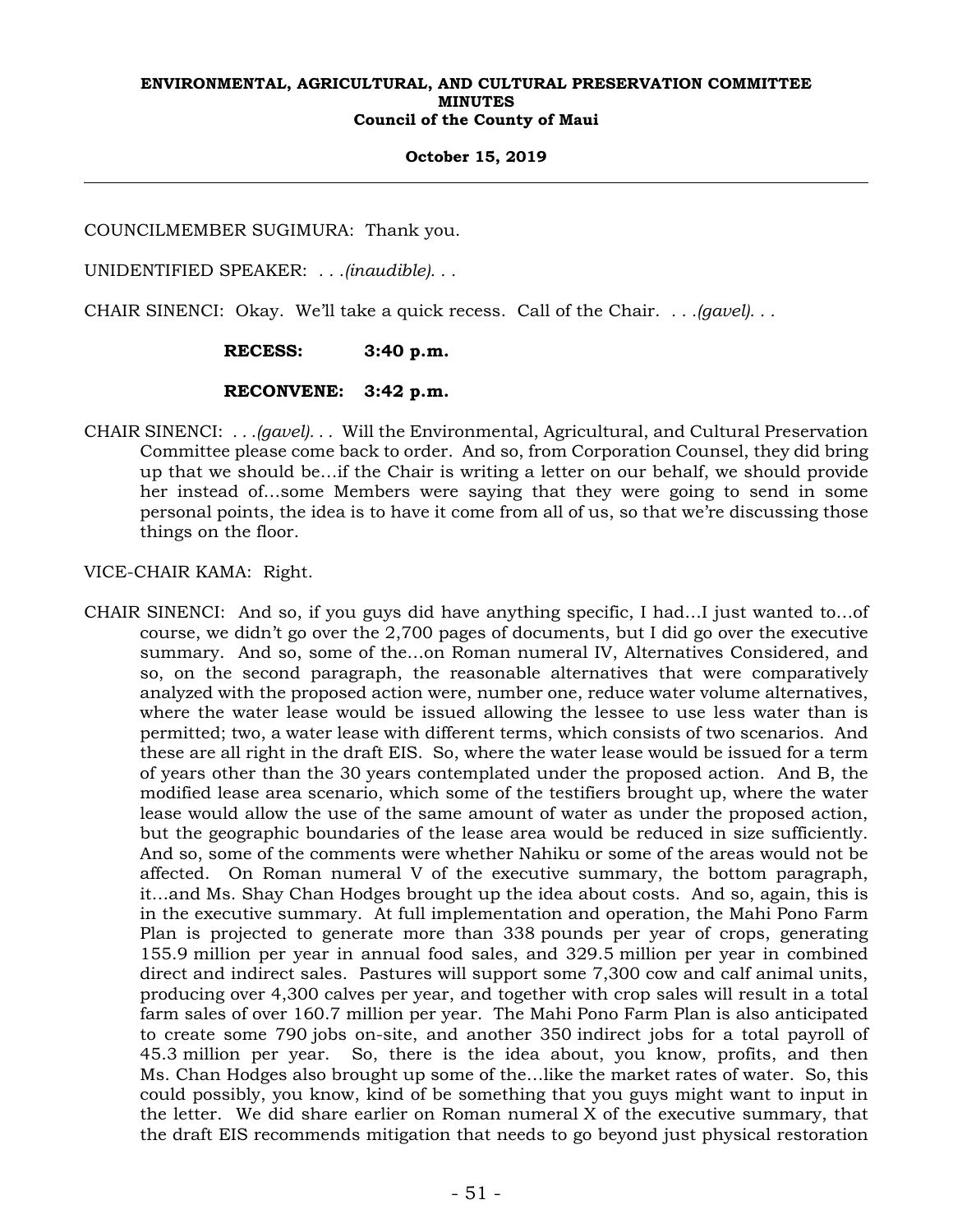COUNCILMEMBER SUGIMURA: Thank you.

UNIDENTIFIED SPEAKER: *. . .(inaudible). . .*

CHAIR SINENCI: Okay. We'll take a quick recess. Call of the Chair. *. . .(gavel). . .*

**RECESS: 3:40 p.m.**

**RECONVENE: 3:42 p.m.**

CHAIR SINENCI: *. . .(gavel). . .* Will the Environmental, Agricultural, and Cultural Preservation Committee please come back to order. And so, from Corporation Counsel, they did bring up that we should be...if the Chair is writing a letter on our behalf, we should provide her instead of...some Members were saying that they were going to send in some personal points, the idea is to have it come from all of us, so that we're discussing those things on the floor.

VICE-CHAIR KAMA: Right.

CHAIR SINENCI: And so, if you guys did have anything specific, I had...I just wanted to...of course, we didn't go over the 2,700 pages of documents, but I did go over the executive summary. And so, some of the...on Roman numeral IV, Alternatives Considered, and so, on the second paragraph, the reasonable alternatives that were comparatively analyzed with the proposed action were, number one, reduce water volume alternatives, where the water lease would be issued allowing the lessee to use less water than is permitted; two, a water lease with different terms, which consists of two scenarios. And these are all right in the draft EIS. So, where the water lease would be issued for a term of years other than the 30 years contemplated under the proposed action. And B, the modified lease area scenario, which some of the testifiers brought up, where the water lease would allow the use of the same amount of water as under the proposed action, but the geographic boundaries of the lease area would be reduced in size sufficiently. And so, some of the comments were whether Nahiku or some of the areas would not be affected. On Roman numeral V of the executive summary, the bottom paragraph, it...and Ms. Shay Chan Hodges brought up the idea about costs. And so, again, this is in the executive summary. At full implementation and operation, the Mahi Pono Farm Plan is projected to generate more than 338 pounds per year of crops, generating 155.9 million per year in annual food sales, and 329.5 million per year in combined direct and indirect sales. Pastures will support some 7,300 cow and calf animal units, producing over 4,300 calves per year, and together with crop sales will result in a total farm sales of over 160.7 million per year. The Mahi Pono Farm Plan is also anticipated to create some 790 jobs on-site, and another 350 indirect jobs for a total payroll of 45.3 million per year. So, there is the idea about, you know, profits, and then Ms. Chan Hodges also brought up some of the...like the market rates of water. So, this could possibly, you know, kind of be something that you guys might want to input in the letter. We did share earlier on Roman numeral X of the executive summary, that the draft EIS recommends mitigation that needs to go beyond just physical restoration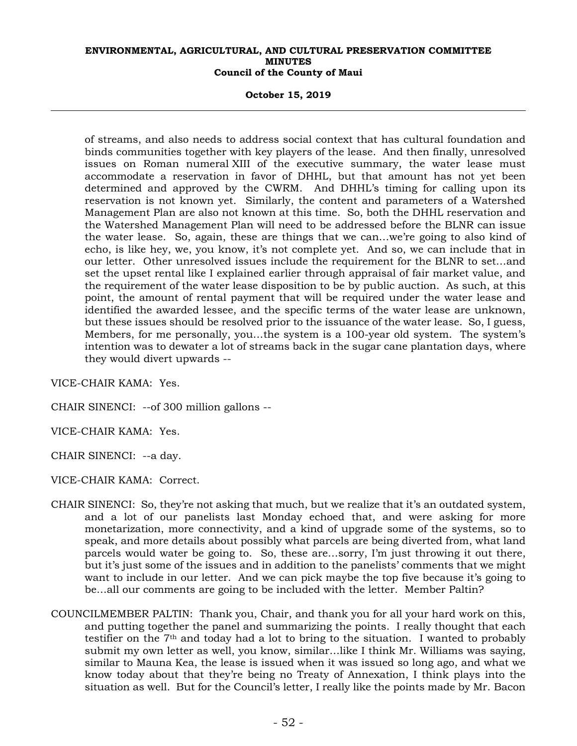of streams, and also needs to address social context that has cultural foundation and binds communities together with key players of the lease. And then finally, unresolved issues on Roman numeral XIII of the executive summary, the water lease must accommodate a reservation in favor of DHHL, but that amount has not yet been determined and approved by the CWRM. And DHHL's timing for calling upon its reservation is not known yet. Similarly, the content and parameters of a Watershed Management Plan are also not known at this time. So, both the DHHL reservation and the Watershed Management Plan will need to be addressed before the BLNR can issue the water lease. So, again, these are things that we can...we're going to also kind of echo, is like hey, we, you know, it's not complete yet. And so, we can include that in our letter. Other unresolved issues include the requirement for the BLNR to set...and set the upset rental like I explained earlier through appraisal of fair market value, and the requirement of the water lease disposition to be by public auction. As such, at this point, the amount of rental payment that will be required under the water lease and identified the awarded lessee, and the specific terms of the water lease are unknown, but these issues should be resolved prior to the issuance of the water lease. So, I guess, Members, for me personally, you...the system is a 100-year old system. The system's intention was to dewater a lot of streams back in the sugar cane plantation days, where they would divert upwards --

VICE-CHAIR KAMA: Yes.

CHAIR SINENCI: --of 300 million gallons --

VICE-CHAIR KAMA: Yes.

CHAIR SINENCI: --a day.

VICE-CHAIR KAMA: Correct.

CHAIR SINENCI: So, they're not asking that much, but we realize that it's an outdated system, and a lot of our panelists last Monday echoed that, and were asking for more monetarization, more connectivity, and a kind of upgrade some of the systems, so to speak, and more details about possibly what parcels are being diverted from, what land parcels would water be going to. So, these are...sorry, I'm just throwing it out there, but it's just some of the issues and in addition to the panelists' comments that we might want to include in our letter. And we can pick maybe the top five because it's going to be...all our comments are going to be included with the letter. Member Paltin?

COUNCILMEMBER PALTIN: Thank you, Chair, and thank you for all your hard work on this, and putting together the panel and summarizing the points. I really thought that each testifier on the 7th and today had a lot to bring to the situation. I wanted to probably submit my own letter as well, you know, similar...like I think Mr. Williams was saying, similar to Mauna Kea, the lease is issued when it was issued so long ago, and what we know today about that they're being no Treaty of Annexation, I think plays into the situation as well. But for the Council's letter, I really like the points made by Mr. Bacon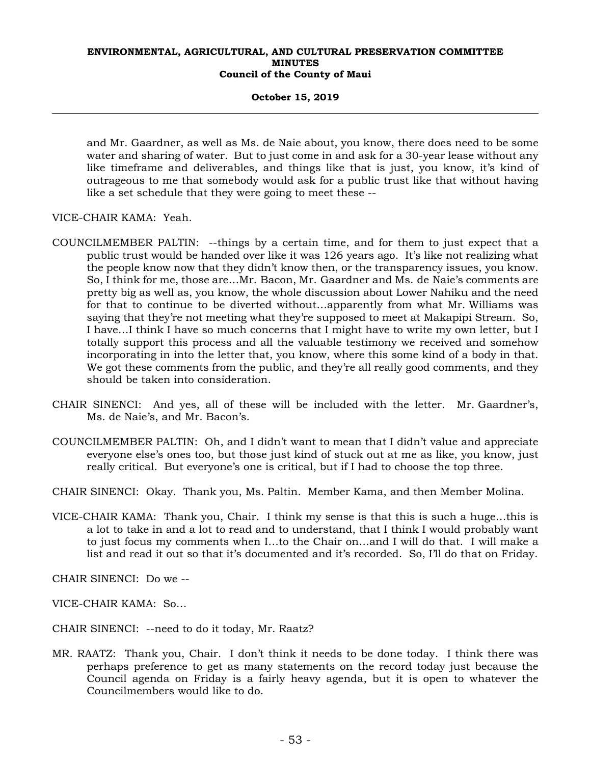and Mr. Gaardner, as well as Ms. de Naie about, you know, there does need to be some water and sharing of water. But to just come in and ask for a 30-year lease without any like timeframe and deliverables, and things like that is just, you know, it's kind of outrageous to me that somebody would ask for a public trust like that without having like a set schedule that they were going to meet these --

VICE-CHAIR KAMA: Yeah.

COUNCILMEMBER PALTIN: --things by a certain time, and for them to just expect that a public trust would be handed over like it was 126 years ago. It's like not realizing what the people know now that they didn't know then, or the transparency issues, you know. So, I think for me, those are…Mr. Bacon, Mr. Gaardner and Ms. de Naie's comments are pretty big as well as, you know, the whole discussion about Lower Nahiku and the need for that to continue to be diverted without…apparently from what Mr. Williams was saying that they're not meeting what they're supposed to meet at Makapipi Stream. So, I have…I think I have so much concerns that I might have to write my own letter, but I totally support this process and all the valuable testimony we received and somehow incorporating in into the letter that, you know, where this some kind of a body in that. We got these comments from the public, and they're all really good comments, and they should be taken into consideration.

CHAIR SINENCI: And yes, all of these will be included with the letter. Mr. Gaardner's, Ms. de Naie's, and Mr. Bacon's.

COUNCILMEMBER PALTIN: Oh, and I didn't want to mean that I didn't value and appreciate everyone else's ones too, but those just kind of stuck out at me as like, you know, just really critical. But everyone's one is critical, but if I had to choose the top three.

CHAIR SINENCI: Okay. Thank you, Ms. Paltin. Member Kama, and then Member Molina.

VICE-CHAIR KAMA: Thank you, Chair. I think my sense is that this is such a huge…this is a lot to take in and a lot to read and to understand, that I think I would probably want to just focus my comments when I…to the Chair on…and I will do that. I will make a list and read it out so that it's documented and it's recorded. So, I'll do that on Friday.

CHAIR SINENCI: Do we --

VICE-CHAIR KAMA: So…

CHAIR SINENCI: --need to do it today, Mr. Raatz?

MR. RAATZ: Thank you, Chair. I don't think it needs to be done today. I think there was perhaps preference to get as many statements on the record today just because the Council agenda on Friday is a fairly heavy agenda, but it is open to whatever the Councilmembers would like to do.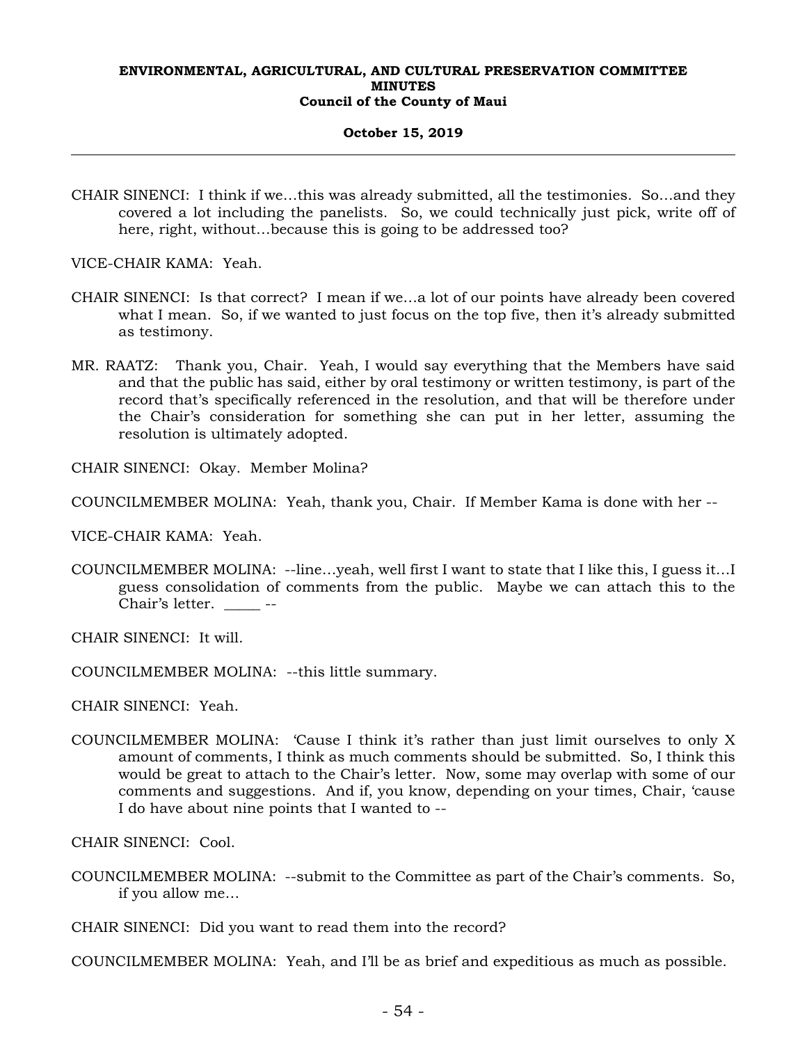CHAIR SINENCI: I think if we…this was already submitted, all the testimonies. So…and they covered a lot including the panelists. So, we could technically just pick, write off of here, right, without…because this is going to be addressed too?

VICE-CHAIR KAMA: Yeah.

CHAIR SINENCI: Is that correct? I mean if we…a lot of our points have already been covered what I mean. So, if we wanted to just focus on the top five, then it's already submitted as testimony.

MR. RAATZ: Thank you, Chair. Yeah, I would say everything that the Members have said and that the public has said, either by oral testimony or written testimony, is part of the record that's specifically referenced in the resolution, and that will be therefore under the Chair's consideration for something she can put in her letter, assuming the resolution is ultimately adopted.

CHAIR SINENCI: Okay. Member Molina?

COUNCILMEMBER MOLINA: Yeah, thank you, Chair. If Member Kama is done with her --

VICE-CHAIR KAMA: Yeah.

COUNCILMEMBER MOLINA: --line…yeah, well first I want to state that I like this, I guess it…I guess consolidation of comments from the public. Maybe we can attach this to the Chair's letter. _____ --

CHAIR SINENCI: It will.

COUNCILMEMBER MOLINA: --this little summary.

CHAIR SINENCI: Yeah.

COUNCILMEMBER MOLINA: 'Cause I think it's rather than just limit ourselves to only X amount of comments, I think as much comments should be submitted. So, I think this would be great to attach to the Chair's letter. Now, some may overlap with some of our comments and suggestions. And if, you know, depending on your times, Chair, 'cause I do have about nine points that I wanted to --

CHAIR SINENCI: Cool.

COUNCILMEMBER MOLINA: --submit to the Committee as part of the Chair's comments. So, if you allow me…

CHAIR SINENCI: Did you want to read them into the record?

COUNCILMEMBER MOLINA: Yeah, and I'll be as brief and expeditious as much as possible.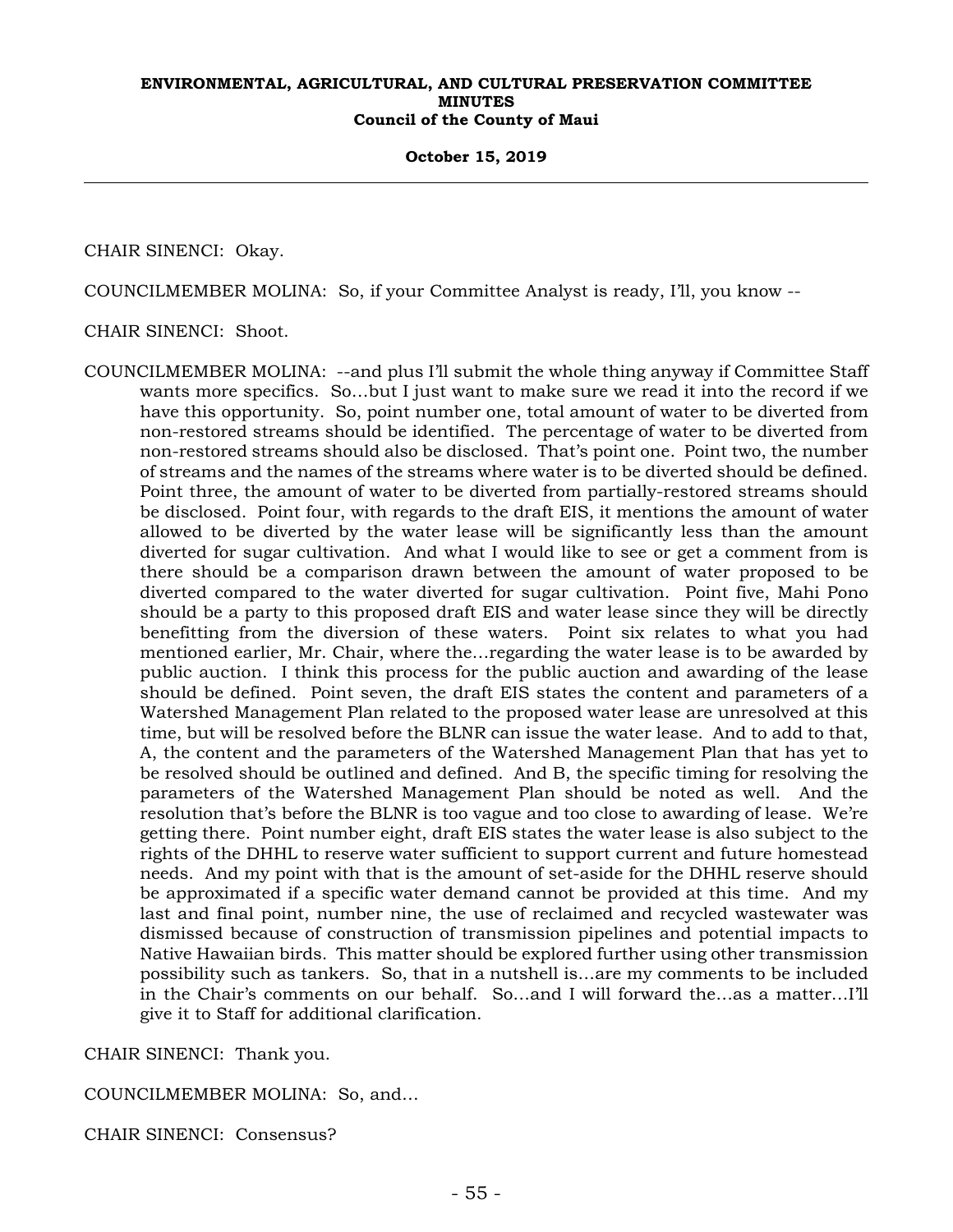CHAIR SINENCI: Okay.

COUNCILMEMBER MOLINA: So, if your Committee Analyst is ready, I'll, you know --

CHAIR SINENCI: Shoot.

COUNCILMEMBER MOLINA: --and plus I'll submit the whole thing anyway if Committee Staff wants more specifics. So…but I just want to make sure we read it into the record if we have this opportunity. So, point number one, total amount of water to be diverted from non-restored streams should be identified. The percentage of water to be diverted from non-restored streams should also be disclosed. That's point one. Point two, the number of streams and the names of the streams where water is to be diverted should be defined. Point three, the amount of water to be diverted from partially-restored streams should be disclosed. Point four, with regards to the draft EIS, it mentions the amount of water allowed to be diverted by the water lease will be significantly less than the amount diverted for sugar cultivation. And what I would like to see or get a comment from is there should be a comparison drawn between the amount of water proposed to be diverted compared to the water diverted for sugar cultivation. Point five, Mahi Pono should be a party to this proposed draft EIS and water lease since they will be directly benefitting from the diversion of these waters. Point six relates to what you had mentioned earlier, Mr. Chair, where the…regarding the water lease is to be awarded by public auction. I think this process for the public auction and awarding of the lease should be defined. Point seven, the draft EIS states the content and parameters of a Watershed Management Plan related to the proposed water lease are unresolved at this time, but will be resolved before the BLNR can issue the water lease. And to add to that, A, the content and the parameters of the Watershed Management Plan that has yet to be resolved should be outlined and defined. And B, the specific timing for resolving the parameters of the Watershed Management Plan should be noted as well. And the resolution that's before the BLNR is too vague and too close to awarding of lease. We're getting there. Point number eight, draft EIS states the water lease is also subject to the rights of the DHHL to reserve water sufficient to support current and future homestead needs. And my point with that is the amount of set-aside for the DHHL reserve should be approximated if a specific water demand cannot be provided at this time. And my last and final point, number nine, the use of reclaimed and recycled wastewater was dismissed because of construction of transmission pipelines and potential impacts to Native Hawaiian birds. This matter should be explored further using other transmission possibility such as tankers. So, that in a nutshell is…are my comments to be included in the Chair's comments on our behalf. So…and I will forward the…as a matter…I'll give it to Staff for additional clarification.

CHAIR SINENCI: Thank you.

COUNCILMEMBER MOLINA: So, and…

CHAIR SINENCI: Consensus?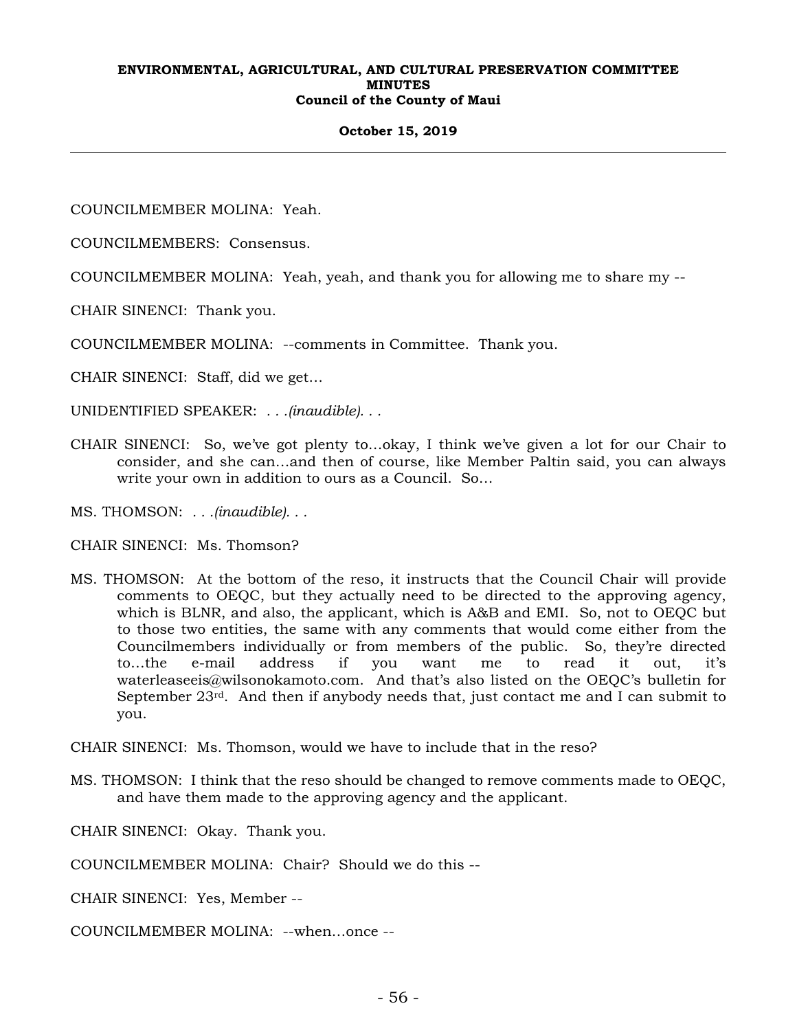COUNCILMEMBER MOLINA: Yeah.

COUNCILMEMBERS: Consensus.

COUNCILMEMBER MOLINA: Yeah, yeah, and thank you for allowing me to share my --

CHAIR SINENCI: Thank you.

COUNCILMEMBER MOLINA: --comments in Committee. Thank you.

CHAIR SINENCI: Staff, did we get…

UNIDENTIFIED SPEAKER: . . .*(inaudible)*. . .

CHAIR SINENCI: So, we've got plenty to…okay, I think we've given a lot for our Chair to consider, and she can…and then of course, like Member Paltin said, you can always write your own in addition to ours as a Council. So…

MS. THOMSON: . . .*(inaudible)*. . .

CHAIR SINENCI: Ms. Thomson?

MS. THOMSON: At the bottom of the reso, it instructs that the Council Chair will provide comments to OEQC, but they actually need to be directed to the approving agency, which is BLNR, and also, the applicant, which is A&B and EMI. So, not to OEQC but to those two entities, the same with any comments that would come either from the Councilmembers individually or from members of the public. So, they're directed to…the e-mail address if you want me to read it out, it's waterleaseeis@wilsonokamoto.com. And that's also listed on the OEQC's bulletin for September 23rd. And then if anybody needs that, just contact me and I can submit to you.

CHAIR SINENCI: Ms. Thomson, would we have to include that in the reso?

MS. THOMSON: I think that the reso should be changed to remove comments made to OEQC, and have them made to the approving agency and the applicant.

CHAIR SINENCI: Okay. Thank you.

COUNCILMEMBER MOLINA: Chair? Should we do this --

CHAIR SINENCI: Yes, Member --

COUNCILMEMBER MOLINA: --when…once --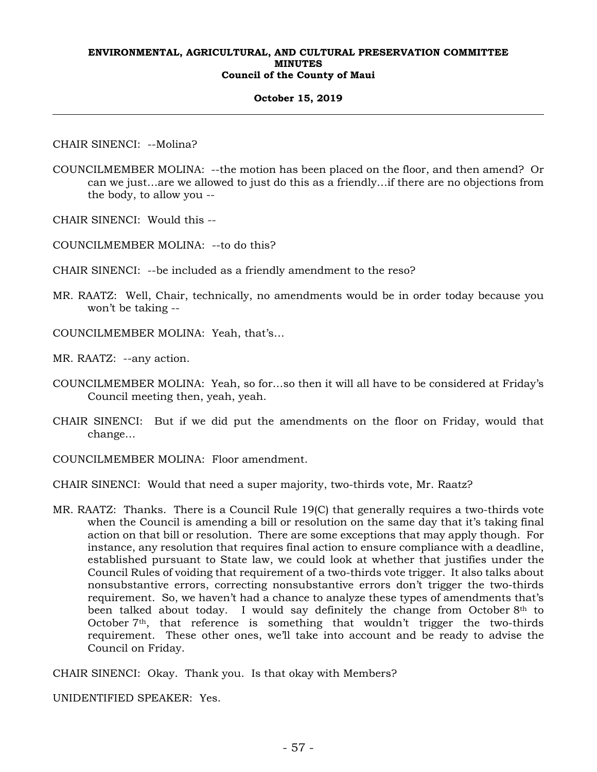CHAIR SINENCI: --Molina?

COUNCILMEMBER MOLINA: --the motion has been placed on the floor, and then amend? Or can we just…are we allowed to just do this as a friendly…if there are no objections from the body, to allow you --

CHAIR SINENCI: Would this --

COUNCILMEMBER MOLINA: --to do this?

CHAIR SINENCI: --be included as a friendly amendment to the reso?

MR. RAATZ: Well, Chair, technically, no amendments would be in order today because you won't be taking --

COUNCILMEMBER MOLINA: Yeah, that's…

MR. RAATZ: --any action.

COUNCILMEMBER MOLINA: Yeah, so for…so then it will all have to be considered at Friday's Council meeting then, yeah, yeah.

CHAIR SINENCI: But if we did put the amendments on the floor on Friday, would that change…

COUNCILMEMBER MOLINA: Floor amendment.

CHAIR SINENCI: Would that need a super majority, two-thirds vote, Mr. Raatz?

MR. RAATZ: Thanks. There is a Council Rule 19(C) that generally requires a two-thirds vote when the Council is amending a bill or resolution on the same day that it's taking final action on that bill or resolution. There are some exceptions that may apply though. For instance, any resolution that requires final action to ensure compliance with a deadline, established pursuant to State law, we could look at whether that justifies under the Council Rules of voiding that requirement of a two-thirds vote trigger. It also talks about nonsubstantive errors, correcting nonsubstantive errors don't trigger the two-thirds requirement. So, we haven't had a chance to analyze these types of amendments that's been talked about today. I would say definitely the change from October 8th to October 7th, that reference is something that wouldn't trigger the two-thirds requirement. These other ones, we'll take into account and be ready to advise the Council on Friday.

CHAIR SINENCI: Okay. Thank you. Is that okay with Members?

UNIDENTIFIED SPEAKER: Yes.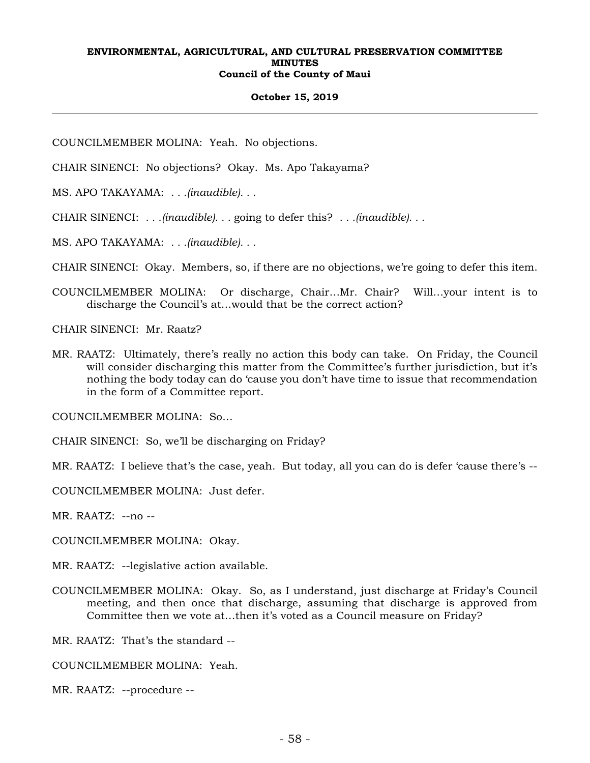COUNCILMEMBER MOLINA: Yeah. No objections.

CHAIR SINENCI: No objections? Okay. Ms. Apo Takayama?

MS. APO TAKAYAMA: . . .*(inaudible)*. . .

CHAIR SINENCI: . . .*(inaudible)*. . . going to defer this? . . .*(inaudible)*. . .

MS. APO TAKAYAMA: . . .*(inaudible)*. . .

CHAIR SINENCI: Okay. Members, so, if there are no objections, we're going to defer this item.

COUNCILMEMBER MOLINA: Or discharge, Chair...Mr. Chair? Will...your intent is to discharge the Council's at...would that be the correct action?

CHAIR SINENCI: Mr. Raatz?

MR. RAATZ: Ultimately, there's really no action this body can take. On Friday, the Council will consider discharging this matter from the Committee's further jurisdiction, but it's nothing the body today can do 'cause you don't have time to issue that recommendation in the form of a Committee report.

COUNCILMEMBER MOLINA: So...

CHAIR SINENCI: So, we'll be discharging on Friday?

MR. RAATZ: I believe that's the case, yeah. But today, all you can do is defer 'cause there's --

COUNCILMEMBER MOLINA: Just defer.

MR. RAATZ: --no --

COUNCILMEMBER MOLINA: Okay.

MR. RAATZ: --legislative action available.

COUNCILMEMBER MOLINA: Okay. So, as I understand, just discharge at Friday's Council meeting, and then once that discharge, assuming that discharge is approved from Committee then we vote at...then it's voted as a Council measure on Friday?

MR. RAATZ: That's the standard --

COUNCILMEMBER MOLINA: Yeah.

MR. RAATZ: --procedure --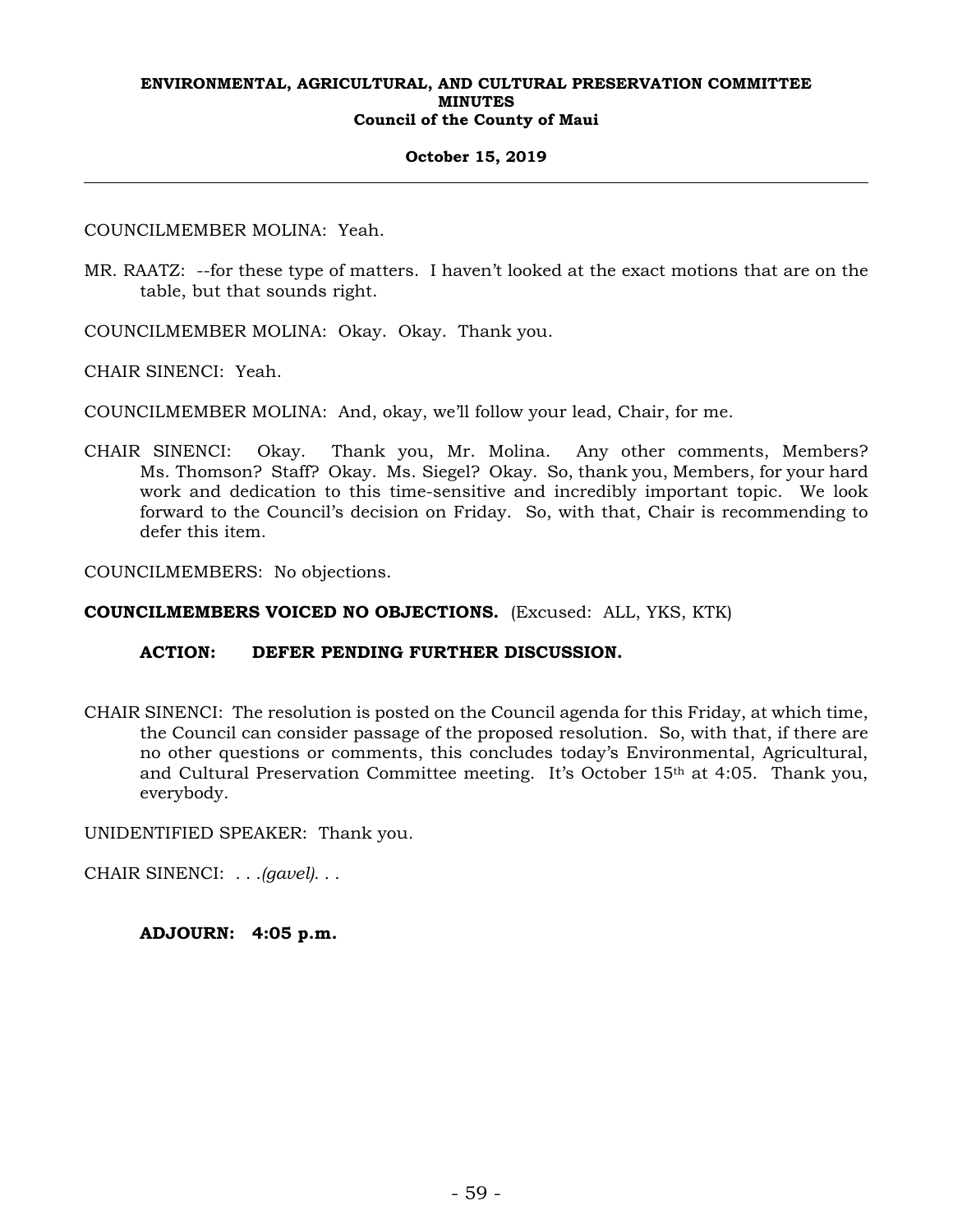COUNCILMEMBER MOLINA: Yeah.

MR. RAATZ: --for these type of matters. I haven't looked at the exact motions that are on the table, but that sounds right.

COUNCILMEMBER MOLINA: Okay. Okay. Thank you.

CHAIR SINENCI: Yeah.

COUNCILMEMBER MOLINA: And, okay, we'll follow your lead, Chair, for me.

CHAIR SINENCI: Okay. Thank you, Mr. Molina. Any other comments, Members? Ms. Thomson? Staff? Okay. Ms. Siegel? Okay. So, thank you, Members, for your hard work and dedication to this time-sensitive and incredibly important topic. We look forward to the Council's decision on Friday. So, with that, Chair is recommending to defer this item.

COUNCILMEMBERS: No objections.

**COUNCILMEMBERS VOICED NO OBJECTIONS.** (Excused: ALL, YKS, KTK)

**ACTION: DEFER PENDING FURTHER DISCUSSION.**

CHAIR SINENCI: The resolution is posted on the Council agenda for this Friday, at which time, the Council can consider passage of the proposed resolution. So, with that, if there are no other questions or comments, this concludes today's Environmental, Agricultural, and Cultural Preservation Committee meeting. It's October 15th at 4:05. Thank you, everybody.

UNIDENTIFIED SPEAKER: Thank you.

CHAIR SINENCI: *. . .(gavel). . .*

**ADJOURN: 4:05 p.m.**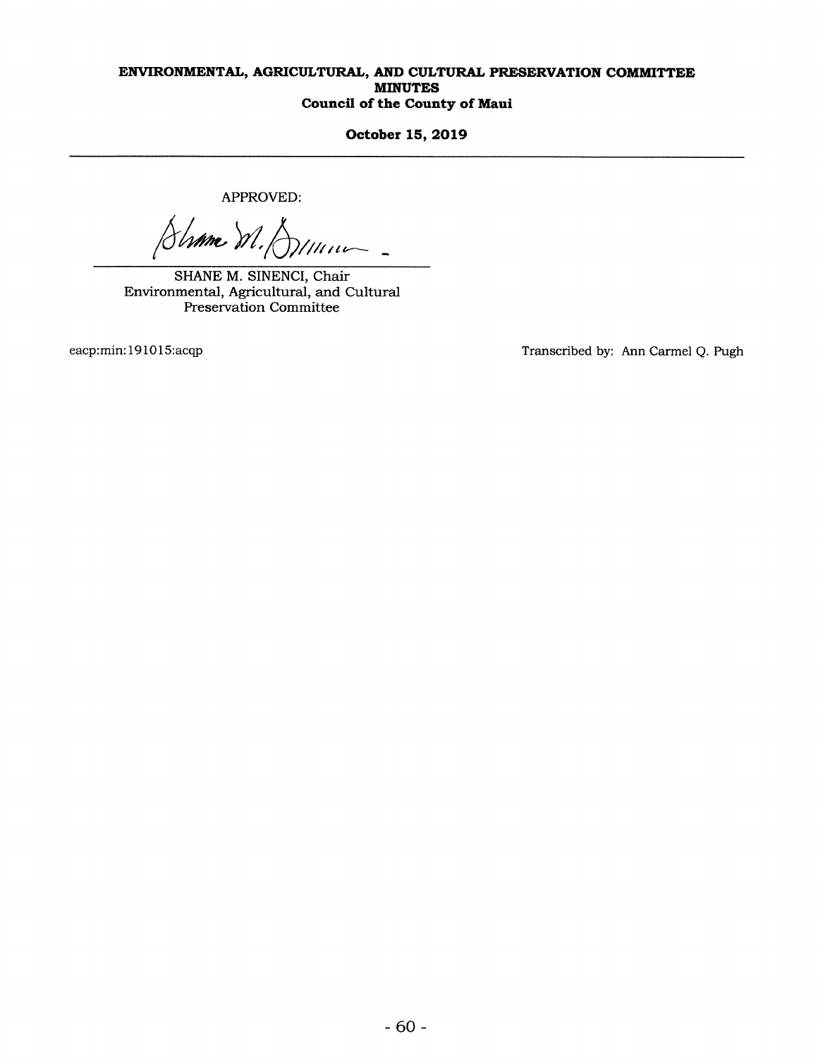**ENVIRONMENTAL, AGRICULTURAL, AND CULTURAL PRESERVATION COMMITTEE**
**MINUTES**
**Council of the County of Maui**

**October 15, 2019**

---

APPROVED:

SHANE M. SINENCI, Chair
Environmental, Agricultural, and Cultural Preservation Committee

eacp:min:191015:acqp

Transcribed by: Ann Carmel Q. Pugh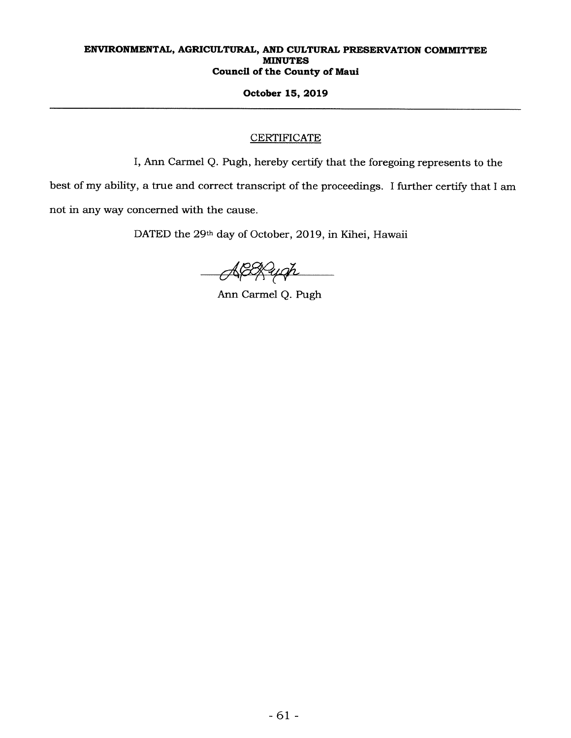## CERTIFICATE

I, Ann Carmel Q. Pugh, hereby certify that the foregoing represents to the best of my ability, a true and correct transcript of the proceedings. I further certify that I am not in any way concerned with the cause.

DATED the 29th day of October, 2019, in Kihei, Hawaii

Ann Carmel Q. Pugh